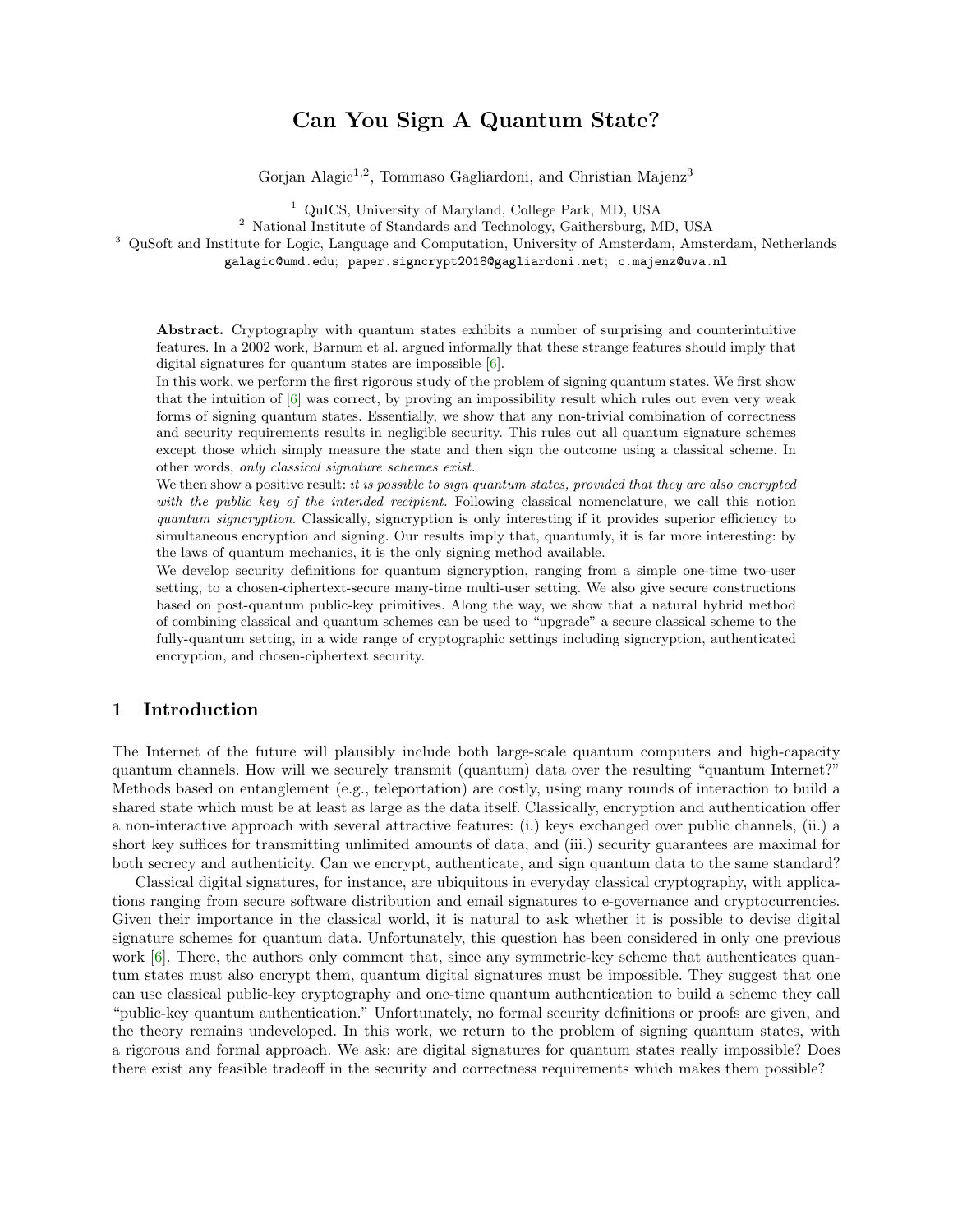# Can You Sign A Quantum State?

Gorjan Alagic[1,2], Tommaso Gagliardoni, and Christian Majenz[3]

[1] QuICS, University of Maryland, College Park, MD, USA
[2] National Institute of Standards and Technology, Gaithersburg, MD, USA
[3] QuSoft and Institute for Logic, Language and Computation, University of Amsterdam, Amsterdam, Netherlands

galagic@umd.edu; paper.signcrypt2018@gagliardoni.net; c.majenz@uva.nl

**Abstract.** Cryptography with quantum states exhibits a number of surprising and counterintuitive features. In a 2002 work, Barnum et al. argued informally that these strange features should imply that digital signatures for quantum states are impossible [6].

In this work, we perform the first rigorous study of the problem of signing quantum states. We first show that the intuition of [6] was correct, by proving an impossibility result which rules out even very weak forms of signing quantum states. Essentially, we show that any non-trivial combination of correctness and security requirements results in negligible security. This rules out all quantum signature schemes except those which simply measure the state and then sign the outcome using a classical scheme. In other words, *only classical signature schemes exist.*

We then show a positive result: *it is possible to sign quantum states, provided that they are also encrypted with the public key of the intended recipient.* Following classical nomenclature, we call this notion *quantum signcryption*. Classically, signcryption is only interesting if it provides superior efficiency to simultaneous encryption and signing. Our results imply that, quantumly, it is far more interesting: by the laws of quantum mechanics, it is the only signing method available.

We develop security definitions for quantum signcryption, ranging from a simple one-time two-user setting, to a chosen-ciphertext-secure many-time multi-user setting. We also give secure constructions based on post-quantum public-key primitives. Along the way, we show that a natural hybrid method of combining classical and quantum schemes can be used to "upgrade" a secure classical scheme to the fully-quantum setting, in a wide range of cryptographic settings including signcryption, authenticated encryption, and chosen-ciphertext security.

## 1 Introduction

The Internet of the future will plausibly include both large-scale quantum computers and high-capacity quantum channels. How will we securely transmit (quantum) data over the resulting "quantum Internet?" Methods based on entanglement (e.g., teleportation) are costly, using many rounds of interaction to build a shared state which must be at least as large as the data itself. Classically, encryption and authentication offer a non-interactive approach with several attractive features: (i.) keys exchanged over public channels, (ii.) a short key suffices for transmitting unlimited amounts of data, and (iii.) security guarantees are maximal for both secrecy and authenticity. Can we encrypt, authenticate, and sign quantum data to the same standard?

Classical digital signatures, for instance, are ubiquitous in everyday classical cryptography, with applications ranging from secure software distribution and email signatures to e-governance and cryptocurrencies. Given their importance in the classical world, it is natural to ask whether it is possible to devise digital signature schemes for quantum data. Unfortunately, this question has been considered in only one previous work [6]. There, the authors only comment that, since any symmetric-key scheme that authenticates quantum states must also encrypt them, quantum digital signatures must be impossible. They suggest that one can use classical public-key cryptography and one-time quantum authentication to build a scheme they call "public-key quantum authentication." Unfortunately, no formal security definitions or proofs are given, and the theory remains undeveloped. In this work, we return to the problem of signing quantum states, with a rigorous and formal approach. We ask: are digital signatures for quantum states really impossible? Does there exist any feasible tradeoff in the security and correctness requirements which makes them possible?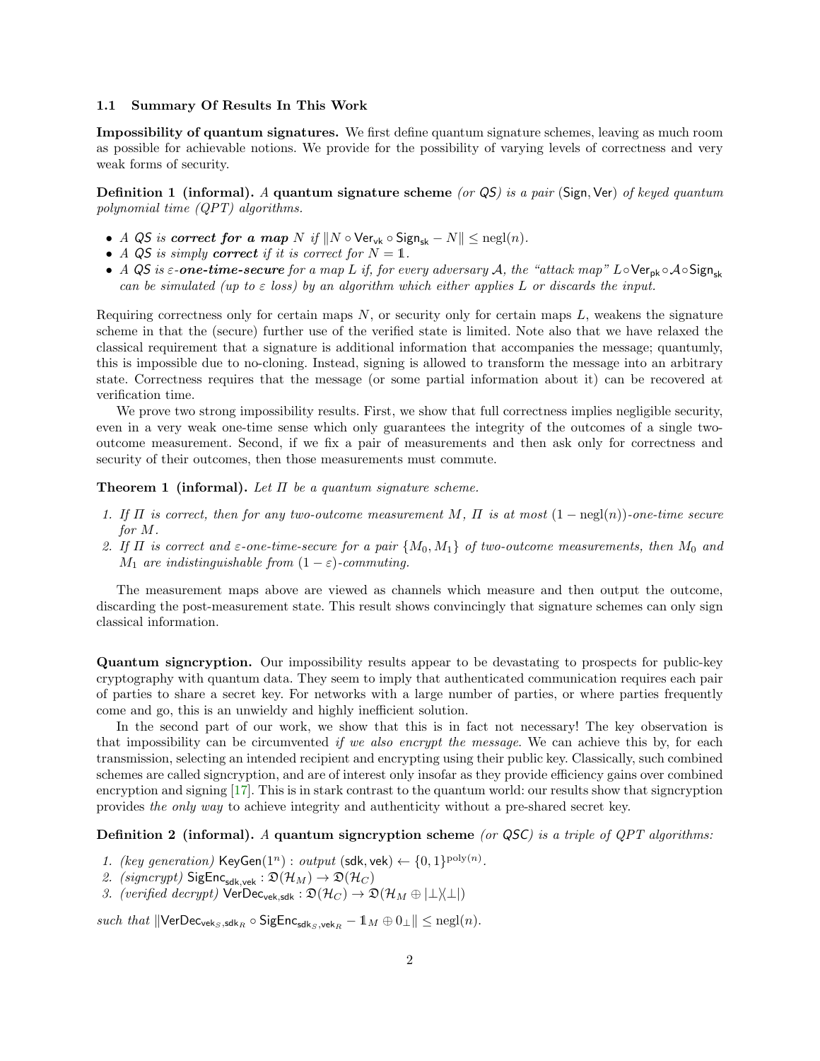### 1.1 Summary Of Results In This Work

**Impossibility of quantum signatures.** We first define quantum signature schemes, leaving as much room as possible for achievable notions. We provide for the possibility of varying levels of correctness and very weak forms of security.

**Definition 1 (informal).** *A* **quantum signature scheme** *(or QS) is a pair* (Sign, Ver) *of keyed quantum polynomial time (QPT) algorithms.*

- *A QS is* ***correct for a map*** $N$ *if* $\|N \circ \mathsf{Ver}_{\mathsf{vk}} \circ \mathsf{Sign}_{\mathsf{sk}} - N\| \leq \mathrm{negl}(n)$.
- *A QS is simply* ***correct*** *if it is correct for* $N = \mathbb{1}$.
- *A QS is* $\varepsilon$*-**one-time-secure** for a map* $L$ *if, for every adversary* $\mathcal{A}$*, the "attack map"* $L \circ \mathsf{Ver}_{\mathsf{pk}} \circ \mathcal{A} \circ \mathsf{Sign}_{\mathsf{sk}}$ *can be simulated (up to* $\varepsilon$ *loss) by an algorithm which either applies* $L$ *or discards the input.*

Requiring correctness only for certain maps $N$, or security only for certain maps $L$, weakens the signature scheme in that the (secure) further use of the verified state is limited. Note also that we have relaxed the classical requirement that a signature is additional information that accompanies the message; quantumly, this is impossible due to no-cloning. Instead, signing is allowed to transform the message into an arbitrary state. Correctness requires that the message (or some partial information about it) can be recovered at verification time.

We prove two strong impossibility results. First, we show that full correctness implies negligible security, even in a very weak one-time sense which only guarantees the integrity of the outcomes of a single two-outcome measurement. Second, if we fix a pair of measurements and then ask only for correctness and security of their outcomes, then those measurements must commute.

**Theorem 1 (informal).** *Let* $\Pi$ *be a quantum signature scheme.*

1. *If* $\Pi$ *is correct, then for any two-outcome measurement* $M$*,* $\Pi$ *is at most* $(1 - \mathrm{negl}(n))$*-one-time secure for* $M$.
2. *If* $\Pi$ *is correct and* $\varepsilon$*-one-time-secure for a pair* $\{M_0, M_1\}$ *of two-outcome measurements, then* $M_0$ *and* $M_1$ *are indistinguishable from* $(1 - \varepsilon)$*-commuting.*

The measurement maps above are viewed as channels which measure and then output the outcome, discarding the post-measurement state. This result shows convincingly that signature schemes can only sign classical information.

**Quantum signcryption.** Our impossibility results appear to be devastating to prospects for public-key cryptography with quantum data. They seem to imply that authenticated communication requires each pair of parties to share a secret key. For networks with a large number of parties, or where parties frequently come and go, this is an unwieldy and highly inefficient solution.

In the second part of our work, we show that this is in fact not necessary! The key observation is that impossibility can be circumvented *if we also encrypt the message*. We can achieve this by, for each transmission, selecting an intended recipient and encrypting using their public key. Classically, such combined schemes are called signcryption, and are of interest only insofar as they provide efficiency gains over combined encryption and signing [17]. This is in stark contrast to the quantum world: our results show that signcryption provides *the only way* to achieve integrity and authenticity without a pre-shared secret key.

**Definition 2 (informal).** *A* **quantum signcryption scheme** *(or QSC) is a triple of QPT algorithms:*

1. *(key generation)* $\mathsf{KeyGen}(1^n)$ *: output* $(\mathsf{sdk}, \mathsf{vek}) \leftarrow \{0,1\}^{\mathrm{poly}(n)}$.
2. *(signcrypt)* $\mathsf{SigEnc}_{\mathsf{sdk},\mathsf{vek}} : \mathfrak{D}(\mathcal{H}_M) \to \mathfrak{D}(\mathcal{H}_C)$
3. *(verified decrypt)* $\mathsf{VerDec}_{\mathsf{vek},\mathsf{sdk}} : \mathfrak{D}(\mathcal{H}_C) \to \mathfrak{D}(\mathcal{H}_M \oplus |\bot\rangle\langle\bot|)$

*such that* $\|\mathsf{VerDec}_{\mathsf{vek}_S,\mathsf{sdk}_R} \circ \mathsf{SigEnc}_{\mathsf{sdk}_S,\mathsf{vek}_R} - \mathbb{1}_M \oplus 0_\bot\| \leq \mathrm{negl}(n)$.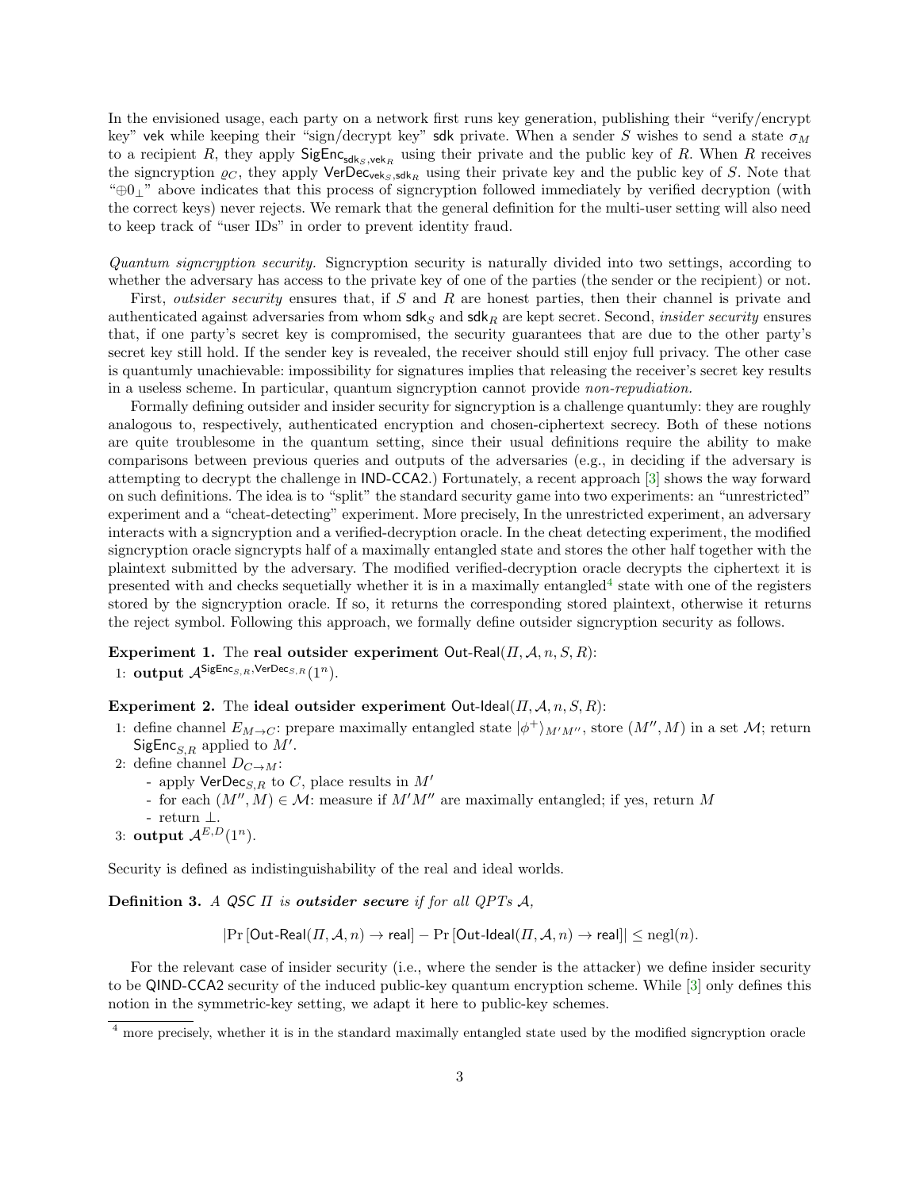In the envisioned usage, each party on a network first runs key generation, publishing their "verify/encrypt key" $\mathsf{vek}$ while keeping their "sign/decrypt key" $\mathsf{sdk}$ private. When a sender $S$ wishes to send a state $\sigma_M$ to a recipient $R$, they apply $\mathsf{SigEnc}_{\mathsf{sdk}_S,\mathsf{vek}_R}$ using their private and the public key of $R$. When $R$ receives the signcryption $\varrho_C$, they apply $\mathsf{VerDec}_{\mathsf{vek}_S,\mathsf{sdk}_R}$ using their private key and the public key of $S$. Note that "$\oplus 0_\perp$" above indicates that this process of signcryption followed immediately by verified decryption (with the correct keys) never rejects. We remark that the general definition for the multi-user setting will also need to keep track of "user IDs" in order to prevent identity fraud.

*Quantum signcryption security.* Signcryption security is naturally divided into two settings, according to whether the adversary has access to the private key of one of the parties (the sender or the recipient) or not.

First, *outsider security* ensures that, if $S$ and $R$ are honest parties, then their channel is private and authenticated against adversaries from whom $\mathsf{sdk}_S$ and $\mathsf{sdk}_R$ are kept secret. Second, *insider security* ensures that, if one party's secret key is compromised, the security guarantees that are due to the other party's secret key still hold. If the sender key is revealed, the receiver should still enjoy full privacy. The other case is quantumly unachievable: impossibility for signatures implies that releasing the receiver's secret key results in a useless scheme. In particular, quantum signcryption cannot provide *non-repudiation.*

Formally defining outsider and insider security for signcryption is a challenge quantumly: they are roughly analogous to, respectively, authenticated encryption and chosen-ciphertext secrecy. Both of these notions are quite troublesome in the quantum setting, since their usual definitions require the ability to make comparisons between previous queries and outputs of the adversaries (e.g., in deciding if the adversary is attempting to decrypt the challenge in IND-CCA2.) Fortunately, a recent approach [3] shows the way forward on such definitions. The idea is to "split" the standard security game into two experiments: an "unrestricted" experiment and a "cheat-detecting" experiment. More precisely, In the unrestricted experiment, an adversary interacts with a signcryption and a verified-decryption oracle. In the cheat detecting experiment, the modified signcryption oracle signcrypts half of a maximally entangled state and stores the other half together with the plaintext submitted by the adversary. The modified verified-decryption oracle decrypts the ciphertext it is presented with and checks sequetially whether it is in a maximally entangled[4] state with one of the registers stored by the signcryption oracle. If so, it returns the corresponding stored plaintext, otherwise it returns the reject symbol. Following this approach, we formally define outsider signcryption security as follows.

**Experiment 1.** The **real outsider experiment** $\mathsf{Out\text{-}Real}(\Pi, \mathcal{A}, n, S, R)$:

1: **output** $\mathcal{A}^{\mathsf{SigEnc}_{S,R},\mathsf{VerDec}_{S,R}}(1^n)$.

**Experiment 2.** The **ideal outsider experiment** $\mathsf{Out\text{-}Ideal}(\Pi, \mathcal{A}, n, S, R)$:

1: define channel $E_{M\to C}$: prepare maximally entangled state $|\phi^+\rangle_{M'M''}$, store $(M'', M)$ in a set $\mathcal{M}$; return $\mathsf{SigEnc}_{S,R}$ applied to $M'$.
2: define channel $D_{C\to M}$:
   - apply $\mathsf{VerDec}_{S,R}$ to $C$, place results in $M'$
   - for each $(M'', M) \in \mathcal{M}$: measure if $M'M''$ are maximally entangled; if yes, return $M$
   - return $\perp$.
3: **output** $\mathcal{A}^{E,D}(1^n)$.

Security is defined as indistinguishability of the real and ideal worlds.

**Definition 3.** *A QSC $\Pi$ is **outsider secure** if for all QPTs $\mathcal{A}$,*

$$|\Pr[\mathsf{Out\text{-}Real}(\Pi, \mathcal{A}, n) \to \mathsf{real}] - \Pr[\mathsf{Out\text{-}Ideal}(\Pi, \mathcal{A}, n) \to \mathsf{real}]| \leq \mathrm{negl}(n).$$

For the relevant case of insider security (i.e., where the sender is the attacker) we define insider security to be QIND-CCA2 security of the induced public-key quantum encryption scheme. While [3] only defines this notion in the symmetric-key setting, we adapt it here to public-key schemes.

---

[4] more precisely, whether it is in the standard maximally entangled state used by the modified signcryption oracle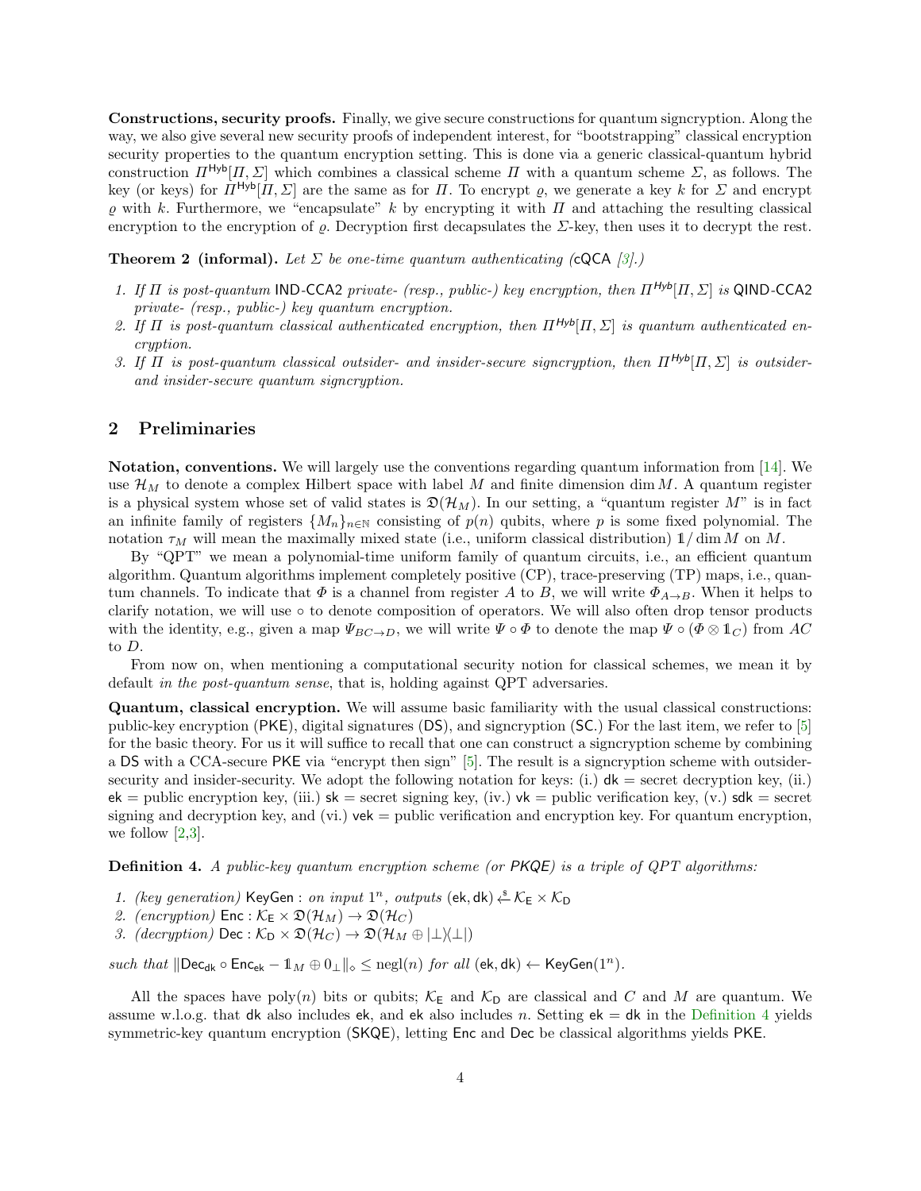**Constructions, security proofs.** Finally, we give secure constructions for quantum signcryption. Along the way, we also give several new security proofs of independent interest, for "bootstrapping" classical encryption security properties to the quantum encryption setting. This is done via a generic classical-quantum hybrid construction $\Pi^{\mathsf{Hyb}}[\Pi, \Sigma]$ which combines a classical scheme $\Pi$ with a quantum scheme $\Sigma$, as follows. The key (or keys) for $\Pi^{\mathsf{Hyb}}[\Pi, \Sigma]$ are the same as for $\Pi$. To encrypt $\varrho$, we generate a key $k$ for $\Sigma$ and encrypt $\varrho$ with $k$. Furthermore, we "encapsulate" $k$ by encrypting it with $\Pi$ and attaching the resulting classical encryption to the encryption of $\varrho$. Decryption first decapsulates the $\Sigma$-key, then uses it to decrypt the rest.

**Theorem 2 (informal).** *Let $\Sigma$ be one-time quantum authenticating (cQCA [3].)*

1. *If $\Pi$ is post-quantum IND-CCA2 private- (resp., public-) key encryption, then $\Pi^{\mathsf{Hyb}}[\Pi, \Sigma]$ is QIND-CCA2 private- (resp., public-) key quantum encryption.*
2. *If $\Pi$ is post-quantum classical authenticated encryption, then $\Pi^{\mathsf{Hyb}}[\Pi, \Sigma]$ is quantum authenticated encryption.*
3. *If $\Pi$ is post-quantum classical outsider- and insider-secure signcryption, then $\Pi^{\mathsf{Hyb}}[\Pi, \Sigma]$ is outsider- and insider-secure quantum signcryption.*

## 2 Preliminaries

**Notation, conventions.** We will largely use the conventions regarding quantum information from [14]. We use $\mathcal{H}_M$ to denote a complex Hilbert space with label $M$ and finite dimension $\dim M$. A quantum register is a physical system whose set of valid states is $\mathfrak{D}(\mathcal{H}_M)$. In our setting, a "quantum register $M$" is in fact an infinite family of registers $\{M_n\}_{n\in\mathbb{N}}$ consisting of $p(n)$ qubits, where $p$ is some fixed polynomial. The notation $\tau_M$ will mean the maximally mixed state (i.e., uniform classical distribution) $\mathbb{1}/\dim M$ on $M$.

By "QPT" we mean a polynomial-time uniform family of quantum circuits, i.e., an efficient quantum algorithm. Quantum algorithms implement completely positive (CP), trace-preserving (TP) maps, i.e., quantum channels. To indicate that $\Phi$ is a channel from register $A$ to $B$, we will write $\Phi_{A\to B}$. When it helps to clarify notation, we will use $\circ$ to denote composition of operators. We will also often drop tensor products with the identity, e.g., given a map $\Psi_{BC\to D}$, we will write $\Psi \circ \Phi$ to denote the map $\Psi \circ (\Phi \otimes \mathbb{1}_C)$ from $AC$ to $D$.

From now on, when mentioning a computational security notion for classical schemes, we mean it by default *in the post-quantum sense*, that is, holding against QPT adversaries.

**Quantum, classical encryption.** We will assume basic familiarity with the usual classical constructions: public-key encryption (PKE), digital signatures (DS), and signcryption (SC.) For the last item, we refer to [5] for the basic theory. For us it will suffice to recall that one can construct a signcryption scheme by combining a DS with a CCA-secure PKE via "encrypt then sign" [5]. The result is a signcryption scheme with outsider-security and insider-security. We adopt the following notation for keys: (i.) $\mathsf{dk}$ = secret decryption key, (ii.) $\mathsf{ek}$ = public encryption key, (iii.) $\mathsf{sk}$ = secret signing key, (iv.) $\mathsf{vk}$ = public verification key, (v.) $\mathsf{sdk}$ = secret signing and decryption key, and (vi.) $\mathsf{vek}$ = public verification and encryption key. For quantum encryption, we follow [2,3].

**Definition 4.** *A public-key quantum encryption scheme (or PKQE) is a triple of QPT algorithms:*

1. *(key generation)* $\mathsf{KeyGen}$ : *on input $1^n$, outputs* $(\mathsf{ek}, \mathsf{dk}) \xleftarrow{\$} \mathcal{K}_\mathsf{E} \times \mathcal{K}_\mathsf{D}$
2. *(encryption)* $\mathsf{Enc} : \mathcal{K}_\mathsf{E} \times \mathfrak{D}(\mathcal{H}_M) \to \mathfrak{D}(\mathcal{H}_C)$
3. *(decryption)* $\mathsf{Dec} : \mathcal{K}_\mathsf{D} \times \mathfrak{D}(\mathcal{H}_C) \to \mathfrak{D}(\mathcal{H}_M \oplus |\bot\rangle\langle\bot|)$

*such that* $\|\mathsf{Dec}_\mathsf{dk} \circ \mathsf{Enc}_\mathsf{ek} - \mathbb{1}_M \oplus 0_\bot\|_\diamond \leq \mathrm{negl}(n)$ *for all* $(\mathsf{ek}, \mathsf{dk}) \leftarrow \mathsf{KeyGen}(1^n)$.

All the spaces have $\mathrm{poly}(n)$ bits or qubits; $\mathcal{K}_\mathsf{E}$ and $\mathcal{K}_\mathsf{D}$ are classical and $C$ and $M$ are quantum. We assume w.l.o.g. that $\mathsf{dk}$ also includes $\mathsf{ek}$, and $\mathsf{ek}$ also includes $n$. Setting $\mathsf{ek} = \mathsf{dk}$ in the Definition 4 yields symmetric-key quantum encryption (SKQE), letting $\mathsf{Enc}$ and $\mathsf{Dec}$ be classical algorithms yields PKE.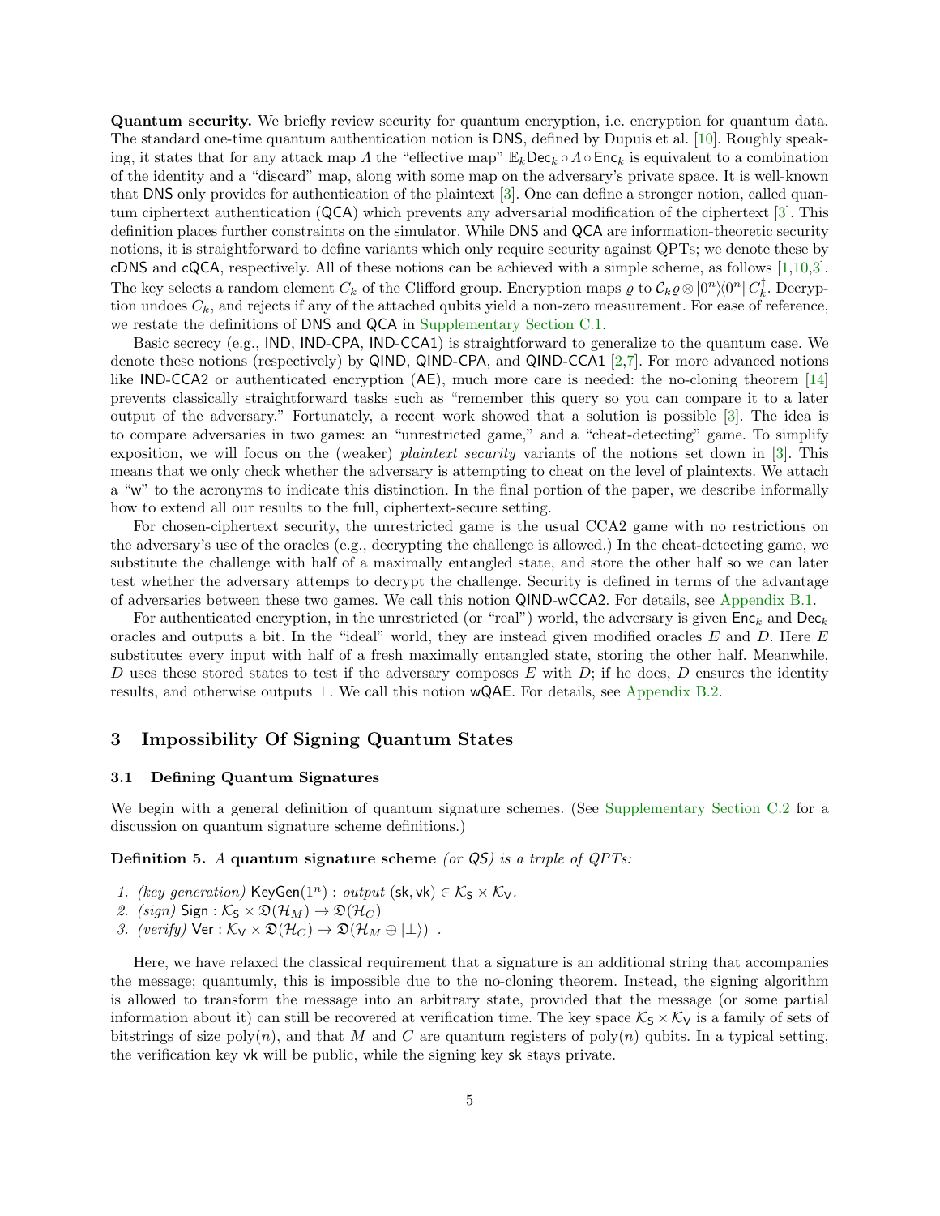**Quantum security.** We briefly review security for quantum encryption, i.e. encryption for quantum data. The standard one-time quantum authentication notion is DNS, defined by Dupuis et al. [10]. Roughly speaking, it states that for any attack map $\Lambda$ the "effective map" $\mathbb{E}_k \mathsf{Dec}_k \circ \Lambda \circ \mathsf{Enc}_k$ is equivalent to a combination of the identity and a "discard" map, along with some map on the adversary's private space. It is well-known that DNS only provides for authentication of the plaintext [3]. One can define a stronger notion, called quantum ciphertext authentication (QCA) which prevents any adversarial modification of the ciphertext [3]. This definition places further constraints on the simulator. While DNS and QCA are information-theoretic security notions, it is straightforward to define variants which only require security against QPTs; we denote these by cDNS and cQCA, respectively. All of these notions can be achieved with a simple scheme, as follows [1,10,3]. The key selects a random element $C_k$ of the Clifford group. Encryption maps $\varrho$ to $\mathcal{C}_k \varrho \otimes |0^n\rangle\langle 0^n| \, C_k^\dagger$. Decryption undoes $C_k$, and rejects if any of the attached qubits yield a non-zero measurement. For ease of reference, we restate the definitions of DNS and QCA in Supplementary Section C.1.

Basic secrecy (e.g., IND, IND-CPA, IND-CCA1) is straightforward to generalize to the quantum case. We denote these notions (respectively) by QIND, QIND-CPA, and QIND-CCA1 [2,7]. For more advanced notions like IND-CCA2 or authenticated encryption (AE), much more care is needed: the no-cloning theorem [14] prevents classically straightforward tasks such as "remember this query so you can compare it to a later output of the adversary." Fortunately, a recent work showed that a solution is possible [3]. The idea is to compare adversaries in two games: an "unrestricted game," and a "cheat-detecting" game. To simplify exposition, we will focus on the (weaker) *plaintext security* variants of the notions set down in [3]. This means that we only check whether the adversary is attempting to cheat on the level of plaintexts. We attach a "w" to the acronyms to indicate this distinction. In the final portion of the paper, we describe informally how to extend all our results to the full, ciphertext-secure setting.

For chosen-ciphertext security, the unrestricted game is the usual CCA2 game with no restrictions on the adversary's use of the oracles (e.g., decrypting the challenge is allowed.) In the cheat-detecting game, we substitute the challenge with half of a maximally entangled state, and store the other half so we can later test whether the adversary attemps to decrypt the challenge. Security is defined in terms of the advantage of adversaries between these two games. We call this notion QIND-wCCA2. For details, see Appendix B.1.

For authenticated encryption, in the unrestricted (or "real") world, the adversary is given $\mathsf{Enc}_k$ and $\mathsf{Dec}_k$ oracles and outputs a bit. In the "ideal" world, they are instead given modified oracles $E$ and $D$. Here $E$ substitutes every input with half of a fresh maximally entangled state, storing the other half. Meanwhile, $D$ uses these stored states to test if the adversary composes $E$ with $D$; if he does, $D$ ensures the identity results, and otherwise outputs $\perp$. We call this notion wQAE. For details, see Appendix B.2.

## 3 Impossibility Of Signing Quantum States

### 3.1 Defining Quantum Signatures

We begin with a general definition of quantum signature schemes. (See Supplementary Section C.2 for a discussion on quantum signature scheme definitions.)

**Definition 5.** *A* **quantum signature scheme** *(or QS) is a triple of QPTs:*

1. *(key generation)* $\mathsf{KeyGen}(1^n)$ : *output* $(\mathsf{sk}, \mathsf{vk}) \in \mathcal{K}_\mathsf{S} \times \mathcal{K}_\mathsf{V}$.
2. *(sign)* $\mathsf{Sign} : \mathcal{K}_\mathsf{S} \times \mathfrak{D}(\mathcal{H}_M) \to \mathfrak{D}(\mathcal{H}_C)$
3. *(verify)* $\mathsf{Ver} : \mathcal{K}_\mathsf{V} \times \mathfrak{D}(\mathcal{H}_C) \to \mathfrak{D}(\mathcal{H}_M \oplus |\perp\rangle)$ .

Here, we have relaxed the classical requirement that a signature is an additional string that accompanies the message; quantumly, this is impossible due to the no-cloning theorem. Instead, the signing algorithm is allowed to transform the message into an arbitrary state, provided that the message (or some partial information about it) can still be recovered at verification time. The key space $\mathcal{K}_\mathsf{S} \times \mathcal{K}_\mathsf{V}$ is a family of sets of bitstrings of size $\mathrm{poly}(n)$, and that $M$ and $C$ are quantum registers of $\mathrm{poly}(n)$ qubits. In a typical setting, the verification key $\mathsf{vk}$ will be public, while the signing key $\mathsf{sk}$ stays private.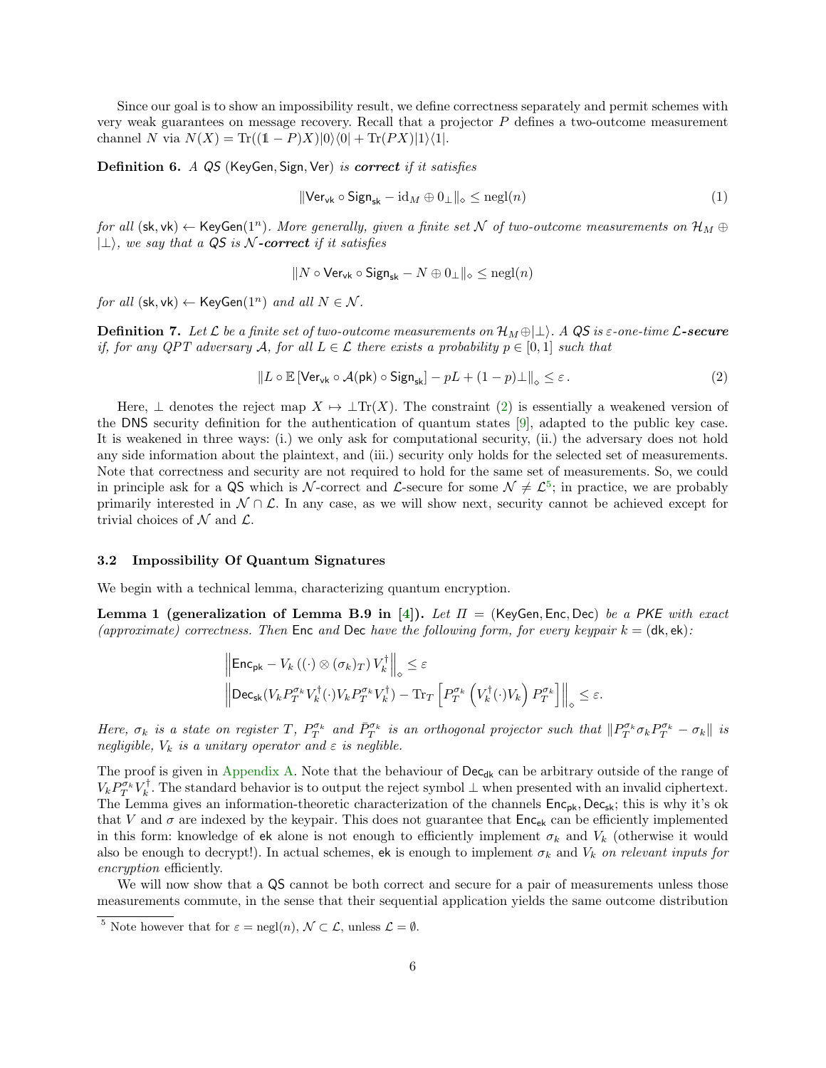Since our goal is to show an impossibility result, we define correctness separately and permit schemes with very weak guarantees on message recovery. Recall that a projector $P$ defines a two-outcome measurement channel $N$ via $N(X) = \mathrm{Tr}((\mathbb{1} - P)X)|0\rangle\langle 0| + \mathrm{Tr}(PX)|1\rangle\langle 1|$.

**Definition 6.** *A QS* $(\mathsf{KeyGen}, \mathsf{Sign}, \mathsf{Ver})$ *is **correct** if it satisfies*

$$\|\mathsf{Ver}_{\mathsf{vk}} \circ \mathsf{Sign}_{\mathsf{sk}} - \mathrm{id}_M \oplus 0_\perp\|_\diamond \leq \mathrm{negl}(n) \tag{1}$$

*for all* $(\mathsf{sk}, \mathsf{vk}) \leftarrow \mathsf{KeyGen}(1^n)$*. More generally, given a finite set* $\mathcal{N}$ *of two-outcome measurements on* $\mathcal{H}_M \oplus |\perp\rangle$*, we say that a QS is* $\mathcal{N}$***-correct*** *if it satisfies*

$$\|N \circ \mathsf{Ver}_{\mathsf{vk}} \circ \mathsf{Sign}_{\mathsf{sk}} - N \oplus 0_\perp\|_\diamond \leq \mathrm{negl}(n)$$

*for all* $(\mathsf{sk}, \mathsf{vk}) \leftarrow \mathsf{KeyGen}(1^n)$ *and all* $N \in \mathcal{N}$*.*

**Definition 7.** *Let* $\mathcal{L}$ *be a finite set of two-outcome measurements on* $\mathcal{H}_M \oplus |\perp\rangle$*. A QS is* $\varepsilon$*-one-time* $\mathcal{L}$***-secure*** *if, for any QPT adversary* $\mathcal{A}$*, for all* $L \in \mathcal{L}$ *there exists a probability* $p \in [0, 1]$ *such that*

$$\|L \circ \mathbb{E}\left[\mathsf{Ver}_{\mathsf{vk}} \circ \mathcal{A}(\mathsf{pk}) \circ \mathsf{Sign}_{\mathsf{sk}}\right] - pL + (1-p)\perp\|_\diamond \leq \varepsilon\,. \tag{2}$$

Here, $\perp$ denotes the reject map $X \mapsto \perp\mathrm{Tr}(X)$. The constraint (2) is essentially a weakened version of the DNS security definition for the authentication of quantum states [9], adapted to the public key case. It is weakened in three ways: (i.) we only ask for computational security, (ii.) the adversary does not hold any side information about the plaintext, and (iii.) security only holds for the selected set of measurements. Note that correctness and security are not required to hold for the same set of measurements. So, we could in principle ask for a QS which is $\mathcal{N}$-correct and $\mathcal{L}$-secure for some $\mathcal{N} \neq \mathcal{L}$[5]; in practice, we are probably primarily interested in $\mathcal{N} \cap \mathcal{L}$. In any case, as we will show next, security cannot be achieved except for trivial choices of $\mathcal{N}$ and $\mathcal{L}$.

### 3.2 Impossibility Of Quantum Signatures

We begin with a technical lemma, characterizing quantum encryption.

**Lemma 1 (generalization of Lemma B.9 in [4]).** *Let* $\Pi = (\mathsf{KeyGen}, \mathsf{Enc}, \mathsf{Dec})$ *be a PKE with exact (approximate) correctness. Then* $\mathsf{Enc}$ *and* $\mathsf{Dec}$ *have the following form, for every keypair* $k = (\mathsf{dk}, \mathsf{ek})$*:*

$$\left\|\mathsf{Enc}_{\mathsf{pk}} - V_k\left((\cdot) \otimes (\sigma_k)_T\right) V_k^\dagger\right\|_\diamond \leq \varepsilon$$
$$\left\|\mathsf{Dec}_{\mathsf{sk}}(V_k P_T^{\sigma_k} V_k^\dagger (\cdot) V_k P_T^{\sigma_k} V_k^\dagger) - \mathrm{Tr}_T\left[P_T^{\sigma_k}\left(V_k^\dagger (\cdot) V_k\right) P_T^{\sigma_k}\right]\right\|_\diamond \leq \varepsilon.$$

*Here,* $\sigma_k$ *is a state on register* $T$*,* $P_T^{\sigma_k}$ *and* $\bar{P}_T^{\sigma_k}$ *is an orthogonal projector such that* $\|P_T^{\sigma_k}\sigma_k P_T^{\sigma_k} - \sigma_k\|$ *is negligible,* $V_k$ *is a unitary operator and* $\varepsilon$ *is neglible.*

The proof is given in Appendix A. Note that the behaviour of $\mathsf{Dec}_{\mathsf{dk}}$ can be arbitrary outside of the range of $V_k P_T^{\sigma_k} V_k^\dagger$. The standard behavior is to output the reject symbol $\perp$ when presented with an invalid ciphertext. The Lemma gives an information-theoretic characterization of the channels $\mathsf{Enc}_{\mathsf{pk}}, \mathsf{Dec}_{\mathsf{sk}}$; this is why it's ok that $V$ and $\sigma$ are indexed by the keypair. This does not guarantee that $\mathsf{Enc}_{\mathsf{ek}}$ can be efficiently implemented in this form: knowledge of $\mathsf{ek}$ alone is not enough to efficiently implement $\sigma_k$ and $V_k$ (otherwise it would also be enough to decrypt!). In actual schemes, $\mathsf{ek}$ is enough to implement $\sigma_k$ and $V_k$ *on relevant inputs for encryption* efficiently.

We will now show that a QS cannot be both correct and secure for a pair of measurements unless those measurements commute, in the sense that their sequential application yields the same outcome distribution

[5] Note however that for $\varepsilon = \mathrm{negl}(n)$, $\mathcal{N} \subset \mathcal{L}$, unless $\mathcal{L} = \emptyset$.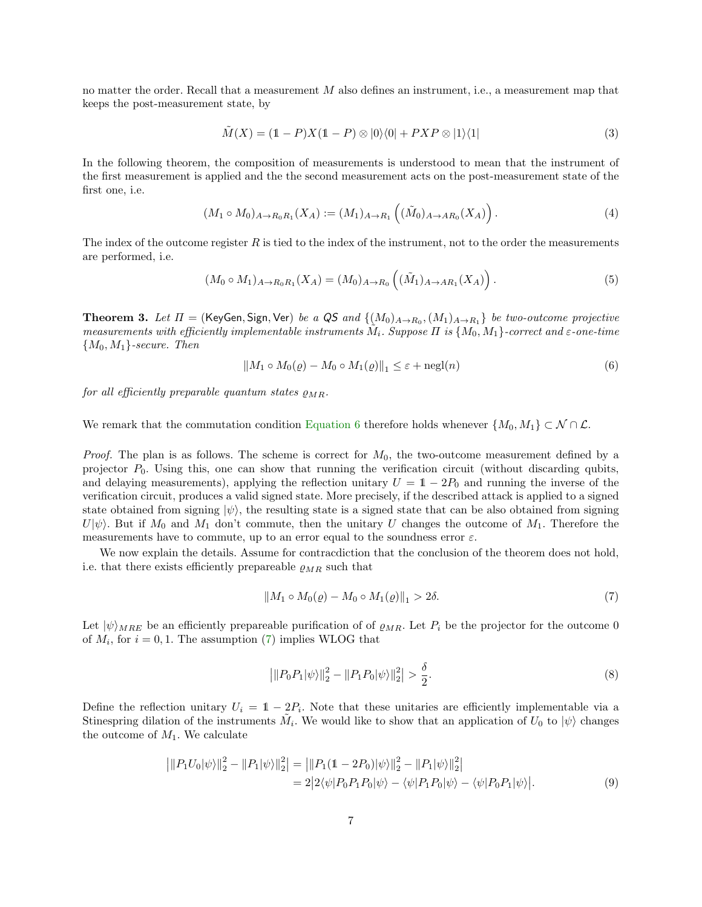no matter the order. Recall that a measurement $M$ also defines an instrument, i.e., a measurement map that keeps the post-measurement state, by

$$\tilde{M}(X) = (\mathbb{1} - P)X(\mathbb{1} - P) \otimes |0\rangle\langle 0| + PXP \otimes |1\rangle\langle 1| \tag{3}$$

In the following theorem, the composition of measurements is understood to mean that the instrument of the first measurement is applied and the the second measurement acts on the post-measurement state of the first one, i.e.

$$(M_1 \circ M_0)_{A \to R_0 R_1}(X_A) := (M_1)_{A \to R_1}\left((\tilde{M}_0)_{A \to A R_0}(X_A)\right). \tag{4}$$

The index of the outcome register $R$ is tied to the index of the instrument, not to the order the measurements are performed, i.e.

$$(M_0 \circ M_1)_{A \to R_0 R_1}(X_A) = (M_0)_{A \to R_0}\left((\tilde{M}_1)_{A \to A R_1}(X_A)\right). \tag{5}$$

**Theorem 3.** *Let $\Pi = (\mathsf{KeyGen}, \mathsf{Sign}, \mathsf{Ver})$ be a $\mathsf{QS}$ and $\{(M_0)_{A \to R_0}, (M_1)_{A \to R_1}\}$ be two-outcome projective measurements with efficiently implementable instruments $\tilde{M}_i$. Suppose $\Pi$ is $\{M_0, M_1\}$-correct and $\varepsilon$-one-time $\{M_0, M_1\}$-secure. Then*

$$\|M_1 \circ M_0(\varrho) - M_0 \circ M_1(\varrho)\|_1 \leq \varepsilon + \mathrm{negl}(n) \tag{6}$$

*for all efficiently preparable quantum states $\varrho_{MR}$.*

We remark that the commutation condition Equation 6 therefore holds whenever $\{M_0, M_1\} \subset \mathcal{N} \cap \mathcal{L}$.

*Proof.* The plan is as follows. The scheme is correct for $M_0$, the two-outcome measurement defined by a projector $P_0$. Using this, one can show that running the verification circuit (without discarding qubits, and delaying measurements), applying the reflection unitary $U = \mathbb{1} - 2P_0$ and running the inverse of the verification circuit, produces a valid signed state. More precisely, if the described attack is applied to a signed state obtained from signing $|\psi\rangle$, the resulting state is a signed state that can be also obtained from signing $U|\psi\rangle$. But if $M_0$ and $M_1$ don't commute, then the unitary $U$ changes the outcome of $M_1$. Therefore the measurements have to commute, up to an error equal to the soundness error $\varepsilon$.

We now explain the details. Assume for contracdiction that the conclusion of the theorem does not hold, i.e. that there exists efficiently prepareable $\varrho_{MR}$ such that

$$\|M_1 \circ M_0(\varrho) - M_0 \circ M_1(\varrho)\|_1 > 2\delta. \tag{7}$$

Let $|\psi\rangle_{MRE}$ be an efficiently prepareable purification of of $\varrho_{MR}$. Let $P_i$ be the projector for the outcome 0 of $M_i$, for $i = 0, 1$. The assumption (7) implies WLOG that

$$\left|\|P_0 P_1 |\psi\rangle\|_2^2 - \|P_1 P_0 |\psi\rangle\|_2^2\right| > \frac{\delta}{2}. \tag{8}$$

Define the reflection unitary $U_i = \mathbb{1} - 2P_i$. Note that these unitaries are efficiently implementable via a Stinespring dilation of the instruments $\tilde{M}_i$. We would like to show that an application of $U_0$ to $|\psi\rangle$ changes the outcome of $M_1$. We calculate

$$\begin{aligned}
\left|\|P_1 U_0 |\psi\rangle\|_2^2 - \|P_1 |\psi\rangle\|_2^2\right| &= \left|\|P_1(\mathbb{1} - 2P_0)|\psi\rangle\|_2^2 - \|P_1|\psi\rangle\|_2^2\right| \\
&= 2\left|2\langle\psi|P_0 P_1 P_0|\psi\rangle - \langle\psi|P_1 P_0|\psi\rangle - \langle\psi|P_0 P_1|\psi\rangle\right|.
\end{aligned} \tag{9}$$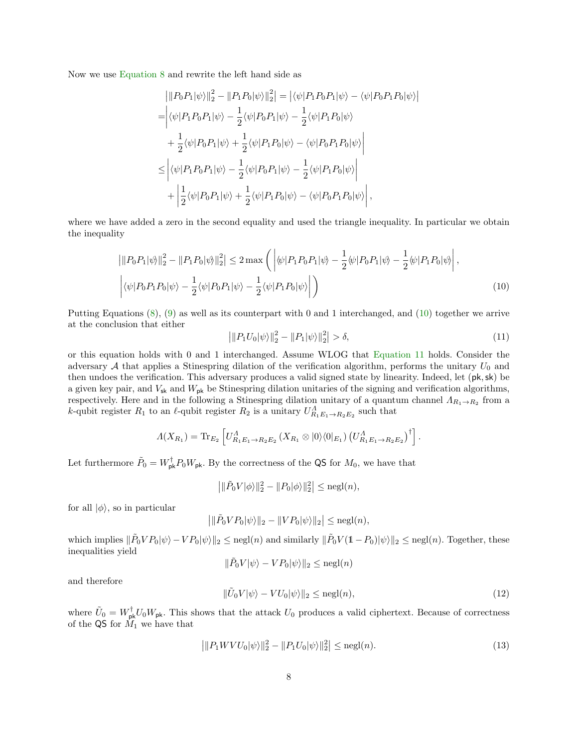Now we use Equation 8 and rewrite the left hand side as

$$
\begin{aligned}
&\left|\|P_0P_1|\psi\rangle\|_2^2 - \|P_1P_0|\psi\rangle\|_2^2\right| = \left|\langle\psi|P_1P_0P_1|\psi\rangle - \langle\psi|P_0P_1P_0|\psi\rangle\right| \\
=&\bigg|\langle\psi|P_1P_0P_1|\psi\rangle - \frac{1}{2}\langle\psi|P_0P_1|\psi\rangle - \frac{1}{2}\langle\psi|P_1P_0|\psi\rangle \\
&+ \frac{1}{2}\langle\psi|P_0P_1|\psi\rangle + \frac{1}{2}\langle\psi|P_1P_0|\psi\rangle - \langle\psi|P_0P_1P_0|\psi\rangle\bigg| \\
\le&\left|\langle\psi|P_1P_0P_1|\psi\rangle - \frac{1}{2}\langle\psi|P_0P_1|\psi\rangle - \frac{1}{2}\langle\psi|P_1P_0|\psi\rangle\right| \\
&+ \left|\frac{1}{2}\langle\psi|P_0P_1|\psi\rangle + \frac{1}{2}\langle\psi|P_1P_0|\psi\rangle - \langle\psi|P_0P_1P_0|\psi\rangle\right|,
\end{aligned}
$$

where we have added a zero in the second equality and used the triangle inequality. In particular we obtain the inequality

$$
\begin{aligned}
\left|\|P_0P_1|\psi\rangle\|_2^2 - \|P_1P_0|\psi\rangle\|_2^2\right| \le 2\max\bigg(&\left|\langle\psi|P_1P_0P_1|\psi\rangle - \frac{1}{2}\langle\psi|P_0P_1|\psi\rangle - \frac{1}{2}\langle\psi|P_1P_0|\psi\rangle\right|, \\
&\left|\langle\psi|P_0P_1P_0|\psi\rangle - \frac{1}{2}\langle\psi|P_0P_1|\psi\rangle - \frac{1}{2}\langle\psi|P_1P_0|\psi\rangle\right|\bigg)
\end{aligned}
\tag{10}
$$

Putting Equations (8), (9) as well as its counterpart with 0 and 1 interchanged, and (10) together we arrive at the conclusion that either

$$
\left|\|P_1U_0|\psi\rangle\|_2^2 - \|P_1|\psi\rangle\|_2^2\right| > \delta, \tag{11}
$$

or this equation holds with 0 and 1 interchanged. Assume WLOG that Equation 11 holds. Consider the adversary $\mathcal{A}$ that applies a Stinespring dilation of the verification algorithm, performs the unitary $U_0$ and then undoes the verification. This adversary produces a valid signed state by linearity. Indeed, let $(\mathsf{pk}, \mathsf{sk})$ be a given key pair, and $V_{\mathsf{sk}}$ and $W_{\mathsf{pk}}$ be Stinespring dilation unitaries of the signing and verification algorithms, respectively. Here and in the following a Stinespring dilation unitary of a quantum channel $\Lambda_{R_1\to R_2}$ from a $k$-qubit register $R_1$ to an $\ell$-qubit register $R_2$ is a unitary $U^{\Lambda}_{R_1E_1\to R_2E_2}$ such that

$$
\Lambda(X_{R_1}) = \mathrm{Tr}_{E_2}\left[U^{\Lambda}_{R_1E_1\to R_2E_2}\left(X_{R_1}\otimes|0\rangle\langle 0|_{E_1}\right)\left(U^{\Lambda}_{R_1E_1\to R_2E_2}\right)^{\dagger}\right].
$$

Let furthermore $\tilde{P}_0 = W_{\mathsf{pk}}^{\dagger}P_0W_{\mathsf{pk}}$. By the correctness of the $\mathsf{QS}$ for $M_0$, we have that

$$
\left|\|\tilde{P}_0V|\phi\rangle\|_2^2 - \|P_0|\phi\rangle\|_2^2\right| \le \mathrm{negl}(n),
$$

for all $|\phi\rangle$, so in particular

$$
\left|\|\tilde{P}_0VP_0|\psi\rangle\|_2 - \|VP_0|\psi\rangle\|_2\right| \le \mathrm{negl}(n),
$$

which implies $\|\tilde{P}_0VP_0|\psi\rangle - VP_0|\psi\rangle\|_2 \le \mathrm{negl}(n)$ and similarly $\|\tilde{P}_0V(\mathbb{1}-P_0)|\psi\rangle\|_2 \le \mathrm{negl}(n)$. Together, these inequalities yield

$$
\|\tilde{P}_0V|\psi\rangle - VP_0|\psi\rangle\|_2 \le \mathrm{negl}(n)
$$

and therefore

$$
\|\tilde{U}_0V|\psi\rangle - VU_0|\psi\rangle\|_2 \le \mathrm{negl}(n), \tag{12}
$$

where $\tilde{U}_0 = W_{\mathsf{pk}}^{\dagger}U_0W_{\mathsf{pk}}$. This shows that the attack $U_0$ produces a valid ciphertext. Because of correctness of the $\mathsf{QS}$ for $M_1$ we have that

$$
\left|\|P_1WVU_0|\psi\rangle\|_2^2 - \|P_1U_0|\psi\rangle\|_2^2\right| \le \mathrm{negl}(n). \tag{13}
$$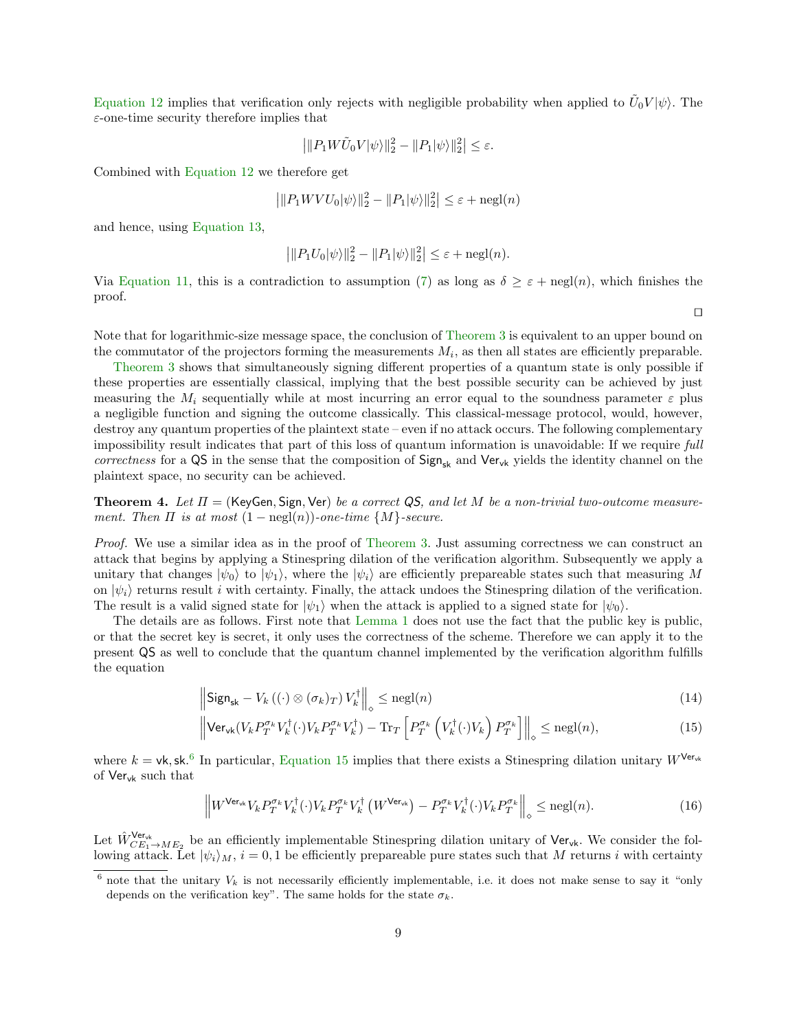Equation 12 implies that verification only rejects with negligible probability when applied to $\tilde{U}_0 V|\psi\rangle$. The $\varepsilon$-one-time security therefore implies that

$$\left| \|P_1 W \tilde{U}_0 V|\psi\rangle\|_2^2 - \|P_1|\psi\rangle\|_2^2 \right| \leq \varepsilon.$$

Combined with Equation 12 we therefore get

$$\left| \|P_1 W V U_0|\psi\rangle\|_2^2 - \|P_1|\psi\rangle\|_2^2 \right| \leq \varepsilon + \mathrm{negl}(n)$$

and hence, using Equation 13,

$$\left| \|P_1 U_0|\psi\rangle\|_2^2 - \|P_1|\psi\rangle\|_2^2 \right| \leq \varepsilon + \mathrm{negl}(n).$$

Via Equation 11, this is a contradiction to assumption (7) as long as $\delta \geq \varepsilon + \mathrm{negl}(n)$, which finishes the proof.

□

Note that for logarithmic-size message space, the conclusion of Theorem 3 is equivalent to an upper bound on the commutator of the projectors forming the measurements $M_i$, as then all states are efficiently preparable.

Theorem 3 shows that simultaneously signing different properties of a quantum state is only possible if these properties are essentially classical, implying that the best possible security can be achieved by just measuring the $M_i$ sequentially while at most incurring an error equal to the soundness parameter $\varepsilon$ plus a negligible function and signing the outcome classically. This classical-message protocol, would, however, destroy any quantum properties of the plaintext state – even if no attack occurs. The following complementary impossibility result indicates that part of this loss of quantum information is unavoidable: If we require *full correctness* for a QS in the sense that the composition of $\mathsf{Sign}_{\mathsf{sk}}$ and $\mathsf{Ver}_{\mathsf{vk}}$ yields the identity channel on the plaintext space, no security can be achieved.

**Theorem 4.** *Let $\Pi = (\mathsf{KeyGen}, \mathsf{Sign}, \mathsf{Ver})$ be a correct QS, and let $M$ be a non-trivial two-outcome measurement. Then $\Pi$ is at most $(1 - \mathrm{negl}(n))$-one-time $\{M\}$-secure.*

*Proof.* We use a similar idea as in the proof of Theorem 3. Just assuming correctness we can construct an attack that begins by applying a Stinespring dilation of the verification algorithm. Subsequently we apply a unitary that changes $|\psi_0\rangle$ to $|\psi_1\rangle$, where the $|\psi_i\rangle$ are efficiently prepareable states such that measuring $M$ on $|\psi_i\rangle$ returns result $i$ with certainty. Finally, the attack undoes the Stinespring dilation of the verification. The result is a valid signed state for $|\psi_1\rangle$ when the attack is applied to a signed state for $|\psi_0\rangle$.

The details are as follows. First note that Lemma 1 does not use the fact that the public key is public, or that the secret key is secret, it only uses the correctness of the scheme. Therefore we can apply it to the present QS as well to conclude that the quantum channel implemented by the verification algorithm fulfills the equation

$$\left\| \mathsf{Sign}_{\mathsf{sk}} - V_k \left( (\cdot) \otimes (\sigma_k)_T \right) V_k^\dagger \right\|_\diamond \leq \mathrm{negl}(n) \tag{14}$$

$$\left\| \mathsf{Ver}_{\mathsf{vk}}(V_k P_T^{\sigma_k} V_k^\dagger (\cdot) V_k P_T^{\sigma_k} V_k^\dagger) - \mathrm{Tr}_T \left[ P_T^{\sigma_k} \left( V_k^\dagger (\cdot) V_k \right) P_T^{\sigma_k} \right] \right\|_\diamond \leq \mathrm{negl}(n), \tag{15}$$

where $k = \mathsf{vk}, \mathsf{sk}$.[6] In particular, Equation 15 implies that there exists a Stinespring dilation unitary $W^{\mathsf{Ver}_{\mathsf{vk}}}$ of $\mathsf{Ver}_{\mathsf{vk}}$ such that

$$\left\| W^{\mathsf{Ver}_{\mathsf{vk}}} V_k P_T^{\sigma_k} V_k^\dagger (\cdot) V_k P_T^{\sigma_k} V_k^\dagger \left( W^{\mathsf{Ver}_{\mathsf{vk}}} \right) - P_T^{\sigma_k} V_k^\dagger (\cdot) V_k P_T^{\sigma_k} \right\|_\diamond \leq \mathrm{negl}(n). \tag{16}$$

Let $\hat{W}^{\mathsf{Ver}_{\mathsf{vk}}}_{CE_1 \to ME_2}$ be an efficiently implementable Stinespring dilation unitary of $\mathsf{Ver}_{\mathsf{vk}}$. We consider the following attack. Let $|\psi_i\rangle_M$, $i = 0, 1$ be efficiently prepareable pure states such that $M$ returns $i$ with certainty

[6] note that the unitary $V_k$ is not necessarily efficiently implementable, i.e. it does not make sense to say it "only depends on the verification key". The same holds for the state $\sigma_k$.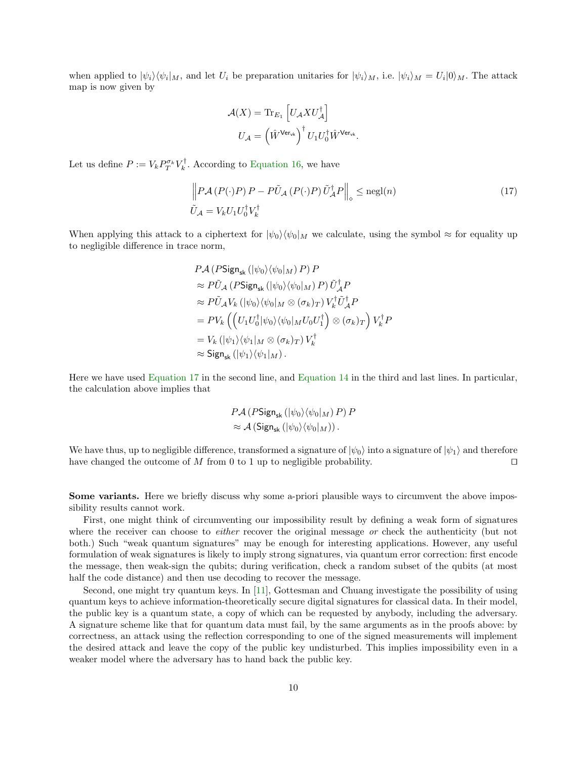when applied to $|\psi_i\rangle\langle\psi_i|_M$, and let $U_i$ be preparation unitaries for $|\psi_i\rangle_M$, i.e. $|\psi_i\rangle_M = U_i|0\rangle_M$. The attack map is now given by

$$
\begin{aligned}
\mathcal{A}(X) &= \mathrm{Tr}_{E_1}\left[U_{\mathcal{A}} X U_{\mathcal{A}}^\dagger\right] \\
U_{\mathcal{A}} &= \left(\hat{W}^{\mathsf{Ver}_{\mathsf{vk}}}\right)^\dagger U_1 U_0^\dagger \hat{W}^{\mathsf{Ver}_{\mathsf{vk}}}.
\end{aligned}
$$

Let us define $P := V_k P_T^{\sigma_k} V_k^\dagger$. According to Equation 16, we have

$$
\begin{aligned}
&\left\|P\mathcal{A}\left(P(\cdot)P\right)P - P\tilde{U}_{\mathcal{A}}\left(P(\cdot)P\right)\tilde{U}_{\mathcal{A}}^\dagger P\right\|_\diamond \leq \mathrm{negl}(n) \\
&\tilde{U}_{\mathcal{A}} = V_k U_1 U_0^\dagger V_k^\dagger
\end{aligned}
\tag{17}
$$

When applying this attack to a ciphertext for $|\psi_0\rangle\langle\psi_0|_M$ we calculate, using the symbol $\approx$ for equality up to negligible difference in trace norm,

$$
\begin{aligned}
&P\mathcal{A}\left(P\mathsf{Sign}_{\mathsf{sk}}\left(|\psi_0\rangle\langle\psi_0|_M\right)P\right)P \\
&\approx P\tilde{U}_{\mathcal{A}}\left(P\mathsf{Sign}_{\mathsf{sk}}\left(|\psi_0\rangle\langle\psi_0|_M\right)P\right)\tilde{U}_{\mathcal{A}}^\dagger P \\
&\approx P\tilde{U}_{\mathcal{A}} V_k\left(|\psi_0\rangle\langle\psi_0|_M \otimes (\sigma_k)_T\right)V_k^\dagger \tilde{U}_{\mathcal{A}}^\dagger P \\
&= PV_k\left(\left(U_1U_0^\dagger|\psi_0\rangle\langle\psi_0|_M U_0 U_1^\dagger\right)\otimes(\sigma_k)_T\right)V_k^\dagger P \\
&= V_k\left(|\psi_1\rangle\langle\psi_1|_M \otimes (\sigma_k)_T\right)V_k^\dagger \\
&\approx \mathsf{Sign}_{\mathsf{sk}}\left(|\psi_1\rangle\langle\psi_1|_M\right).
\end{aligned}
$$

Here we have used Equation 17 in the second line, and Equation 14 in the third and last lines. In particular, the calculation above implies that

$$
\begin{aligned}
&P\mathcal{A}\left(P\mathsf{Sign}_{\mathsf{sk}}\left(|\psi_0\rangle\langle\psi_0|_M\right)P\right)P \\
&\approx \mathcal{A}\left(\mathsf{Sign}_{\mathsf{sk}}\left(|\psi_0\rangle\langle\psi_0|_M\right)\right).
\end{aligned}
$$

We have thus, up to negligible difference, transformed a signature of $|\psi_0\rangle$ into a signature of $|\psi_1\rangle$ and therefore have changed the outcome of $M$ from 0 to 1 up to negligible probability. ◻

**Some variants.** Here we briefly discuss why some a-priori plausible ways to circumvent the above impossibility results cannot work.

First, one might think of circumventing our impossibility result by defining a weak form of signatures where the receiver can choose to *either* recover the original message *or* check the authenticity (but not both.) Such "weak quantum signatures" may be enough for interesting applications. However, any useful formulation of weak signatures is likely to imply strong signatures, via quantum error correction: first encode the message, then weak-sign the qubits; during verification, check a random subset of the qubits (at most half the code distance) and then use decoding to recover the message.

Second, one might try quantum keys. In [11], Gottesman and Chuang investigate the possibility of using quantum keys to achieve information-theoretically secure digital signatures for classical data. In their model, the public key is a quantum state, a copy of which can be requested by anybody, including the adversary. A signature scheme like that for quantum data must fail, by the same arguments as in the proofs above: by correctness, an attack using the reflection corresponding to one of the signed measurements will implement the desired attack and leave the copy of the public key undisturbed. This implies impossibility even in a weaker model where the adversary has to hand back the public key.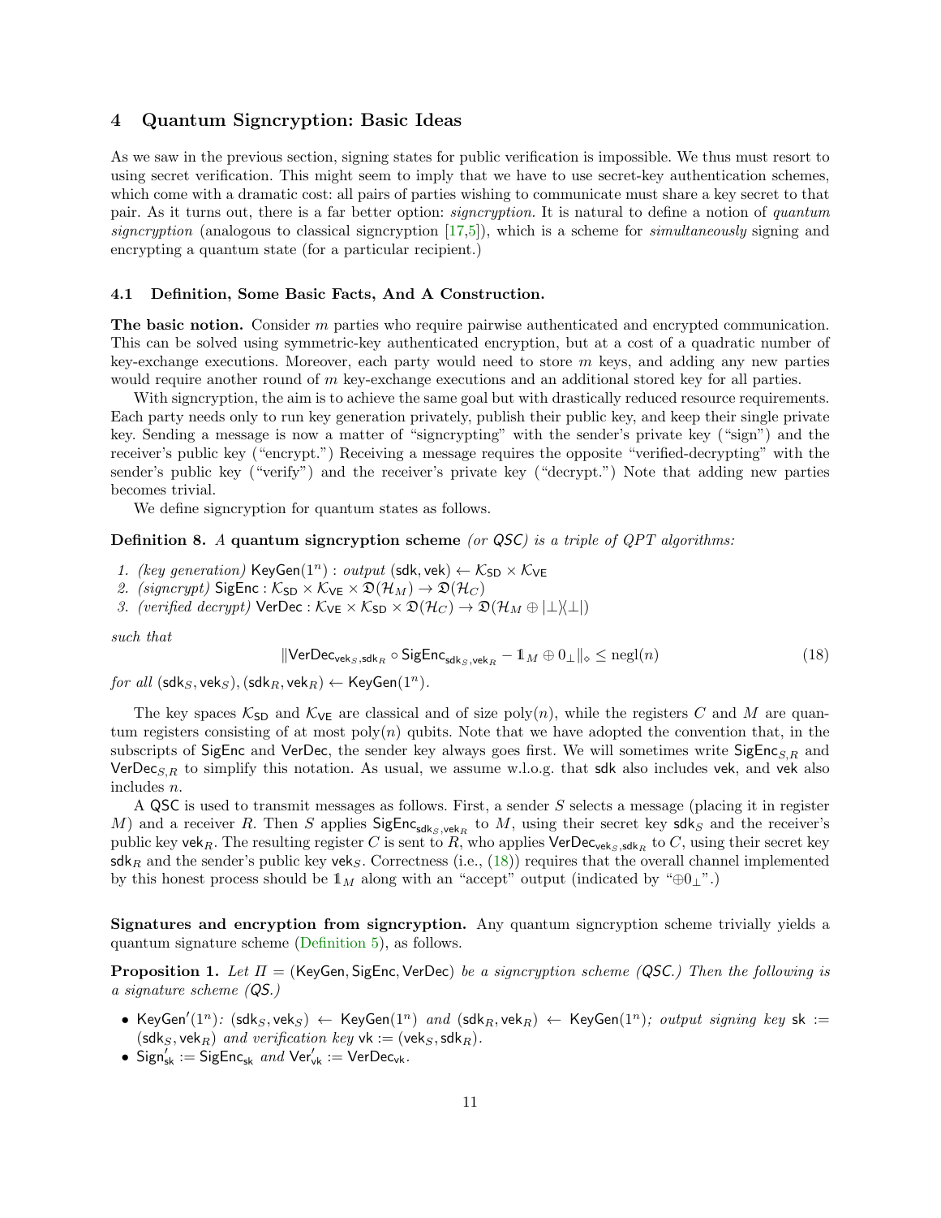## 4 Quantum Signcryption: Basic Ideas

As we saw in the previous section, signing states for public verification is impossible. We thus must resort to using secret verification. This might seem to imply that we have to use secret-key authentication schemes, which come with a dramatic cost: all pairs of parties wishing to communicate must share a key secret to that pair. As it turns out, there is a far better option: *signcryption.* It is natural to define a notion of *quantum signcryption* (analogous to classical signcryption [17,5]), which is a scheme for *simultaneously* signing and encrypting a quantum state (for a particular recipient.)

### 4.1 Definition, Some Basic Facts, And A Construction.

**The basic notion.** Consider $m$ parties who require pairwise authenticated and encrypted communication. This can be solved using symmetric-key authenticated encryption, but at a cost of a quadratic number of key-exchange executions. Moreover, each party would need to store $m$ keys, and adding any new parties would require another round of $m$ key-exchange executions and an additional stored key for all parties.

With signcryption, the aim is to achieve the same goal but with drastically reduced resource requirements. Each party needs only to run key generation privately, publish their public key, and keep their single private key. Sending a message is now a matter of "signcrypting" with the sender's private key ("sign") and the receiver's public key ("encrypt.") Receiving a message requires the opposite "verified-decrypting" with the sender's public key ("verify") and the receiver's private key ("decrypt.") Note that adding new parties becomes trivial.

We define signcryption for quantum states as follows.

**Definition 8.** *A* **quantum signcryption scheme** *(or QSC) is a triple of QPT algorithms:*

1. *(key generation)* $\mathsf{KeyGen}(1^n)$ : *output* $(\mathsf{sdk}, \mathsf{vek}) \leftarrow \mathcal{K}_{\mathsf{SD}} \times \mathcal{K}_{\mathsf{VE}}$
2. *(signcrypt)* $\mathsf{SigEnc} : \mathcal{K}_{\mathsf{SD}} \times \mathcal{K}_{\mathsf{VE}} \times \mathfrak{D}(\mathcal{H}_M) \to \mathfrak{D}(\mathcal{H}_C)$
3. *(verified decrypt)* $\mathsf{VerDec} : \mathcal{K}_{\mathsf{VE}} \times \mathcal{K}_{\mathsf{SD}} \times \mathfrak{D}(\mathcal{H}_C) \to \mathfrak{D}(\mathcal{H}_M \oplus |\bot\rangle\langle\bot|)$

*such that*

$$\|\mathsf{VerDec}_{\mathsf{vek}_S, \mathsf{sdk}_R} \circ \mathsf{SigEnc}_{\mathsf{sdk}_S, \mathsf{vek}_R} - \mathbb{1}_M \oplus 0_\bot\|_\diamond \leq \mathrm{negl}(n) \tag{18}$$

*for all* $(\mathsf{sdk}_S, \mathsf{vek}_S), (\mathsf{sdk}_R, \mathsf{vek}_R) \leftarrow \mathsf{KeyGen}(1^n)$.

The key spaces $\mathcal{K}_{\mathsf{SD}}$ and $\mathcal{K}_{\mathsf{VE}}$ are classical and of size $\mathrm{poly}(n)$, while the registers $C$ and $M$ are quantum registers consisting of at most $\mathrm{poly}(n)$ qubits. Note that we have adopted the convention that, in the subscripts of $\mathsf{SigEnc}$ and $\mathsf{VerDec}$, the sender key always goes first. We will sometimes write $\mathsf{SigEnc}_{S,R}$ and $\mathsf{VerDec}_{S,R}$ to simplify this notation. As usual, we assume w.l.o.g. that $\mathsf{sdk}$ also includes $\mathsf{vek}$, and $\mathsf{vek}$ also includes $n$.

A $\mathsf{QSC}$ is used to transmit messages as follows. First, a sender $S$ selects a message (placing it in register $M$) and a receiver $R$. Then $S$ applies $\mathsf{SigEnc}_{\mathsf{sdk}_S, \mathsf{vek}_R}$ to $M$, using their secret key $\mathsf{sdk}_S$ and the receiver's public key $\mathsf{vek}_R$. The resulting register $C$ is sent to $R$, who applies $\mathsf{VerDec}_{\mathsf{vek}_S, \mathsf{sdk}_R}$ to $C$, using their secret key $\mathsf{sdk}_R$ and the sender's public key $\mathsf{vek}_S$. Correctness (i.e., (18)) requires that the overall channel implemented by this honest process should be $\mathbb{1}_M$ along with an "accept" output (indicated by "$\oplus 0_\bot$".)

**Signatures and encryption from signcryption.** Any quantum signcryption scheme trivially yields a quantum signature scheme (Definition 5), as follows.

**Proposition 1.** *Let $\Pi = (\mathsf{KeyGen}, \mathsf{SigEnc}, \mathsf{VerDec})$ be a signcryption scheme (QSC.) Then the following is a signature scheme (QS.)*

- $\mathsf{KeyGen}'(1^n)$*:* $(\mathsf{sdk}_S, \mathsf{vek}_S) \leftarrow \mathsf{KeyGen}(1^n)$ *and* $(\mathsf{sdk}_R, \mathsf{vek}_R) \leftarrow \mathsf{KeyGen}(1^n)$*; output signing key* $\mathsf{sk} := (\mathsf{sdk}_S, \mathsf{vek}_R)$ *and verification key* $\mathsf{vk} := (\mathsf{vek}_S, \mathsf{sdk}_R)$.
- $\mathsf{Sign}'_{\mathsf{sk}} := \mathsf{SigEnc}_{\mathsf{sk}}$ *and* $\mathsf{Ver}'_{\mathsf{vk}} := \mathsf{VerDec}_{\mathsf{vk}}$.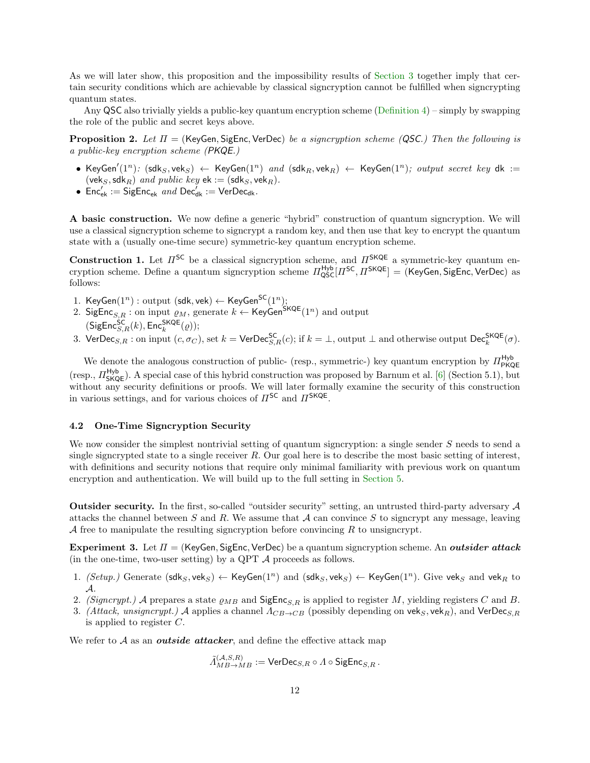As we will later show, this proposition and the impossibility results of Section 3 together imply that certain security conditions which are achievable by classical signcryption cannot be fulfilled when signcrypting quantum states.

Any QSC also trivially yields a public-key quantum encryption scheme (Definition 4) – simply by swapping the role of the public and secret keys above.

**Proposition 2.** *Let $\Pi = (\mathsf{KeyGen}, \mathsf{SigEnc}, \mathsf{VerDec})$ be a signcryption scheme (QSC.) Then the following is a public-key encryption scheme (PKQE.)*

- $\mathsf{KeyGen}'(1^n)$*:* $(\mathsf{sdk}_S, \mathsf{vek}_S) \leftarrow \mathsf{KeyGen}(1^n)$ *and* $(\mathsf{sdk}_R, \mathsf{vek}_R) \leftarrow \mathsf{KeyGen}(1^n)$*; output secret key* $\mathsf{dk} := (\mathsf{vek}_S, \mathsf{sdk}_R)$ *and public key* $\mathsf{ek} := (\mathsf{sdk}_S, \mathsf{vek}_R)$*.*
- $\mathsf{Enc}'_{\mathsf{ek}} := \mathsf{SigEnc}_{\mathsf{ek}}$ *and* $\mathsf{Dec}'_{\mathsf{dk}} := \mathsf{VerDec}_{\mathsf{dk}}$*.*

**A basic construction.** We now define a generic "hybrid" construction of quantum signcryption. We will use a classical signcryption scheme to signcrypt a random key, and then use that key to encrypt the quantum state with a (usually one-time secure) symmetric-key quantum encryption scheme.

**Construction 1.** Let $\Pi^{\mathsf{SC}}$ be a classical signcryption scheme, and $\Pi^{\mathsf{SKQE}}$ a symmetric-key quantum encryption scheme. Define a quantum signcryption scheme $\Pi^{\mathsf{Hyb}}_{\mathsf{QSC}}[\Pi^{\mathsf{SC}}, \Pi^{\mathsf{SKQE}}] = (\mathsf{KeyGen}, \mathsf{SigEnc}, \mathsf{VerDec})$ as follows:

1. $\mathsf{KeyGen}(1^n)$ : output $(\mathsf{sdk}, \mathsf{vek}) \leftarrow \mathsf{KeyGen}^{\mathsf{SC}}(1^n)$;
2. $\mathsf{SigEnc}_{S,R}$ : on input $\varrho_M$, generate $k \leftarrow \mathsf{KeyGen}^{\mathsf{SKQE}}(1^n)$ and output $(\mathsf{SigEnc}^{\mathsf{SC}}_{S,R}(k), \mathsf{Enc}^{\mathsf{SKQE}}_k(\varrho))$;
3. $\mathsf{VerDec}_{S,R}$ : on input $(c, \sigma_C)$, set $k = \mathsf{VerDec}^{\mathsf{SC}}_{S,R}(c)$; if $k = \perp$, output $\perp$ and otherwise output $\mathsf{Dec}^{\mathsf{SKQE}}_k(\sigma)$.

We denote the analogous construction of public- (resp., symmetric-) key quantum encryption by $\Pi^{\mathsf{Hyb}}_{\mathsf{PKQE}}$ (resp., $\Pi^{\mathsf{Hyb}}_{\mathsf{SKQE}}$). A special case of this hybrid construction was proposed by Barnum et al. [6] (Section 5.1), but without any security definitions or proofs. We will later formally examine the security of this construction in various settings, and for various choices of $\Pi^{\mathsf{SC}}$ and $\Pi^{\mathsf{SKQE}}$.

### 4.2 One-Time Signcryption Security

We now consider the simplest nontrivial setting of quantum signcryption: a single sender $S$ needs to send a single signcrypted state to a single receiver $R$. Our goal here is to describe the most basic setting of interest, with definitions and security notions that require only minimal familiarity with previous work on quantum encryption and authentication. We will build up to the full setting in Section 5.

**Outsider security.** In the first, so-called "outsider security" setting, an untrusted third-party adversary $\mathcal{A}$ attacks the channel between $S$ and $R$. We assume that $\mathcal{A}$ can convince $S$ to signcrypt any message, leaving $\mathcal{A}$ free to manipulate the resulting signcryption before convincing $R$ to unsigncrypt.

**Experiment 3.** Let $\Pi = (\mathsf{KeyGen}, \mathsf{SigEnc}, \mathsf{VerDec})$ be a quantum signcryption scheme. An ***outsider attack*** (in the one-time, two-user setting) by a QPT $\mathcal{A}$ proceeds as follows.

1. *(Setup.)* Generate $(\mathsf{sdk}_S, \mathsf{vek}_S) \leftarrow \mathsf{KeyGen}(1^n)$ and $(\mathsf{sdk}_S, \mathsf{vek}_S) \leftarrow \mathsf{KeyGen}(1^n)$. Give $\mathsf{vek}_S$ and $\mathsf{vek}_R$ to $\mathcal{A}$.
2. *(Signcrypt.)* $\mathcal{A}$ prepares a state $\varrho_{MB}$ and $\mathsf{SigEnc}_{S,R}$ is applied to register $M$, yielding registers $C$ and $B$.
3. *(Attack, unsigncrypt.)* $\mathcal{A}$ applies a channel $\Lambda_{CB \to CB}$ (possibly depending on $\mathsf{vek}_S, \mathsf{vek}_R$), and $\mathsf{VerDec}_{S,R}$ is applied to register $C$.

We refer to $\mathcal{A}$ as an ***outside attacker***, and define the effective attack map

$$\tilde{\Lambda}^{(\mathcal{A},S,R)}_{MB \to MB} := \mathsf{VerDec}_{S,R} \circ \Lambda \circ \mathsf{SigEnc}_{S,R}\,.$$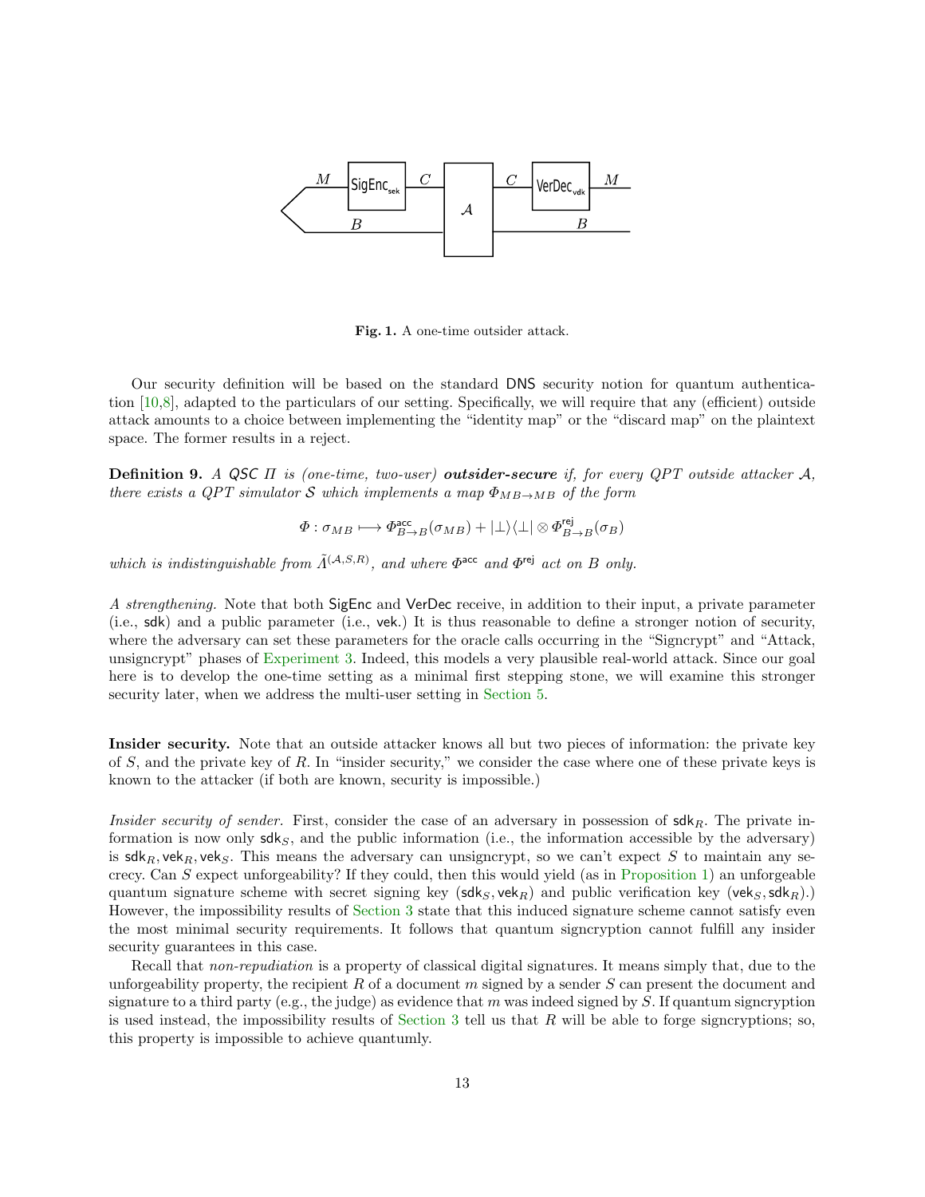**Fig. 1.** A one-time outsider attack.

Our security definition will be based on the standard DNS security notion for quantum authentication [10,8], adapted to the particulars of our setting. Specifically, we will require that any (efficient) outside attack amounts to a choice between implementing the "identity map" or the "discard map" on the plaintext space. The former results in a reject.

**Definition 9.** *A QSC $\Pi$ is (one-time, two-user)* ***outsider-secure*** *if, for every QPT outside attacker $\mathcal{A}$, there exists a QPT simulator $\mathcal{S}$ which implements a map $\Phi_{MB\to MB}$ of the form*

$$\Phi : \sigma_{MB} \longmapsto \Phi^{\mathsf{acc}}_{B\to B}(\sigma_{MB}) + |\bot\rangle\langle\bot| \otimes \Phi^{\mathsf{rej}}_{B\to B}(\sigma_B)$$

*which is indistinguishable from $\tilde{\Lambda}^{(\mathcal{A},S,R)}$, and where $\Phi^{\mathsf{acc}}$ and $\Phi^{\mathsf{rej}}$ act on $B$ only.*

*A strengthening.* Note that both $\mathsf{SigEnc}$ and $\mathsf{VerDec}$ receive, in addition to their input, a private parameter (i.e., $\mathsf{sdk}$) and a public parameter (i.e., $\mathsf{vek}$.) It is thus reasonable to define a stronger notion of security, where the adversary can set these parameters for the oracle calls occurring in the "Signcrypt" and "Attack, unsigncrypt" phases of Experiment 3. Indeed, this models a very plausible real-world attack. Since our goal here is to develop the one-time setting as a minimal first stepping stone, we will examine this stronger security later, when we address the multi-user setting in Section 5.

**Insider security.** Note that an outside attacker knows all but two pieces of information: the private key of $S$, and the private key of $R$. In "insider security," we consider the case where one of these private keys is known to the attacker (if both are known, security is impossible.)

*Insider security of sender.* First, consider the case of an adversary in possession of $\mathsf{sdk}_R$. The private information is now only $\mathsf{sdk}_S$, and the public information (i.e., the information accessible by the adversary) is $\mathsf{sdk}_R, \mathsf{vek}_R, \mathsf{vek}_S$. This means the adversary can unsigncrypt, so we can't expect $S$ to maintain any secrecy. Can $S$ expect unforgeability? If they could, then this would yield (as in Proposition 1) an unforgeable quantum signature scheme with secret signing key $(\mathsf{sdk}_S, \mathsf{vek}_R)$ and public verification key $(\mathsf{vek}_S, \mathsf{sdk}_R)$.) However, the impossibility results of Section 3 state that this induced signature scheme cannot satisfy even the most minimal security requirements. It follows that quantum signcryption cannot fulfill any insider security guarantees in this case.

Recall that *non-repudiation* is a property of classical digital signatures. It means simply that, due to the unforgeability property, the recipient $R$ of a document $m$ signed by a sender $S$ can present the document and signature to a third party (e.g., the judge) as evidence that $m$ was indeed signed by $S$. If quantum signcryption is used instead, the impossibility results of Section 3 tell us that $R$ will be able to forge signcryptions; so, this property is impossible to achieve quantumly.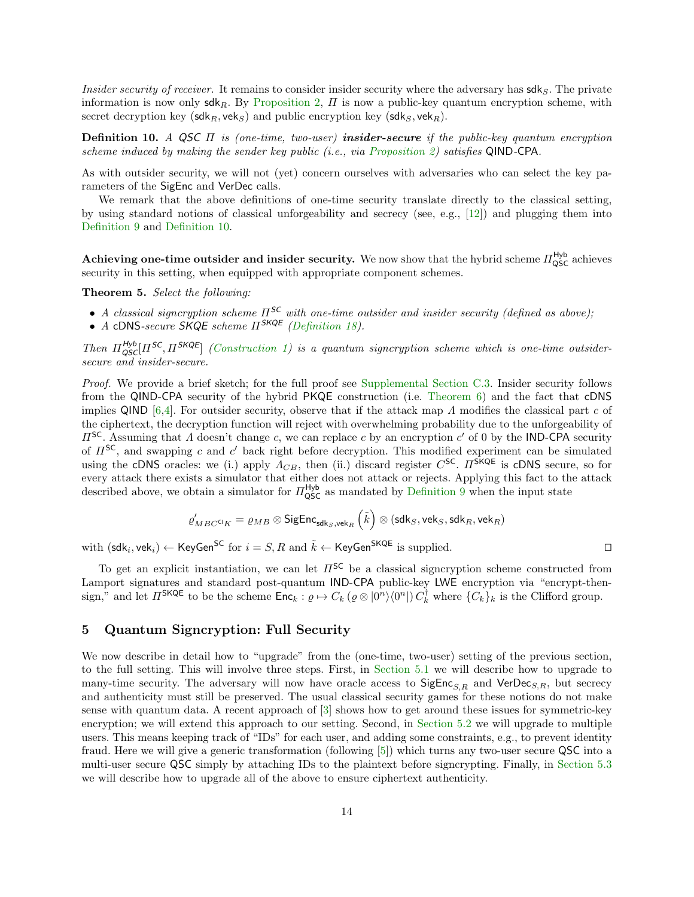*Insider security of receiver.* It remains to consider insider security where the adversary has $\mathsf{sdk}_S$. The private information is now only $\mathsf{sdk}_R$. By Proposition 2, $\Pi$ is now a public-key quantum encryption scheme, with secret decryption key $(\mathsf{sdk}_R, \mathsf{vek}_S)$ and public encryption key $(\mathsf{sdk}_S, \mathsf{vek}_R)$.

**Definition 10.** *A QSC $\Pi$ is (one-time, two-user)* ***insider-secure*** *if the public-key quantum encryption scheme induced by making the sender key public (i.e., via Proposition 2) satisfies* QIND-CPA*.*

As with outsider security, we will not (yet) concern ourselves with adversaries who can select the key parameters of the SigEnc and VerDec calls.

We remark that the above definitions of one-time security translate directly to the classical setting, by using standard notions of classical unforgeability and secrecy (see, e.g., [12]) and plugging them into Definition 9 and Definition 10.

**Achieving one-time outsider and insider security.** We now show that the hybrid scheme $\Pi^{\mathsf{Hyb}}_{\mathsf{QSC}}$ achieves security in this setting, when equipped with appropriate component schemes.

**Theorem 5.** *Select the following:*

- *A classical signcryption scheme $\Pi^{SC}$ with one-time outsider and insider security (defined as above);*
- *A cDNS-secure SKQE scheme $\Pi^{SKQE}$ (Definition 18).*

*Then $\Pi^{Hyb}_{QSC}[\Pi^{SC}, \Pi^{SKQE}]$ (Construction 1) is a quantum signcryption scheme which is one-time outsider-secure and insider-secure.*

*Proof.* We provide a brief sketch; for the full proof see Supplemental Section C.3. Insider security follows from the QIND-CPA security of the hybrid PKQE construction (i.e. Theorem 6) and the fact that cDNS implies QIND [6,4]. For outsider security, observe that if the attack map $\Lambda$ modifies the classical part $c$ of the ciphertext, the decryption function will reject with overwhelming probability due to the unforgeability of $\Pi^{\mathsf{SC}}$. Assuming that $\Lambda$ doesn't change $c$, we can replace $c$ by an encryption $c'$ of 0 by the IND-CPA security of $\Pi^{\mathsf{SC}}$, and swapping $c$ and $c'$ back right before decryption. This modified experiment can be simulated using the cDNS oracles: we (i.) apply $\Lambda_{CB}$, then (ii.) discard register $C^{\mathsf{SC}}$. $\Pi^{\mathsf{SKQE}}$ is cDNS secure, so for every attack there exists a simulator that either does not attack or rejects. Applying this fact to the attack described above, we obtain a simulator for $\Pi^{\mathsf{Hyb}}_{\mathsf{QSC}}$ as mandated by Definition 9 when the input state

$$\varrho'_{MBC^{\mathsf{cl}}K} = \varrho_{MB} \otimes \mathsf{SigEnc}_{\mathsf{sdk}_S, \mathsf{vek}_R}\left(\tilde{k}\right) \otimes (\mathsf{sdk}_S, \mathsf{vek}_S, \mathsf{sdk}_R, \mathsf{vek}_R)$$

with $(\mathsf{sdk}_i, \mathsf{vek}_i) \leftarrow \mathsf{KeyGen}^{\mathsf{SC}}$ for $i = S, R$ and $\tilde{k} \leftarrow \mathsf{KeyGen}^{\mathsf{SKQE}}$ is supplied. ◻

To get an explicit instantiation, we can let $\Pi^{\mathsf{SC}}$ be a classical signcryption scheme constructed from Lamport signatures and standard post-quantum IND-CPA public-key LWE encryption via "encrypt-then-sign," and let $\Pi^{\mathsf{SKQE}}$ to be the scheme $\mathsf{Enc}_k : \varrho \mapsto C_k \left(\varrho \otimes |0^n\rangle\langle 0^n|\right) C_k^\dagger$ where $\{C_k\}_k$ is the Clifford group.

## 5 Quantum Signcryption: Full Security

We now describe in detail how to "upgrade" from the (one-time, two-user) setting of the previous section, to the full setting. This will involve three steps. First, in Section 5.1 we will describe how to upgrade to many-time security. The adversary will now have oracle access to $\mathsf{SigEnc}_{S,R}$ and $\mathsf{VerDec}_{S,R}$, but secrecy and authenticity must still be preserved. The usual classical security games for these notions do not make sense with quantum data. A recent approach of [3] shows how to get around these issues for symmetric-key encryption; we will extend this approach to our setting. Second, in Section 5.2 we will upgrade to multiple users. This means keeping track of "IDs" for each user, and adding some constraints, e.g., to prevent identity fraud. Here we will give a generic transformation (following [5]) which turns any two-user secure QSC into a multi-user secure QSC simply by attaching IDs to the plaintext before signcrypting. Finally, in Section 5.3 we will describe how to upgrade all of the above to ensure ciphertext authenticity.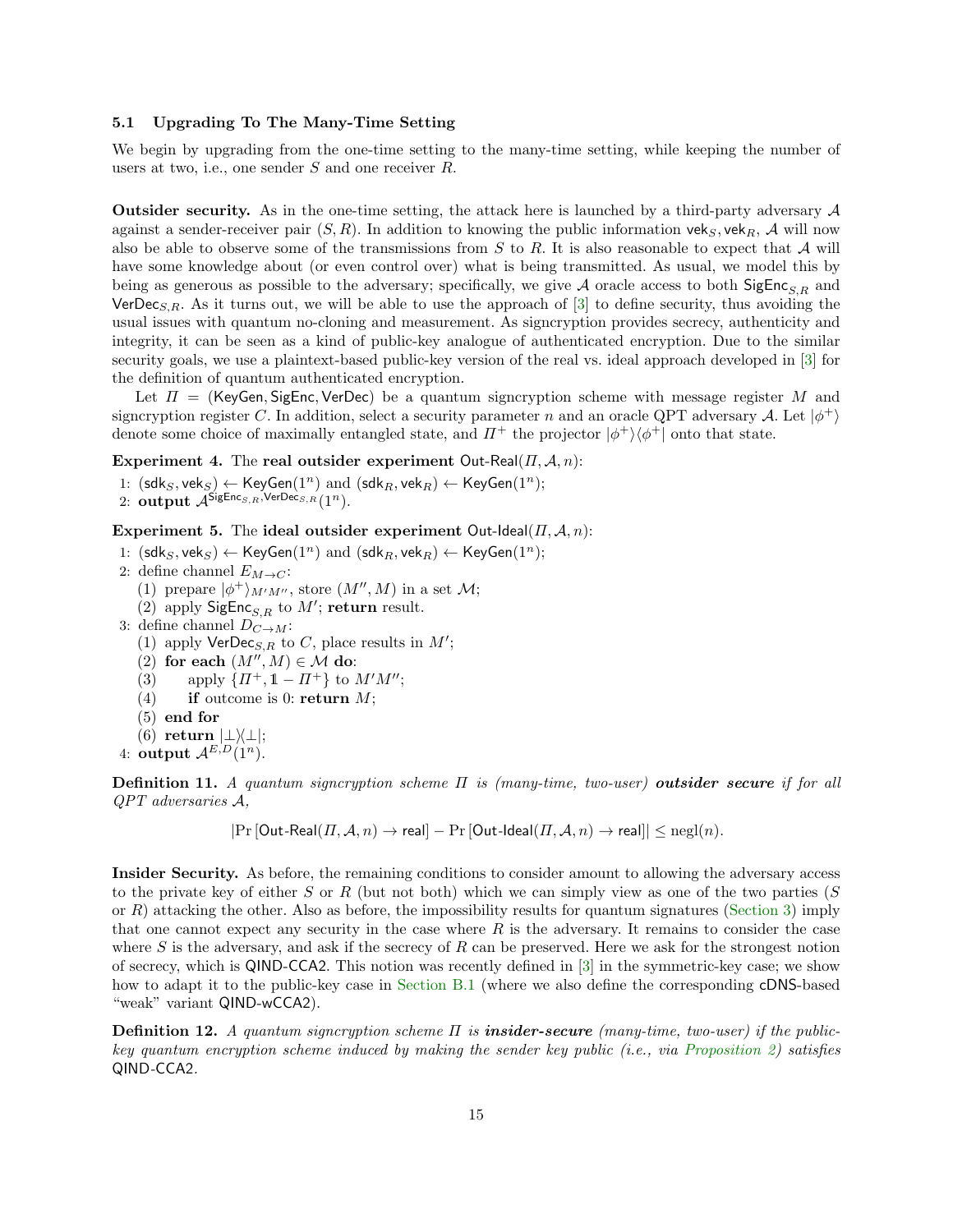### 5.1 Upgrading To The Many-Time Setting

We begin by upgrading from the one-time setting to the many-time setting, while keeping the number of users at two, i.e., one sender $S$ and one receiver $R$.

**Outsider security.** As in the one-time setting, the attack here is launched by a third-party adversary $\mathcal{A}$ against a sender-receiver pair $(S, R)$. In addition to knowing the public information $\mathsf{vek}_S, \mathsf{vek}_R$, $\mathcal{A}$ will now also be able to observe some of the transmissions from $S$ to $R$. It is also reasonable to expect that $\mathcal{A}$ will have some knowledge about (or even control over) what is being transmitted. As usual, we model this by being as generous as possible to the adversary; specifically, we give $\mathcal{A}$ oracle access to both $\mathsf{SigEnc}_{S,R}$ and $\mathsf{VerDec}_{S,R}$. As it turns out, we will be able to use the approach of [3] to define security, thus avoiding the usual issues with quantum no-cloning and measurement. As signcryption provides secrecy, authenticity and integrity, it can be seen as a kind of public-key analogue of authenticated encryption. Due to the similar security goals, we use a plaintext-based public-key version of the real vs. ideal approach developed in [3] for the definition of quantum authenticated encryption.

Let $\Pi = (\mathsf{KeyGen}, \mathsf{SigEnc}, \mathsf{VerDec})$ be a quantum signcryption scheme with message register $M$ and signcryption register $C$. In addition, select a security parameter $n$ and an oracle QPT adversary $\mathcal{A}$. Let $|\phi^+\rangle$ denote some choice of maximally entangled state, and $\Pi^+$ the projector $|\phi^+\rangle\langle\phi^+|$ onto that state.

**Experiment 4.** The **real outsider experiment** $\mathsf{Out\text{-}Real}(\Pi, \mathcal{A}, n)$:

1: $(\mathsf{sdk}_S, \mathsf{vek}_S) \leftarrow \mathsf{KeyGen}(1^n)$ and $(\mathsf{sdk}_R, \mathsf{vek}_R) \leftarrow \mathsf{KeyGen}(1^n)$;
2: **output** $\mathcal{A}^{\mathsf{SigEnc}_{S,R}, \mathsf{VerDec}_{S,R}}(1^n)$.

**Experiment 5.** The **ideal outsider experiment** $\mathsf{Out\text{-}Ideal}(\Pi, \mathcal{A}, n)$:

1: $(\mathsf{sdk}_S, \mathsf{vek}_S) \leftarrow \mathsf{KeyGen}(1^n)$ and $(\mathsf{sdk}_R, \mathsf{vek}_R) \leftarrow \mathsf{KeyGen}(1^n)$;
2: define channel $E_{M \to C}$:
  (1) prepare $|\phi^+\rangle_{M'M''}$, store $(M'', M)$ in a set $\mathcal{M}$;
  (2) apply $\mathsf{SigEnc}_{S,R}$ to $M'$; **return** result.
3: define channel $D_{C \to M}$:
  (1) apply $\mathsf{VerDec}_{S,R}$ to $C$, place results in $M'$;
  (2) **for each** $(M'', M) \in \mathcal{M}$ **do**:
  (3)   apply $\{\Pi^+, \mathbb{1} - \Pi^+\}$ to $M'M''$;
  (4)   **if** outcome is 0: **return** $M$;
  (5) **end for**
  (6) **return** $|\bot\rangle\langle\bot|$;
4: **output** $\mathcal{A}^{E,D}(1^n)$.

**Definition 11.** *A quantum signcryption scheme $\Pi$ is (many-time, two-user)* ***outsider secure*** *if for all QPT adversaries $\mathcal{A}$,*

$$|\Pr[\mathsf{Out\text{-}Real}(\Pi, \mathcal{A}, n) \to \mathsf{real}] - \Pr[\mathsf{Out\text{-}Ideal}(\Pi, \mathcal{A}, n) \to \mathsf{real}]| \leq \mathrm{negl}(n).$$

**Insider Security.** As before, the remaining conditions to consider amount to allowing the adversary access to the private key of either $S$ or $R$ (but not both) which we can simply view as one of the two parties ($S$ or $R$) attacking the other. Also as before, the impossibility results for quantum signatures (Section 3) imply that one cannot expect any security in the case where $R$ is the adversary. It remains to consider the case where $S$ is the adversary, and ask if the secrecy of $R$ can be preserved. Here we ask for the strongest notion of secrecy, which is $\mathsf{QIND\text{-}CCA2}$. This notion was recently defined in [3] in the symmetric-key case; we show how to adapt it to the public-key case in Section B.1 (where we also define the corresponding $\mathsf{cDNS}$-based "weak" variant $\mathsf{QIND\text{-}wCCA2}$).

**Definition 12.** *A quantum signcryption scheme $\Pi$ is* ***insider-secure*** *(many-time, two-user) if the public-key quantum encryption scheme induced by making the sender key public (i.e., via Proposition 2) satisfies* $\mathsf{QIND\text{-}CCA2}$.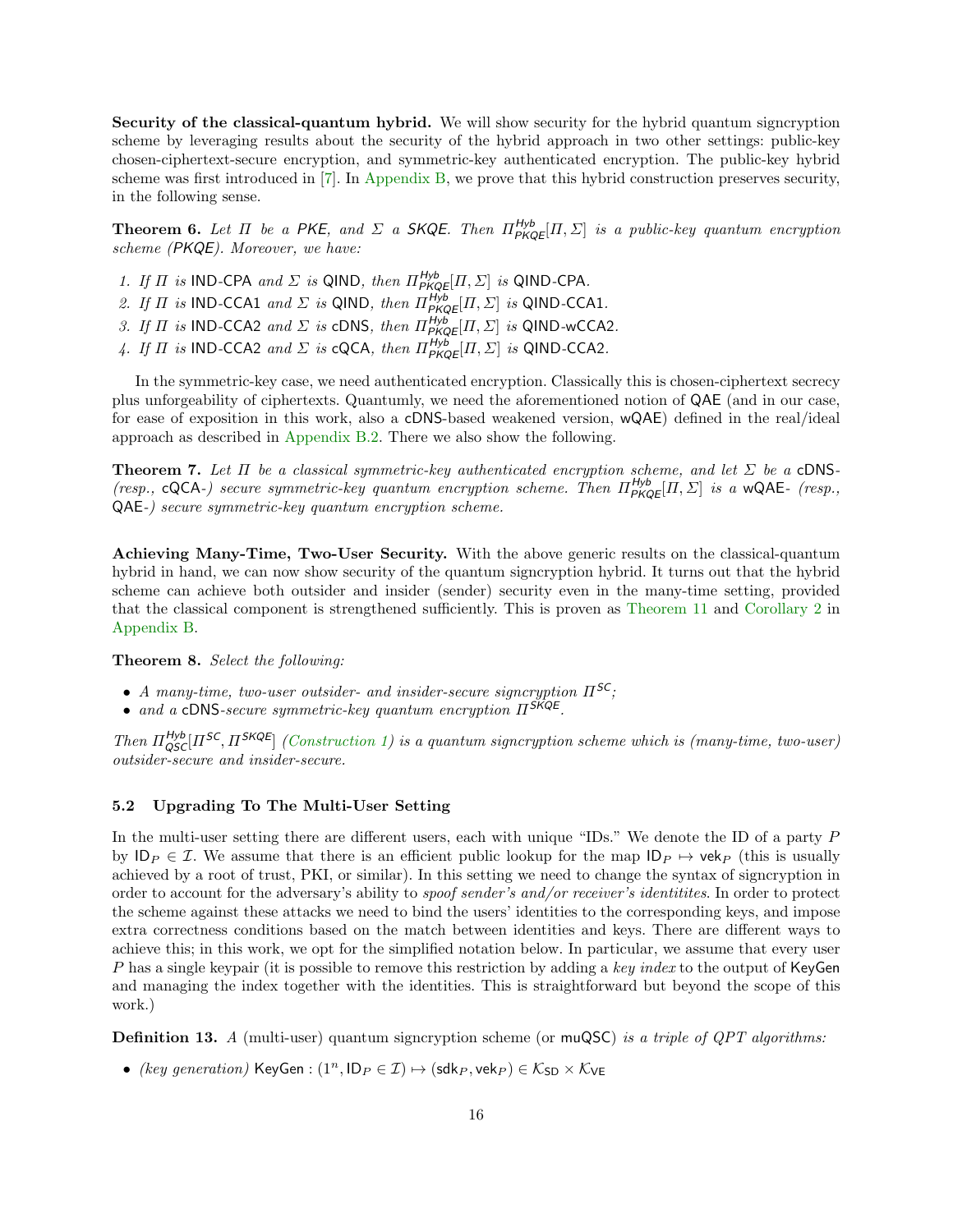**Security of the classical-quantum hybrid.** We will show security for the hybrid quantum signcryption scheme by leveraging results about the security of the hybrid approach in two other settings: public-key chosen-ciphertext-secure encryption, and symmetric-key authenticated encryption. The public-key hybrid scheme was first introduced in [7]. In Appendix B, we prove that this hybrid construction preserves security, in the following sense.

**Theorem 6.** *Let $\Pi$ be a* PKE*, and $\Sigma$ a* SKQE*. Then $\Pi^{\mathsf{Hyb}}_{\mathsf{PKQE}}[\Pi, \Sigma]$ is a public-key quantum encryption scheme (*PKQE*). Moreover, we have:*

1. *If $\Pi$ is* IND-CPA *and $\Sigma$ is* QIND*, then $\Pi^{\mathsf{Hyb}}_{\mathsf{PKQE}}[\Pi, \Sigma]$ is* QIND-CPA*.*
2. *If $\Pi$ is* IND-CCA1 *and $\Sigma$ is* QIND*, then $\Pi^{\mathsf{Hyb}}_{\mathsf{PKQE}}[\Pi, \Sigma]$ is* QIND-CCA1*.*
3. *If $\Pi$ is* IND-CCA2 *and $\Sigma$ is* cDNS*, then $\Pi^{\mathsf{Hyb}}_{\mathsf{PKQE}}[\Pi, \Sigma]$ is* QIND-wCCA2*.*
4. *If $\Pi$ is* IND-CCA2 *and $\Sigma$ is* cQCA*, then $\Pi^{\mathsf{Hyb}}_{\mathsf{PKQE}}[\Pi, \Sigma]$ is* QIND-CCA2*.*

In the symmetric-key case, we need authenticated encryption. Classically this is chosen-ciphertext secrecy plus unforgeability of ciphertexts. Quantumly, we need the aforementioned notion of QAE (and in our case, for ease of exposition in this work, also a cDNS-based weakened version, wQAE) defined in the real/ideal approach as described in Appendix B.2. There we also show the following.

**Theorem 7.** *Let $\Pi$ be a classical symmetric-key authenticated encryption scheme, and let $\Sigma$ be a* cDNS*- (resp.,* cQCA*-) secure symmetric-key quantum encryption scheme. Then $\Pi^{\mathsf{Hyb}}_{\mathsf{PKQE}}[\Pi, \Sigma]$ is a* wQAE*- (resp.,* QAE*-) secure symmetric-key quantum encryption scheme.*

**Achieving Many-Time, Two-User Security.** With the above generic results on the classical-quantum hybrid in hand, we can now show security of the quantum signcryption hybrid. It turns out that the hybrid scheme can achieve both outsider and insider (sender) security even in the many-time setting, provided that the classical component is strengthened sufficiently. This is proven as Theorem 11 and Corollary 2 in Appendix B.

**Theorem 8.** *Select the following:*

- *A many-time, two-user outsider- and insider-secure signcryption $\Pi^{\mathsf{SC}}$;*
- *and a* cDNS*-secure symmetric-key quantum encryption $\Pi^{\mathsf{SKQE}}$.*

*Then $\Pi^{\mathsf{Hyb}}_{\mathsf{QSC}}[\Pi^{\mathsf{SC}}, \Pi^{\mathsf{SKQE}}]$ (Construction 1) is a quantum signcryption scheme which is (many-time, two-user) outsider-secure and insider-secure.*

## 5.2 Upgrading To The Multi-User Setting

In the multi-user setting there are different users, each with unique "IDs." We denote the ID of a party $P$ by $\mathsf{ID}_P \in \mathcal{I}$. We assume that there is an efficient public lookup for the map $\mathsf{ID}_P \mapsto \mathsf{vek}_P$ (this is usually achieved by a root of trust, PKI, or similar). In this setting we need to change the syntax of signcryption in order to account for the adversary's ability to *spoof sender's and/or receiver's identitites*. In order to protect the scheme against these attacks we need to bind the users' identities to the corresponding keys, and impose extra correctness conditions based on the match between identities and keys. There are different ways to achieve this; in this work, we opt for the simplified notation below. In particular, we assume that every user $P$ has a single keypair (it is possible to remove this restriction by adding a *key index* to the output of KeyGen and managing the index together with the identities. This is straightforward but beyond the scope of this work.)

**Definition 13.** *A* (multi-user) quantum signcryption scheme (or muQSC) *is a triple of QPT algorithms:*

- *(key generation)* $\mathsf{KeyGen} : (1^n, \mathsf{ID}_P \in \mathcal{I}) \mapsto (\mathsf{sdk}_P, \mathsf{vek}_P) \in \mathcal{K}_{\mathsf{SD}} \times \mathcal{K}_{\mathsf{VE}}$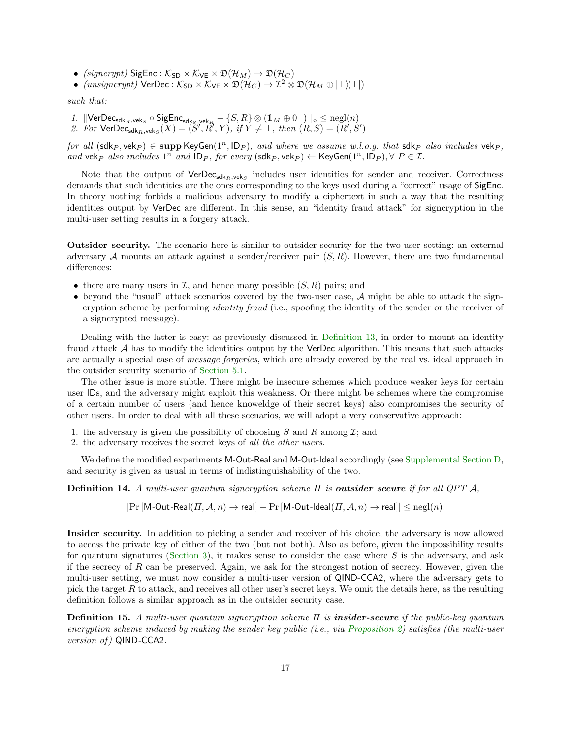- *(signcrypt)* $\mathsf{SigEnc} : \mathcal{K}_{\mathsf{SD}} \times \mathcal{K}_{\mathsf{VE}} \times \mathfrak{D}(\mathcal{H}_M) \to \mathfrak{D}(\mathcal{H}_C)$
- *(unsigncrypt)* $\mathsf{VerDec} : \mathcal{K}_{\mathsf{SD}} \times \mathcal{K}_{\mathsf{VE}} \times \mathfrak{D}(\mathcal{H}_C) \to \mathcal{I}^2 \otimes \mathfrak{D}(\mathcal{H}_M \oplus |\bot\rangle\langle\bot|)$

*such that:*

1. $\|\mathsf{VerDec}_{\mathsf{sdk}_R,\mathsf{vek}_S} \circ \mathsf{SigEnc}_{\mathsf{sdk}_S,\mathsf{vek}_R} - \{S, R\} \otimes (\mathbb{1}_M \oplus 0_\bot)\|_\diamond \leq \mathrm{negl}(n)$
2. *For* $\mathsf{VerDec}_{\mathsf{sdk}_R,\mathsf{vek}_S}(X) = (S', R', Y)$*, if* $Y \neq \bot$*, then* $(R, S) = (R', S')$

*for all* $(\mathsf{sdk}_P, \mathsf{vek}_P) \in \mathbf{supp}\,\mathsf{KeyGen}(1^n, \mathsf{ID}_P)$*, and where we assume w.l.o.g. that* $\mathsf{sdk}_P$ *also includes* $\mathsf{vek}_P$*, and* $\mathsf{vek}_P$ *also includes* $1^n$ *and* $\mathsf{ID}_P$*, for every* $(\mathsf{sdk}_P, \mathsf{vek}_P) \leftarrow \mathsf{KeyGen}(1^n, \mathsf{ID}_P), \forall\ P \in \mathcal{I}$*.*

Note that the output of $\mathsf{VerDec}_{\mathsf{sdk}_R,\mathsf{vek}_S}$ includes user identities for sender and receiver. Correctness demands that such identities are the ones corresponding to the keys used during a "correct" usage of $\mathsf{SigEnc}$. In theory nothing forbids a malicious adversary to modify a ciphertext in such a way that the resulting identities output by $\mathsf{VerDec}$ are different. In this sense, an "identity fraud attack" for signcryption in the multi-user setting results in a forgery attack.

**Outsider security.** The scenario here is similar to outsider security for the two-user setting: an external adversary $\mathcal{A}$ mounts an attack against a sender/receiver pair $(S, R)$. However, there are two fundamental differences:

- there are many users in $\mathcal{I}$, and hence many possible $(S, R)$ pairs; and
- beyond the "usual" attack scenarios covered by the two-user case, $\mathcal{A}$ might be able to attack the signcryption scheme by performing *identity fraud* (i.e., spoofing the identity of the sender or the receiver of a signcrypted message).

Dealing with the latter is easy: as previously discussed in Definition 13, in order to mount an identity fraud attack $\mathcal{A}$ has to modify the identities output by the $\mathsf{VerDec}$ algorithm. This means that such attacks are actually a special case of *message forgeries*, which are already covered by the real vs. ideal approach in the outsider security scenario of Section 5.1.

The other issue is more subtle. There might be insecure schemes which produce weaker keys for certain user IDs, and the adversary might exploit this weakness. Or there might be schemes where the compromise of a certain number of users (and hence knoweldge of their secret keys) also compromises the security of other users. In order to deal with all these scenarios, we will adopt a very conservative approach:

1. the adversary is given the possibility of choosing $S$ and $R$ among $\mathcal{I}$; and
2. the adversary receives the secret keys of *all the other users*.

We define the modified experiments M-Out-Real and M-Out-Ideal accordingly (see Supplemental Section D, and security is given as usual in terms of indistinguishability of the two.

**Definition 14.** *A multi-user quantum signcryption scheme* $\Pi$ *is* ***outsider secure*** *if for all QPT* $\mathcal{A}$*,*

$$|\Pr[\mathsf{M\text{-}Out\text{-}Real}(\Pi, \mathcal{A}, n) \to \mathsf{real}] - \Pr[\mathsf{M\text{-}Out\text{-}Ideal}(\Pi, \mathcal{A}, n) \to \mathsf{real}]| \leq \mathrm{negl}(n).$$

**Insider security.** In addition to picking a sender and receiver of his choice, the adversary is now allowed to access the private key of either of the two (but not both). Also as before, given the impossibility results for quantum signatures (Section 3), it makes sense to consider the case where $S$ is the adversary, and ask if the secrecy of $R$ can be preserved. Again, we ask for the strongest notion of secrecy. However, given the multi-user setting, we must now consider a multi-user version of QIND-CCA2, where the adversary gets to pick the target $R$ to attack, and receives all other user's secret keys. We omit the details here, as the resulting definition follows a similar approach as in the outsider security case.

**Definition 15.** *A multi-user quantum signcryption scheme* $\Pi$ *is* ***insider-secure*** *if the public-key quantum encryption scheme induced by making the sender key public (i.e., via Proposition 2) satisfies (the multi-user version of)* QIND-CCA2*.*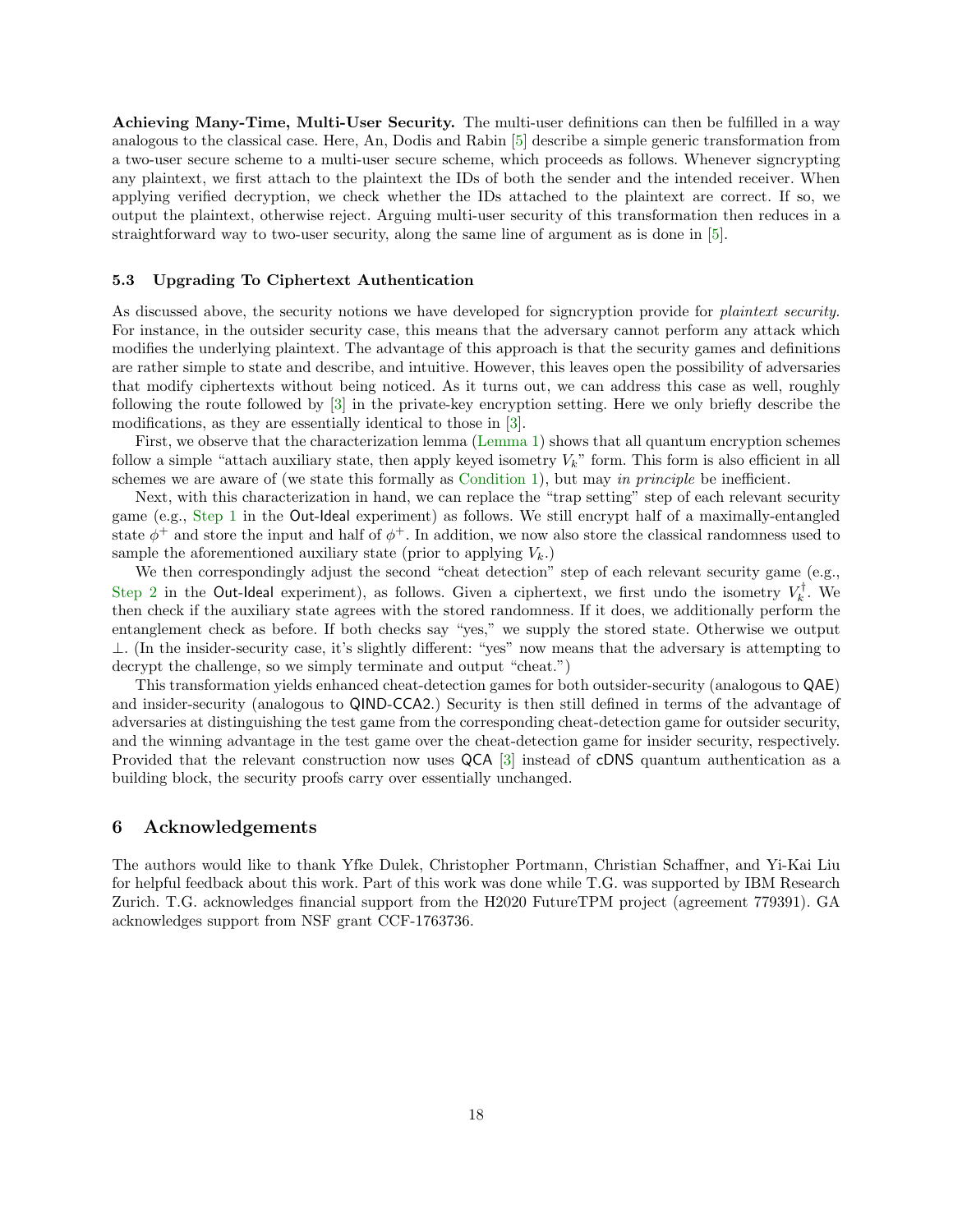**Achieving Many-Time, Multi-User Security.** The multi-user definitions can then be fulfilled in a way analogous to the classical case. Here, An, Dodis and Rabin [5] describe a simple generic transformation from a two-user secure scheme to a multi-user secure scheme, which proceeds as follows. Whenever signcrypting any plaintext, we first attach to the plaintext the IDs of both the sender and the intended receiver. When applying verified decryption, we check whether the IDs attached to the plaintext are correct. If so, we output the plaintext, otherwise reject. Arguing multi-user security of this transformation then reduces in a straightforward way to two-user security, along the same line of argument as is done in [5].

### 5.3 Upgrading To Ciphertext Authentication

As discussed above, the security notions we have developed for signcryption provide for *plaintext security.* For instance, in the outsider security case, this means that the adversary cannot perform any attack which modifies the underlying plaintext. The advantage of this approach is that the security games and definitions are rather simple to state and describe, and intuitive. However, this leaves open the possibility of adversaries that modify ciphertexts without being noticed. As it turns out, we can address this case as well, roughly following the route followed by [3] in the private-key encryption setting. Here we only briefly describe the modifications, as they are essentially identical to those in [3].

First, we observe that the characterization lemma (Lemma 1) shows that all quantum encryption schemes follow a simple "attach auxiliary state, then apply keyed isometry $V_k$" form. This form is also efficient in all schemes we are aware of (we state this formally as Condition 1), but may *in principle* be inefficient.

Next, with this characterization in hand, we can replace the "trap setting" step of each relevant security game (e.g., Step 1 in the Out-Ideal experiment) as follows. We still encrypt half of a maximally-entangled state $\phi^+$ and store the input and half of $\phi^+$. In addition, we now also store the classical randomness used to sample the aforementioned auxiliary state (prior to applying $V_k$.)

We then correspondingly adjust the second "cheat detection" step of each relevant security game (e.g., Step 2 in the Out-Ideal experiment), as follows. Given a ciphertext, we first undo the isometry $V_k^\dagger$. We then check if the auxiliary state agrees with the stored randomness. If it does, we additionally perform the entanglement check as before. If both checks say "yes," we supply the stored state. Otherwise we output $\perp$. (In the insider-security case, it's slightly different: "yes" now means that the adversary is attempting to decrypt the challenge, so we simply terminate and output "cheat.")

This transformation yields enhanced cheat-detection games for both outsider-security (analogous to QAE) and insider-security (analogous to QIND-CCA2.) Security is then still defined in terms of the advantage of adversaries at distinguishing the test game from the corresponding cheat-detection game for outsider security, and the winning advantage in the test game over the cheat-detection game for insider security, respectively. Provided that the relevant construction now uses QCA [3] instead of cDNS quantum authentication as a building block, the security proofs carry over essentially unchanged.

## 6 Acknowledgements

The authors would like to thank Yfke Dulek, Christopher Portmann, Christian Schaffner, and Yi-Kai Liu for helpful feedback about this work. Part of this work was done while T.G. was supported by IBM Research Zurich. T.G. acknowledges financial support from the H2020 FutureTPM project (agreement 779391). GA acknowledges support from NSF grant CCF-1763736.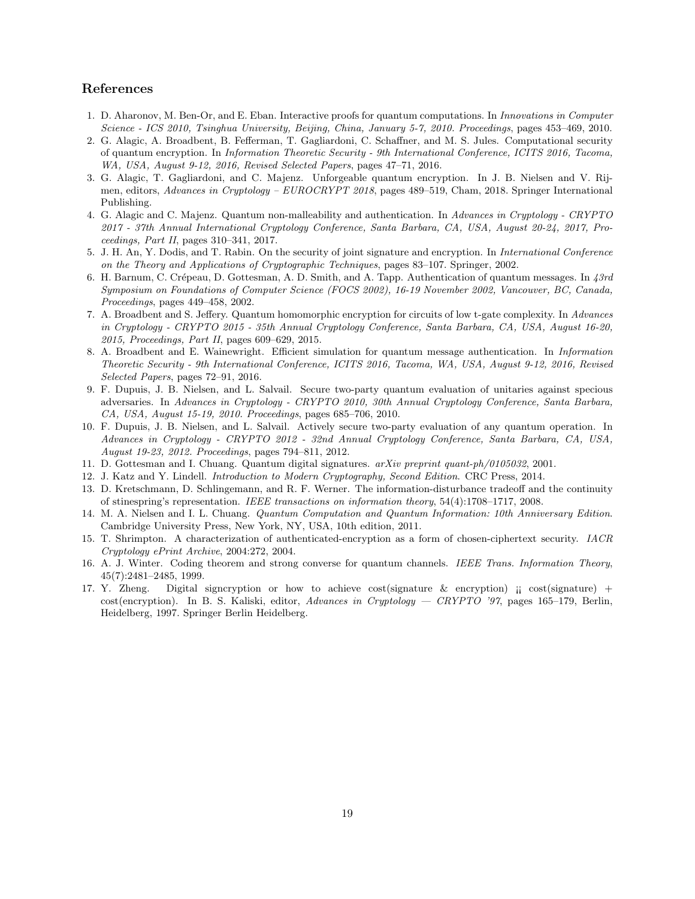## References

1. D. Aharonov, M. Ben-Or, and E. Eban. Interactive proofs for quantum computations. In *Innovations in Computer Science - ICS 2010, Tsinghua University, Beijing, China, January 5-7, 2010. Proceedings*, pages 453–469, 2010.
2. G. Alagic, A. Broadbent, B. Fefferman, T. Gagliardoni, C. Schaffner, and M. S. Jules. Computational security of quantum encryption. In *Information Theoretic Security - 9th International Conference, ICITS 2016, Tacoma, WA, USA, August 9-12, 2016, Revised Selected Papers*, pages 47–71, 2016.
3. G. Alagic, T. Gagliardoni, and C. Majenz. Unforgeable quantum encryption. In J. B. Nielsen and V. Rijmen, editors, *Advances in Cryptology – EUROCRYPT 2018*, pages 489–519, Cham, 2018. Springer International Publishing.
4. G. Alagic and C. Majenz. Quantum non-malleability and authentication. In *Advances in Cryptology - CRYPTO 2017 - 37th Annual International Cryptology Conference, Santa Barbara, CA, USA, August 20-24, 2017, Proceedings, Part II*, pages 310–341, 2017.
5. J. H. An, Y. Dodis, and T. Rabin. On the security of joint signature and encryption. In *International Conference on the Theory and Applications of Cryptographic Techniques*, pages 83–107. Springer, 2002.
6. H. Barnum, C. Crépeau, D. Gottesman, A. D. Smith, and A. Tapp. Authentication of quantum messages. In *43rd Symposium on Foundations of Computer Science (FOCS 2002), 16-19 November 2002, Vancouver, BC, Canada, Proceedings*, pages 449–458, 2002.
7. A. Broadbent and S. Jeffery. Quantum homomorphic encryption for circuits of low t-gate complexity. In *Advances in Cryptology - CRYPTO 2015 - 35th Annual Cryptology Conference, Santa Barbara, CA, USA, August 16-20, 2015, Proceedings, Part II*, pages 609–629, 2015.
8. A. Broadbent and E. Wainewright. Efficient simulation for quantum message authentication. In *Information Theoretic Security - 9th International Conference, ICITS 2016, Tacoma, WA, USA, August 9-12, 2016, Revised Selected Papers*, pages 72–91, 2016.
9. F. Dupuis, J. B. Nielsen, and L. Salvail. Secure two-party quantum evaluation of unitaries against specious adversaries. In *Advances in Cryptology - CRYPTO 2010, 30th Annual Cryptology Conference, Santa Barbara, CA, USA, August 15-19, 2010. Proceedings*, pages 685–706, 2010.
10. F. Dupuis, J. B. Nielsen, and L. Salvail. Actively secure two-party evaluation of any quantum operation. In *Advances in Cryptology - CRYPTO 2012 - 32nd Annual Cryptology Conference, Santa Barbara, CA, USA, August 19-23, 2012. Proceedings*, pages 794–811, 2012.
11. D. Gottesman and I. Chuang. Quantum digital signatures. *arXiv preprint quant-ph/0105032*, 2001.
12. J. Katz and Y. Lindell. *Introduction to Modern Cryptography, Second Edition*. CRC Press, 2014.
13. D. Kretschmann, D. Schlingemann, and R. F. Werner. The information-disturbance tradeoff and the continuity of stinespring's representation. *IEEE transactions on information theory*, 54(4):1708–1717, 2008.
14. M. A. Nielsen and I. L. Chuang. *Quantum Computation and Quantum Information: 10th Anniversary Edition*. Cambridge University Press, New York, NY, USA, 10th edition, 2011.
15. T. Shrimpton. A characterization of authenticated-encryption as a form of chosen-ciphertext security. *IACR Cryptology ePrint Archive*, 2004:272, 2004.
16. A. J. Winter. Coding theorem and strong converse for quantum channels. *IEEE Trans. Information Theory*, 45(7):2481–2485, 1999.
17. Y. Zheng. Digital signcryption or how to achieve cost(signature & encryption) ¡¡ cost(signature) + cost(encryption). In B. S. Kaliski, editor, *Advances in Cryptology — CRYPTO '97*, pages 165–179, Berlin, Heidelberg, 1997. Springer Berlin Heidelberg.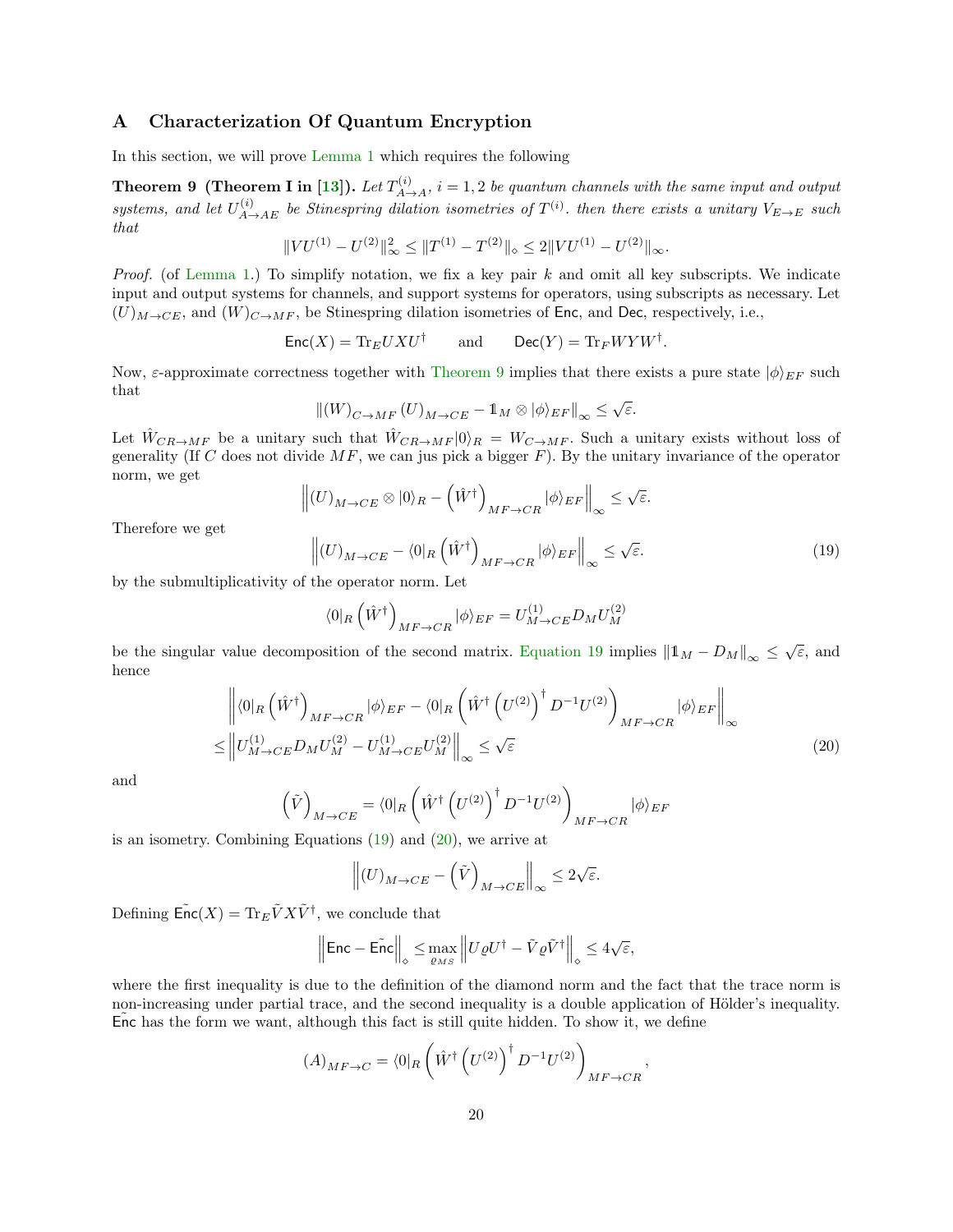# A Characterization Of Quantum Encryption

In this section, we will prove Lemma 1 which requires the following

**Theorem 9 (Theorem I in [13]).** *Let $T^{(i)}_{A\to A}$, $i=1,2$ be quantum channels with the same input and output systems, and let $U^{(i)}_{A\to AE}$ be Stinespring dilation isometries of $T^{(i)}$. then there exists a unitary $V_{E\to E}$ such that*

$$\|VU^{(1)}-U^{(2)}\|_\infty^2 \le \|T^{(1)}-T^{(2)}\|_\diamond \le 2\|VU^{(1)}-U^{(2)}\|_\infty.$$

*Proof.* (of Lemma 1.) To simplify notation, we fix a key pair $k$ and omit all key subscripts. We indicate input and output systems for channels, and support systems for operators, using subscripts as necessary. Let $(U)_{M\to CE}$, and $(W)_{C\to MF}$, be Stinespring dilation isometries of $\mathsf{Enc}$, and $\mathsf{Dec}$, respectively, i.e.,

$$\mathsf{Enc}(X) = \mathrm{Tr}_E UXU^\dagger \qquad \text{and} \qquad \mathsf{Dec}(Y) = \mathrm{Tr}_F WYW^\dagger.$$

Now, $\varepsilon$-approximate correctness together with Theorem 9 implies that there exists a pure state $|\phi\rangle_{EF}$ such that

$$\|(W)_{C\to MF}(U)_{M\to CE} - \mathbb{1}_M \otimes |\phi\rangle_{EF}\|_\infty \le \sqrt{\varepsilon}.$$

Let $\hat{W}_{CR\to MF}$ be a unitary such that $\hat{W}_{CR\to MF}|0\rangle_R = W_{C\to MF}$. Such a unitary exists without loss of generality (If $C$ does not divide $MF$, we can jus pick a bigger $F$). By the unitary invariance of the operator norm, we get

$$\left\|(U)_{M\to CE}\otimes|0\rangle_R - \left(\hat{W}^\dagger\right)_{MF\to CR}|\phi\rangle_{EF}\right\|_\infty \le \sqrt{\varepsilon}.$$

Therefore we get

$$\left\|(U)_{M\to CE} - \langle 0|_R\left(\hat{W}^\dagger\right)_{MF\to CR}|\phi\rangle_{EF}\right\|_\infty \le \sqrt{\varepsilon}. \tag{19}$$

by the submultiplicativity of the operator norm. Let

$$\langle 0|_R\left(\hat{W}^\dagger\right)_{MF\to CR}|\phi\rangle_{EF} = U^{(1)}_{M\to CE}D_M U^{(2)}_M$$

be the singular value decomposition of the second matrix. Equation 19 implies $\|\mathbb{1}_M - D_M\|_\infty \le \sqrt{\varepsilon}$, and hence

$$\begin{aligned}
&\left\|\langle 0|_R\left(\hat{W}^\dagger\right)_{MF\to CR}|\phi\rangle_{EF} - \langle 0|_R\left(\hat{W}^\dagger\left(U^{(2)}\right)^\dagger D^{-1}U^{(2)}\right)_{MF\to CR}|\phi\rangle_{EF}\right\|_\infty \\
\le &\left\|U^{(1)}_{M\to CE}D_M U^{(2)}_M - U^{(1)}_{M\to CE}U^{(2)}_M\right\|_\infty \le \sqrt{\varepsilon}
\end{aligned} \tag{20}$$

and

$$\left(\tilde{V}\right)_{M\to CE} = \langle 0|_R\left(\hat{W}^\dagger\left(U^{(2)}\right)^\dagger D^{-1}U^{(2)}\right)_{MF\to CR}|\phi\rangle_{EF}$$

is an isometry. Combining Equations (19) and (20), we arrive at

$$\left\|(U)_{M\to CE} - \left(\tilde{V}\right)_{M\to CE}\right\|_\infty \le 2\sqrt{\varepsilon}.$$

Defining $\tilde{\mathsf{Enc}}(X) = \mathrm{Tr}_E\tilde{V}X\tilde{V}^\dagger$, we conclude that

$$\left\|\mathsf{Enc}-\tilde{\mathsf{Enc}}\right\|_\diamond \le \max_{\varrho_{MS}}\left\|U\varrho U^\dagger - \tilde{V}\varrho\tilde{V}^\dagger\right\|_\diamond \le 4\sqrt{\varepsilon},$$

where the first inequality is due to the definition of the diamond norm and the fact that the trace norm is non-increasing under partial trace, and the second inequality is a double application of Hölder's inequality. $\tilde{\mathsf{Enc}}$ has the form we want, although this fact is still quite hidden. To show it, we define

$$(A)_{MF\to C} = \langle 0|_R\left(\hat{W}^\dagger\left(U^{(2)}\right)^\dagger D^{-1}U^{(2)}\right)_{MF\to CR},$$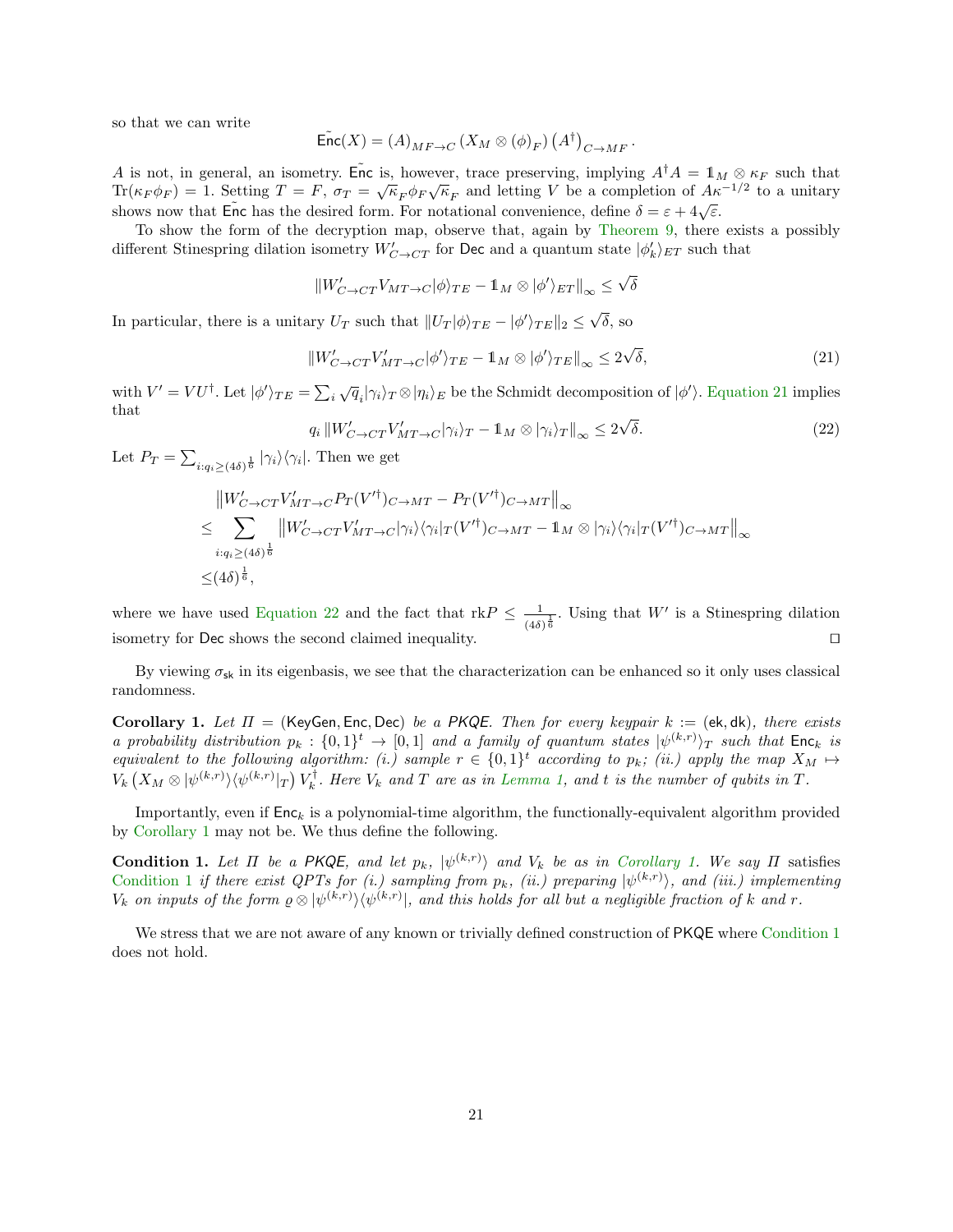so that we can write

$$\tilde{\mathsf{Enc}}(X) = (A)_{MF\to C} \left(X_M \otimes (\phi)_F\right) \left(A^\dagger\right)_{C\to MF}.$$

$A$ is not, in general, an isometry. $\tilde{\mathsf{Enc}}$ is, however, trace preserving, implying $A^\dagger A = \mathbb{1}_M \otimes \kappa_F$ such that $\mathrm{Tr}(\kappa_F \phi_F) = 1$. Setting $T = F$, $\sigma_T = \sqrt{\kappa}_F \phi_F \sqrt{\kappa}_F$ and letting $V$ be a completion of $A\kappa^{-1/2}$ to a unitary shows now that $\tilde{\mathsf{Enc}}$ has the desired form. For notational convenience, define $\delta = \varepsilon + 4\sqrt{\varepsilon}$.

To show the form of the decryption map, observe that, again by Theorem 9, there exists a possibly different Stinespring dilation isometry $W'_{C\to CT}$ for $\mathsf{Dec}$ and a quantum state $|\phi'_k\rangle_{ET}$ such that

$$\|W'_{C\to CT} V_{MT\to C} |\phi\rangle_{TE} - \mathbb{1}_M \otimes |\phi'\rangle_{ET}\|_\infty \leq \sqrt{\delta}$$

In particular, there is a unitary $U_T$ such that $\|U_T|\phi\rangle_{TE} - |\phi'\rangle_{TE}\|_2 \leq \sqrt{\delta}$, so

$$\|W'_{C\to CT} V'_{MT\to C} |\phi'\rangle_{TE} - \mathbb{1}_M \otimes |\phi'\rangle_{TE}\|_\infty \leq 2\sqrt{\delta}, \tag{21}$$

with $V' = VU^\dagger$. Let $|\phi'\rangle_{TE} = \sum_i \sqrt{q}_i |\gamma_i\rangle_T \otimes |\eta_i\rangle_E$ be the Schmidt decomposition of $|\phi'\rangle$. Equation 21 implies that

$$q_i \|W'_{C\to CT} V'_{MT\to C} |\gamma_i\rangle_T - \mathbb{1}_M \otimes |\gamma_i\rangle_T\|_\infty \leq 2\sqrt{\delta}. \tag{22}$$

Let $P_T = \sum_{i: q_i \geq (4\delta)^{\frac{1}{6}}} |\gamma_i\rangle\langle\gamma_i|$. Then we get

$$\begin{aligned}
&\left\|W'_{C\to CT} V'_{MT\to C} P_T (V'^\dagger)_{C\to MT} - P_T (V'^\dagger)_{C\to MT}\right\|_\infty \\
\leq & \sum_{i: q_i \geq (4\delta)^{\frac{1}{6}}} \left\|W'_{C\to CT} V'_{MT\to C} |\gamma_i\rangle\langle\gamma_i|_T (V'^\dagger)_{C\to MT} - \mathbb{1}_M \otimes |\gamma_i\rangle\langle\gamma_i|_T (V'^\dagger)_{C\to MT}\right\|_\infty \\
\leq & (4\delta)^{\frac{1}{6}},
\end{aligned}$$

where we have used Equation 22 and the fact that $\mathrm{rk} P \leq \frac{1}{(4\delta)^{\frac{1}{6}}}$. Using that $W'$ is a Stinespring dilation isometry for $\mathsf{Dec}$ shows the second claimed inequality. $\square$

By viewing $\sigma_{\mathsf{sk}}$ in its eigenbasis, we see that the characterization can be enhanced so it only uses classical randomness.

**Corollary 1.** *Let $\Pi = (\mathsf{KeyGen}, \mathsf{Enc}, \mathsf{Dec})$ be a PKQE. Then for every keypair $k := (\mathsf{ek}, \mathsf{dk})$, there exists a probability distribution $p_k : \{0,1\}^t \to [0,1]$ and a family of quantum states $|\psi^{(k,r)}\rangle_T$ such that $\mathsf{Enc}_k$ is equivalent to the following algorithm: (i.) sample $r \in \{0,1\}^t$ according to $p_k$; (ii.) apply the map $X_M \mapsto V_k \left(X_M \otimes |\psi^{(k,r)}\rangle\langle\psi^{(k,r)}|_T\right) V_k^\dagger$. Here $V_k$ and $T$ are as in Lemma 1, and $t$ is the number of qubits in $T$.*

Importantly, even if $\mathsf{Enc}_k$ is a polynomial-time algorithm, the functionally-equivalent algorithm provided by Corollary 1 may not be. We thus define the following.

**Condition 1.** *Let $\Pi$ be a PKQE, and let $p_k$, $|\psi^{(k,r)}\rangle$ and $V_k$ be as in Corollary 1. We say $\Pi$* satisfies *Condition 1 if there exist QPTs for (i.) sampling from $p_k$, (ii.) preparing $|\psi^{(k,r)}\rangle$, and (iii.) implementing $V_k$ on inputs of the form $\varrho \otimes |\psi^{(k,r)}\rangle\langle\psi^{(k,r)}|$, and this holds for all but a negligible fraction of $k$ and $r$.*

We stress that we are not aware of any known or trivially defined construction of $\mathsf{PKQE}$ where Condition 1 does not hold.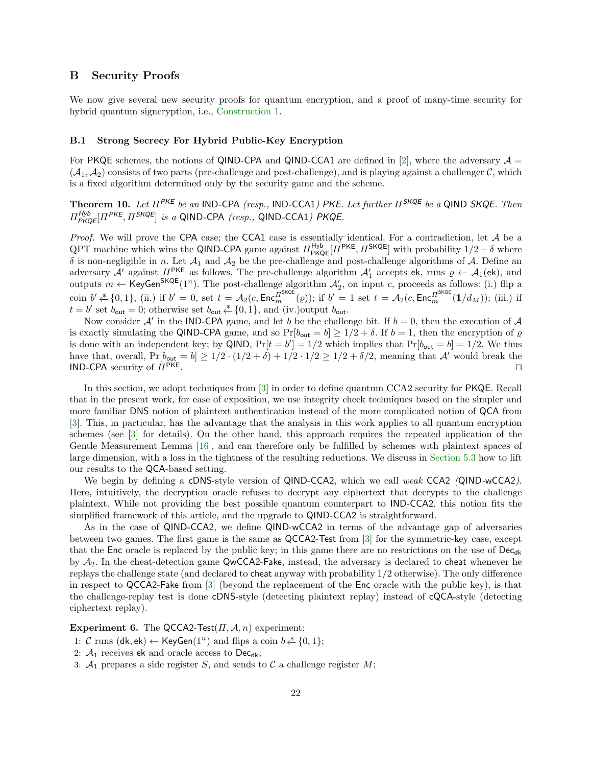## B Security Proofs

We now give several new security proofs for quantum encryption, and a proof of many-time security for hybrid quantum signcryption, i.e., Construction 1.

### B.1 Strong Secrecy For Hybrid Public-Key Encryption

For PKQE schemes, the notions of QIND-CPA and QIND-CCA1 are defined in [2], where the adversary $\mathcal{A} = (\mathcal{A}_1, \mathcal{A}_2)$ consists of two parts (pre-challenge and post-challenge), and is playing against a challenger $\mathcal{C}$, which is a fixed algorithm determined only by the security game and the scheme.

**Theorem 10.** *Let $\Pi^{\mathsf{PKE}}$ be an* IND-CPA *(resp.,* IND-CCA1*) PKE. Let further $\Pi^{\mathsf{SKQE}}$ be a* QIND *SKQE. Then $\Pi^{\mathsf{Hyb}}_{\mathsf{PKQE}}[\Pi^{\mathsf{PKE}}, \Pi^{\mathsf{SKQE}}]$ is a* QIND-CPA *(resp.,* QIND-CCA1*) PKQE.*

*Proof.* We will prove the CPA case; the CCA1 case is essentially identical. For a contradiction, let $\mathcal{A}$ be a QPT machine which wins the QIND-CPA game against $\Pi^{\mathsf{Hyb}}_{\mathsf{PKQE}}[\Pi^{\mathsf{PKE}}, \Pi^{\mathsf{SKQE}}]$ with probability $1/2 + \delta$ where $\delta$ is non-negligible in $n$. Let $\mathcal{A}_1$ and $\mathcal{A}_2$ be the pre-challenge and post-challenge algorithms of $\mathcal{A}$. Define an adversary $\mathcal{A}'$ against $\Pi^{\mathsf{PKE}}$ as follows. The pre-challenge algorithm $\mathcal{A}'_1$ accepts $\mathsf{ek}$, runs $\varrho \leftarrow \mathcal{A}_1(\mathsf{ek})$, and outputs $m \leftarrow \mathsf{KeyGen}^{\mathsf{SKQE}}(1^n)$. The post-challenge algorithm $\mathcal{A}'_2$, on input $c$, proceeds as follows: (i.) flip a coin $b' \xleftarrow{\$} \{0,1\}$, (ii.) if $b' = 0$, set $t = \mathcal{A}_2(c, \mathsf{Enc}_m^{\Pi^{\mathsf{SKQE}}}(\varrho))$; if $b' = 1$ set $t = \mathcal{A}_2(c, \mathsf{Enc}_m^{\Pi^{\mathsf{SKQE}}}(\mathbb{1}/d_M))$; (iii.) if $t = b'$ set $b_{\mathsf{out}} = 0$; otherwise set $b_{\mathsf{out}} \xleftarrow{\$} \{0,1\}$, and (iv.)output $b_{\mathsf{out}}$.

Now consider $\mathcal{A}'$ in the IND-CPA game, and let $b$ be the challenge bit. If $b = 0$, then the execution of $\mathcal{A}$ is exactly simulating the QIND-CPA game, and so $\Pr[b_{\mathsf{out}} = b] \geq 1/2 + \delta$. If $b = 1$, then the encryption of $\varrho$ is done with an independent key; by QIND, $\Pr[t = b'] = 1/2$ which implies that $\Pr[b_{\mathsf{out}} = b] = 1/2$. We thus have that, overall, $\Pr[b_{\mathsf{out}} = b] \geq 1/2 \cdot (1/2 + \delta) + 1/2 \cdot 1/2 \geq 1/2 + \delta/2$, meaning that $\mathcal{A}'$ would break the IND-CPA security of $\Pi^{\mathsf{PKE}}$. ◻

In this section, we adopt techniques from [3] in order to define quantum CCA2 security for PKQE. Recall that in the present work, for ease of exposition, we use integrity check techniques based on the simpler and more familiar DNS notion of plaintext authentication instead of the more complicated notion of QCA from [3]. This, in particular, has the advantage that the analysis in this work applies to all quantum encryption schemes (see [3] for details). On the other hand, this approach requires the repeated application of the Gentle Measurement Lemma [16], and can therefore only be fulfilled by schemes with plaintext spaces of large dimension, with a loss in the tightness of the resulting reductions. We discuss in Section 5.3 how to lift our results to the QCA-based setting.

We begin by defining a cDNS-style version of QIND-CCA2, which we call *weak* CCA2 *(*QIND-wCCA2*)*. Here, intuitively, the decryption oracle refuses to decrypt any ciphertext that decrypts to the challenge plaintext. While not providing the best possible quantum counterpart to IND-CCA2, this notion fits the simplified framework of this article, and the upgrade to QIND-CCA2 is straightforward.

As in the case of QIND-CCA2, we define QIND-wCCA2 in terms of the advantage gap of adversaries between two games. The first game is the same as QCCA2-Test from [3] for the symmetric-key case, except that the Enc oracle is replaced by the public key; in this game there are no restrictions on the use of $\mathsf{Dec}_{\mathsf{dk}}$ by $\mathcal{A}_2$. In the cheat-detection game QwCCA2-Fake, instead, the adversary is declared to cheat whenever he replays the challenge state (and declared to cheat anyway with probability 1/2 otherwise). The only difference in respect to QCCA2-Fake from [3] (beyond the replacement of the Enc oracle with the public key), is that the challenge-replay test is done cDNS-style (detecting plaintext replay) instead of cQCA-style (detecting ciphertext replay).

**Experiment 6.** The QCCA2-Test$(\Pi, \mathcal{A}, n)$ experiment:

1: $\mathcal{C}$ runs $(\mathsf{dk}, \mathsf{ek}) \leftarrow \mathsf{KeyGen}(1^n)$ and flips a coin $b \xleftarrow{\$} \{0,1\}$;
2: $\mathcal{A}_1$ receives $\mathsf{ek}$ and oracle access to $\mathsf{Dec}_{\mathsf{dk}}$;
3: $\mathcal{A}_1$ prepares a side register $S$, and sends to $\mathcal{C}$ a challenge register $M$;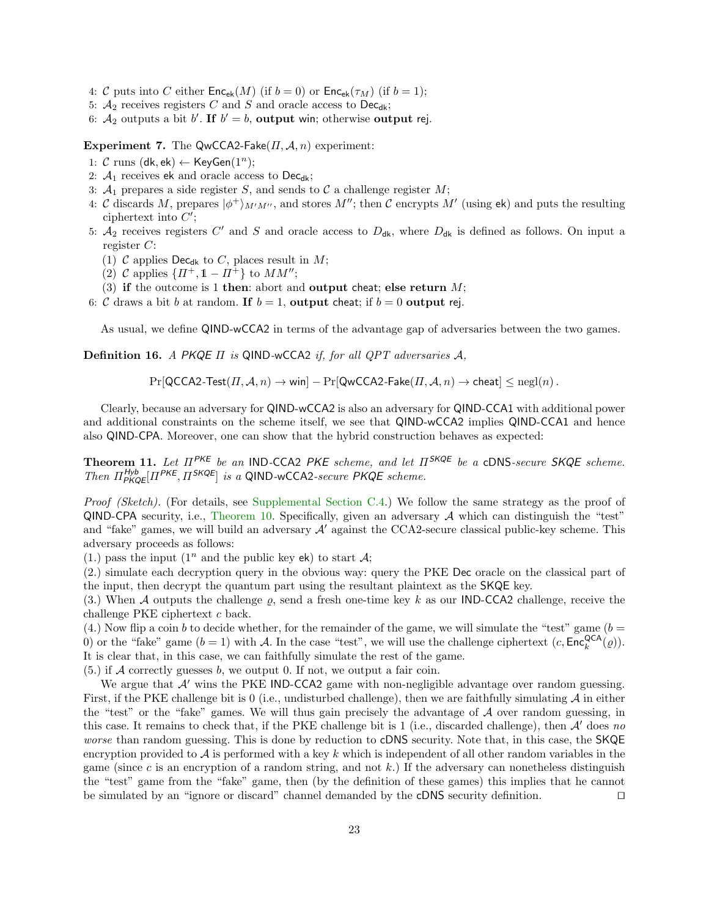4: $\mathcal{C}$ puts into $C$ either $\mathsf{Enc}_{\mathsf{ek}}(M)$ (if $b = 0$) or $\mathsf{Enc}_{\mathsf{ek}}(\tau_M)$ (if $b = 1$);
5: $\mathcal{A}_2$ receives registers $C$ and $S$ and oracle access to $\mathsf{Dec}_{\mathsf{dk}}$;
6: $\mathcal{A}_2$ outputs a bit $b'$. **If** $b' = b$, **output** win; otherwise **output** rej.

**Experiment 7.** The $\mathsf{QwCCA2\text{-}Fake}(\Pi, \mathcal{A}, n)$ experiment:

1: $\mathcal{C}$ runs $(\mathsf{dk}, \mathsf{ek}) \leftarrow \mathsf{KeyGen}(1^n)$;
2: $\mathcal{A}_1$ receives $\mathsf{ek}$ and oracle access to $\mathsf{Dec}_{\mathsf{dk}}$;
3: $\mathcal{A}_1$ prepares a side register $S$, and sends to $\mathcal{C}$ a challenge register $M$;
4: $\mathcal{C}$ discards $M$, prepares $|\phi^+\rangle_{M'M''}$, and stores $M''$; then $\mathcal{C}$ encrypts $M'$ (using $\mathsf{ek}$) and puts the resulting ciphertext into $C'$;
5: $\mathcal{A}_2$ receives registers $C'$ and $S$ and oracle access to $D_{\mathsf{dk}}$, where $D_{\mathsf{dk}}$ is defined as follows. On input a register $C$:
   (1) $\mathcal{C}$ applies $\mathsf{Dec}_{\mathsf{dk}}$ to $C$, places result in $M$;
   (2) $\mathcal{C}$ applies $\{\Pi^+, \mathbb{1} - \Pi^+\}$ to $MM''$;
   (3) **if** the outcome is 1 **then**: abort and **output** cheat; **else return** $M$;
6: $\mathcal{C}$ draws a bit $b$ at random. **If** $b = 1$, **output** cheat; if $b = 0$ **output** rej.

As usual, we define QIND-wCCA2 in terms of the advantage gap of adversaries between the two games.

**Definition 16.** *A PKQE $\Pi$ is* QIND-wCCA2 *if, for all QPT adversaries $\mathcal{A}$,*

$$\Pr[\mathsf{QCCA2\text{-}Test}(\Pi, \mathcal{A}, n) \to \mathsf{win}] - \Pr[\mathsf{QwCCA2\text{-}Fake}(\Pi, \mathcal{A}, n) \to \mathsf{cheat}] \leq \operatorname{negl}(n)\,.$$

Clearly, because an adversary for QIND-wCCA2 is also an adversary for QIND-CCA1 with additional power and additional constraints on the scheme itself, we see that QIND-wCCA2 implies QIND-CCA1 and hence also QIND-CPA. Moreover, one can show that the hybrid construction behaves as expected:

**Theorem 11.** *Let $\Pi^{\mathsf{PKE}}$ be an* IND-CCA2 *PKE scheme, and let $\Pi^{\mathsf{SKQE}}$ be a* cDNS*-secure SKQE scheme. Then $\Pi^{\mathsf{Hyb}}_{\mathsf{PKQE}}[\Pi^{\mathsf{PKE}}, \Pi^{\mathsf{SKQE}}]$ is a* QIND-wCCA2*-secure PKQE scheme.*

*Proof (Sketch).* (For details, see Supplemental Section C.4.) We follow the same strategy as the proof of QIND-CPA security, i.e., Theorem 10. Specifically, given an adversary $\mathcal{A}$ which can distinguish the "test" and "fake" games, we will build an adversary $\mathcal{A}'$ against the CCA2-secure classical public-key scheme. This adversary proceeds as follows:
(1.) pass the input ($1^n$ and the public key $\mathsf{ek}$) to start $\mathcal{A}$;
(2.) simulate each decryption query in the obvious way: query the PKE Dec oracle on the classical part of the input, then decrypt the quantum part using the resultant plaintext as the SKQE key.
(3.) When $\mathcal{A}$ outputs the challenge $\varrho$, send a fresh one-time key $k$ as our IND-CCA2 challenge, receive the challenge PKE ciphertext $c$ back.
(4.) Now flip a coin $b$ to decide whether, for the remainder of the game, we will simulate the "test" game ($b = 0$) or the "fake" game ($b = 1$) with $\mathcal{A}$. In the case "test", we will use the challenge ciphertext $(c, \mathsf{Enc}^{\mathsf{QCA}}_k(\varrho))$. It is clear that, in this case, we can faithfully simulate the rest of the game.
(5.) if $\mathcal{A}$ correctly guesses $b$, we output 0. If not, we output a fair coin.

We argue that $\mathcal{A}'$ wins the PKE IND-CCA2 game with non-negligible advantage over random guessing. First, if the PKE challenge bit is 0 (i.e., undisturbed challenge), then we are faithfully simulating $\mathcal{A}$ in either the "test" or the "fake" games. We will thus gain precisely the advantage of $\mathcal{A}$ over random guessing, in this case. It remains to check that, if the PKE challenge bit is 1 (i.e., discarded challenge), then $\mathcal{A}'$ does *no worse* than random guessing. This is done by reduction to cDNS security. Note that, in this case, the SKQE encryption provided to $\mathcal{A}$ is performed with a key $k$ which is independent of all other random variables in the game (since $c$ is an encryption of a random string, and not $k$.) If the adversary can nonetheless distinguish the "test" game from the "fake" game, then (by the definition of these games) this implies that he cannot be simulated by an "ignore or discard" channel demanded by the cDNS security definition. ◻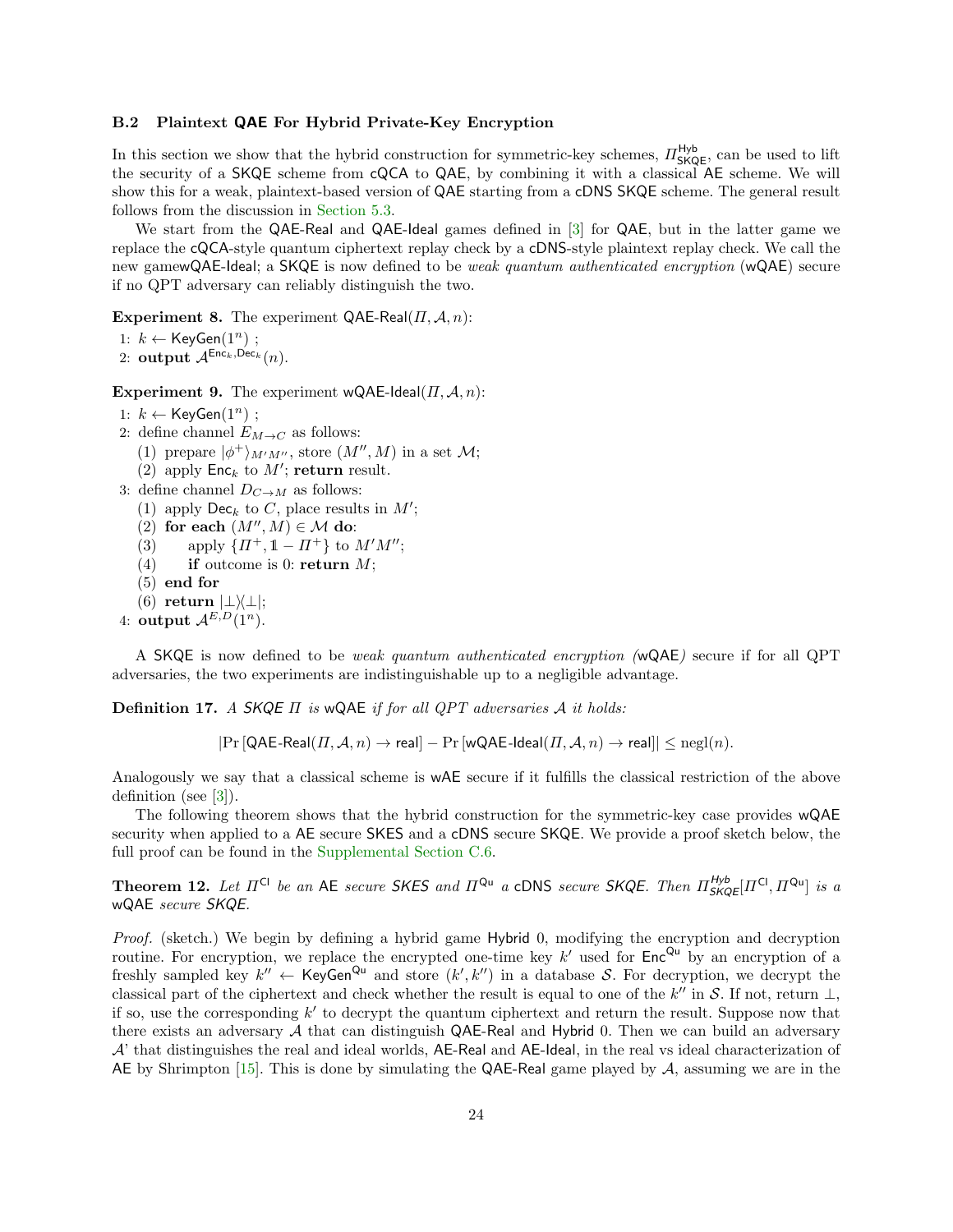### B.2 Plaintext QAE For Hybrid Private-Key Encryption

In this section we show that the hybrid construction for symmetric-key schemes, $\Pi^{\mathsf{Hyb}}_{\mathsf{SKQE}}$, can be used to lift the security of a SKQE scheme from cQCA to QAE, by combining it with a classical AE scheme. We will show this for a weak, plaintext-based version of QAE starting from a cDNS SKQE scheme. The general result follows from the discussion in Section 5.3.

We start from the QAE-Real and QAE-Ideal games defined in [3] for QAE, but in the latter game we replace the cQCA-style quantum ciphertext replay check by a cDNS-style plaintext replay check. We call the new gamewQAE-Ideal; a SKQE is now defined to be *weak quantum authenticated encryption* (wQAE) secure if no QPT adversary can reliably distinguish the two.

**Experiment 8.** The experiment $\mathsf{QAE\text{-}Real}(\Pi, \mathcal{A}, n)$:

1: $k \leftarrow \mathsf{KeyGen}(1^n)$ ;
2: **output** $\mathcal{A}^{\mathsf{Enc}_k, \mathsf{Dec}_k}(n)$.

**Experiment 9.** The experiment $\mathsf{wQAE\text{-}Ideal}(\Pi, \mathcal{A}, n)$:

1: $k \leftarrow \mathsf{KeyGen}(1^n)$ ;
2: define channel $E_{M \to C}$ as follows:
  (1) prepare $|\phi^+\rangle_{M'M''}$, store $(M'', M)$ in a set $\mathcal{M}$;
  (2) apply $\mathsf{Enc}_k$ to $M'$; **return** result.
3: define channel $D_{C \to M}$ as follows:
  (1) apply $\mathsf{Dec}_k$ to $C$, place results in $M'$;
  (2) **for each** $(M'', M) \in \mathcal{M}$ **do**:
  (3)   apply $\{\Pi^+, \mathbb{1} - \Pi^+\}$ to $M'M''$;
  (4)   **if** outcome is 0: **return** $M$;
  (5) **end for**
  (6) **return** $|\bot\rangle\langle\bot|$;
4: **output** $\mathcal{A}^{E,D}(1^n)$.

A SKQE is now defined to be *weak quantum authenticated encryption (*wQAE*)* secure if for all QPT adversaries, the two experiments are indistinguishable up to a negligible advantage.

**Definition 17.** *A SKQE $\Pi$ is* wQAE *if for all QPT adversaries $\mathcal{A}$ it holds:*

$$|\Pr[\mathsf{QAE\text{-}Real}(\Pi, \mathcal{A}, n) \to \mathsf{real}] - \Pr[\mathsf{wQAE\text{-}Ideal}(\Pi, \mathcal{A}, n) \to \mathsf{real}]| \leq \mathrm{negl}(n).$$

Analogously we say that a classical scheme is wAE secure if it fulfills the classical restriction of the above definition (see [3]).

The following theorem shows that the hybrid construction for the symmetric-key case provides wQAE security when applied to a AE secure SKES and a cDNS secure SKQE. We provide a proof sketch below, the full proof can be found in the Supplemental Section C.6.

**Theorem 12.** *Let $\Pi^{\mathsf{Cl}}$ be an* AE *secure SKES and $\Pi^{\mathsf{Qu}}$ a* cDNS *secure SKQE. Then $\Pi^{\mathsf{Hyb}}_{\mathsf{SKQE}}[\Pi^{\mathsf{Cl}}, \Pi^{\mathsf{Qu}}]$ is a* wQAE *secure SKQE.*

*Proof.* (sketch.) We begin by defining a hybrid game Hybrid 0, modifying the encryption and decryption routine. For encryption, we replace the encrypted one-time key $k'$ used for $\mathsf{Enc}^{\mathsf{Qu}}$ by an encryption of a freshly sampled key $k'' \leftarrow \mathsf{KeyGen}^{\mathsf{Qu}}$ and store $(k', k'')$ in a database $\mathcal{S}$. For decryption, we decrypt the classical part of the ciphertext and check whether the result is equal to one of the $k''$ in $\mathcal{S}$. If not, return $\bot$, if so, use the corresponding $k'$ to decrypt the quantum ciphertext and return the result. Suppose now that there exists an adversary $\mathcal{A}$ that can distinguish QAE-Real and Hybrid 0. Then we can build an adversary $\mathcal{A}$' that distinguishes the real and ideal worlds, AE-Real and AE-Ideal, in the real vs ideal characterization of AE by Shrimpton [15]. This is done by simulating the QAE-Real game played by $\mathcal{A}$, assuming we are in the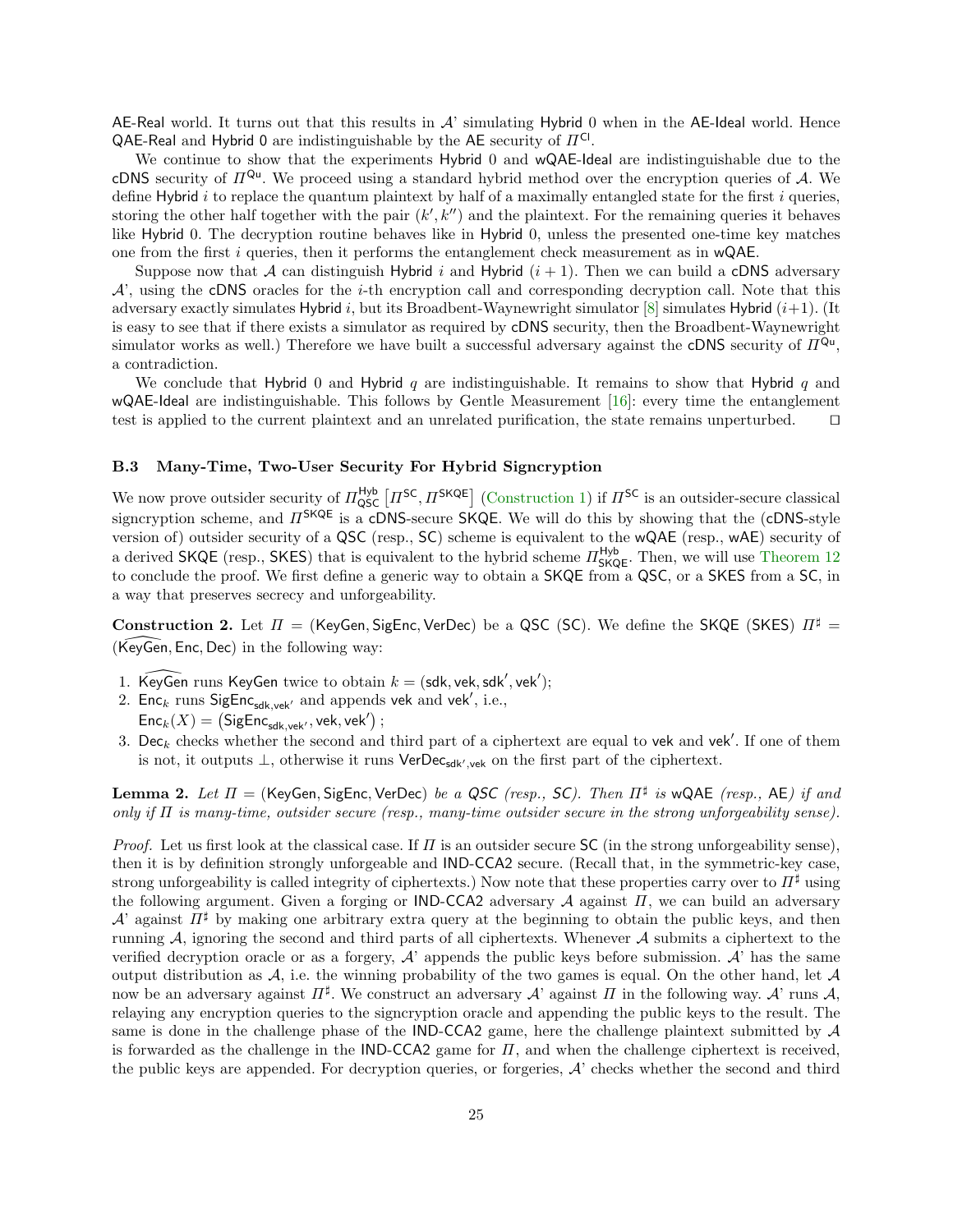AE-Real world. It turns out that this results in $\mathcal{A}$' simulating Hybrid 0 when in the AE-Ideal world. Hence QAE-Real and Hybrid 0 are indistinguishable by the AE security of $\Pi^{\mathsf{Cl}}$.

We continue to show that the experiments Hybrid 0 and wQAE-Ideal are indistinguishable due to the cDNS security of $\Pi^{\mathsf{Qu}}$. We proceed using a standard hybrid method over the encryption queries of $\mathcal{A}$. We define Hybrid $i$ to replace the quantum plaintext by half of a maximally entangled state for the first $i$ queries, storing the other half together with the pair $(k', k'')$ and the plaintext. For the remaining queries it behaves like Hybrid 0. The decryption routine behaves like in Hybrid 0, unless the presented one-time key matches one from the first $i$ queries, then it performs the entanglement check measurement as in wQAE.

Suppose now that $\mathcal{A}$ can distinguish Hybrid $i$ and Hybrid $(i+1)$. Then we can build a cDNS adversary $\mathcal{A}$', using the cDNS oracles for the $i$-th encryption call and corresponding decryption call. Note that this adversary exactly simulates Hybrid $i$, but its Broadbent-Waynewright simulator [8] simulates Hybrid $(i+1)$. (It is easy to see that if there exists a simulator as required by cDNS security, then the Broadbent-Waynewright simulator works as well.) Therefore we have built a successful adversary against the cDNS security of $\Pi^{\mathsf{Qu}}$, a contradiction.

We conclude that Hybrid 0 and Hybrid $q$ are indistinguishable. It remains to show that Hybrid $q$ and wQAE-Ideal are indistinguishable. This follows by Gentle Measurement [16]: every time the entanglement test is applied to the current plaintext and an unrelated purification, the state remains unperturbed. ◻

### B.3 Many-Time, Two-User Security For Hybrid Signcryption

We now prove outsider security of $\Pi^{\mathsf{Hyb}}_{\mathsf{QSC}}\left[\Pi^{\mathsf{SC}}, \Pi^{\mathsf{SKQE}}\right]$ (Construction 1) if $\Pi^{\mathsf{SC}}$ is an outsider-secure classical signcryption scheme, and $\Pi^{\mathsf{SKQE}}$ is a cDNS-secure SKQE. We will do this by showing that the (cDNS-style version of) outsider security of a QSC (resp., SC) scheme is equivalent to the wQAE (resp., wAE) security of a derived SKQE (resp., SKES) that is equivalent to the hybrid scheme $\Pi^{\mathsf{Hyb}}_{\mathsf{SKQE}}$. Then, we will use Theorem 12 to conclude the proof. We first define a generic way to obtain a SKQE from a QSC, or a SKES from a SC, in a way that preserves secrecy and unforgeability.

**Construction 2.** Let $\Pi = (\mathsf{KeyGen}, \mathsf{SigEnc}, \mathsf{VerDec})$ be a QSC (SC). We define the SKQE (SKES) $\Pi^\sharp = (\widehat{\mathsf{KeyGen}}, \mathsf{Enc}, \mathsf{Dec})$ in the following way:

1. $\widehat{\mathsf{KeyGen}}$ runs KeyGen twice to obtain $k = (\mathsf{sdk}, \mathsf{vek}, \mathsf{sdk}', \mathsf{vek}')$;
2. $\mathsf{Enc}_k$ runs $\mathsf{SigEnc}_{\mathsf{sdk},\mathsf{vek}'}$ and appends vek and vek$'$, i.e.,
   $\mathsf{Enc}_k(X) = \left(\mathsf{SigEnc}_{\mathsf{sdk},\mathsf{vek}'}, \mathsf{vek}, \mathsf{vek}'\right)$;
3. $\mathsf{Dec}_k$ checks whether the second and third part of a ciphertext are equal to vek and vek$'$. If one of them is not, it outputs $\perp$, otherwise it runs $\mathsf{VerDec}_{\mathsf{sdk}',\mathsf{vek}}$ on the first part of the ciphertext.

**Lemma 2.** *Let $\Pi = (\mathsf{KeyGen}, \mathsf{SigEnc}, \mathsf{VerDec})$ be a QSC (resp., SC). Then $\Pi^\sharp$ is* wQAE *(resp.,* AE*) if and only if $\Pi$ is many-time, outsider secure (resp., many-time outsider secure in the strong unforgeability sense).*

*Proof.* Let us first look at the classical case. If $\Pi$ is an outsider secure SC (in the strong unforgeability sense), then it is by definition strongly unforgeable and IND-CCA2 secure. (Recall that, in the symmetric-key case, strong unforgeability is called integrity of ciphertexts.) Now note that these properties carry over to $\Pi^\sharp$ using the following argument. Given a forging or IND-CCA2 adversary $\mathcal{A}$ against $\Pi$, we can build an adversary $\mathcal{A}$' against $\Pi^\sharp$ by making one arbitrary extra query at the beginning to obtain the public keys, and then running $\mathcal{A}$, ignoring the second and third parts of all ciphertexts. Whenever $\mathcal{A}$ submits a ciphertext to the verified decryption oracle or as a forgery, $\mathcal{A}$' appends the public keys before submission. $\mathcal{A}$' has the same output distribution as $\mathcal{A}$, i.e. the winning probability of the two games is equal. On the other hand, let $\mathcal{A}$ now be an adversary against $\Pi^\sharp$. We construct an adversary $\mathcal{A}$' against $\Pi$ in the following way. $\mathcal{A}$' runs $\mathcal{A}$, relaying any encryption queries to the signcryption oracle and appending the public keys to the result. The same is done in the challenge phase of the IND-CCA2 game, here the challenge plaintext submitted by $\mathcal{A}$ is forwarded as the challenge in the IND-CCA2 game for $\Pi$, and when the challenge ciphertext is received, the public keys are appended. For decryption queries, or forgeries, $\mathcal{A}$' checks whether the second and third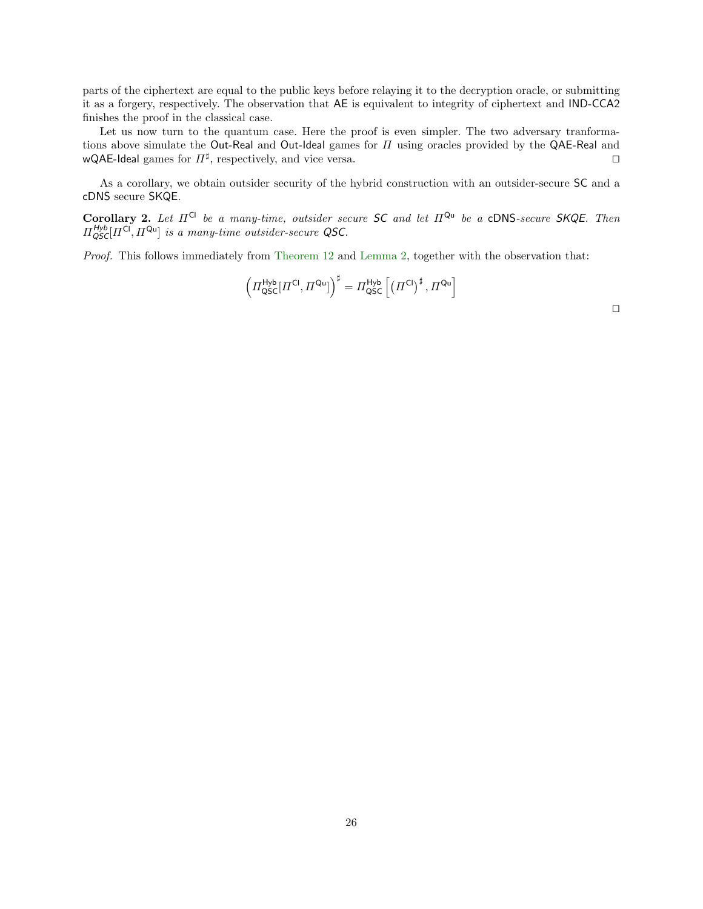parts of the ciphertext are equal to the public keys before relaying it to the decryption oracle, or submitting it as a forgery, respectively. The observation that AE is equivalent to integrity of ciphertext and IND-CCA2 finishes the proof in the classical case.

Let us now turn to the quantum case. Here the proof is even simpler. The two adversary tranformations above simulate the Out-Real and Out-Ideal games for $\Pi$ using oracles provided by the QAE-Real and wQAE-Ideal games for $\Pi^\sharp$, respectively, and vice versa. □

As a corollary, we obtain outsider security of the hybrid construction with an outsider-secure SC and a cDNS secure SKQE.

**Corollary 2.** *Let $\Pi^{\mathsf{Cl}}$ be a many-time, outsider secure SC and let $\Pi^{\mathsf{Qu}}$ be a cDNS-secure SKQE. Then $\Pi^{\mathsf{Hyb}}_{\mathsf{QSC}}[\Pi^{\mathsf{Cl}}, \Pi^{\mathsf{Qu}}]$ is a many-time outsider-secure QSC.*

*Proof.* This follows immediately from Theorem 12 and Lemma 2, together with the observation that:

$$\left(\Pi^{\mathsf{Hyb}}_{\mathsf{QSC}}[\Pi^{\mathsf{Cl}}, \Pi^{\mathsf{Qu}}]\right)^\sharp = \Pi^{\mathsf{Hyb}}_{\mathsf{QSC}}\left[\left(\Pi^{\mathsf{Cl}}\right)^\sharp, \Pi^{\mathsf{Qu}}\right]$$

□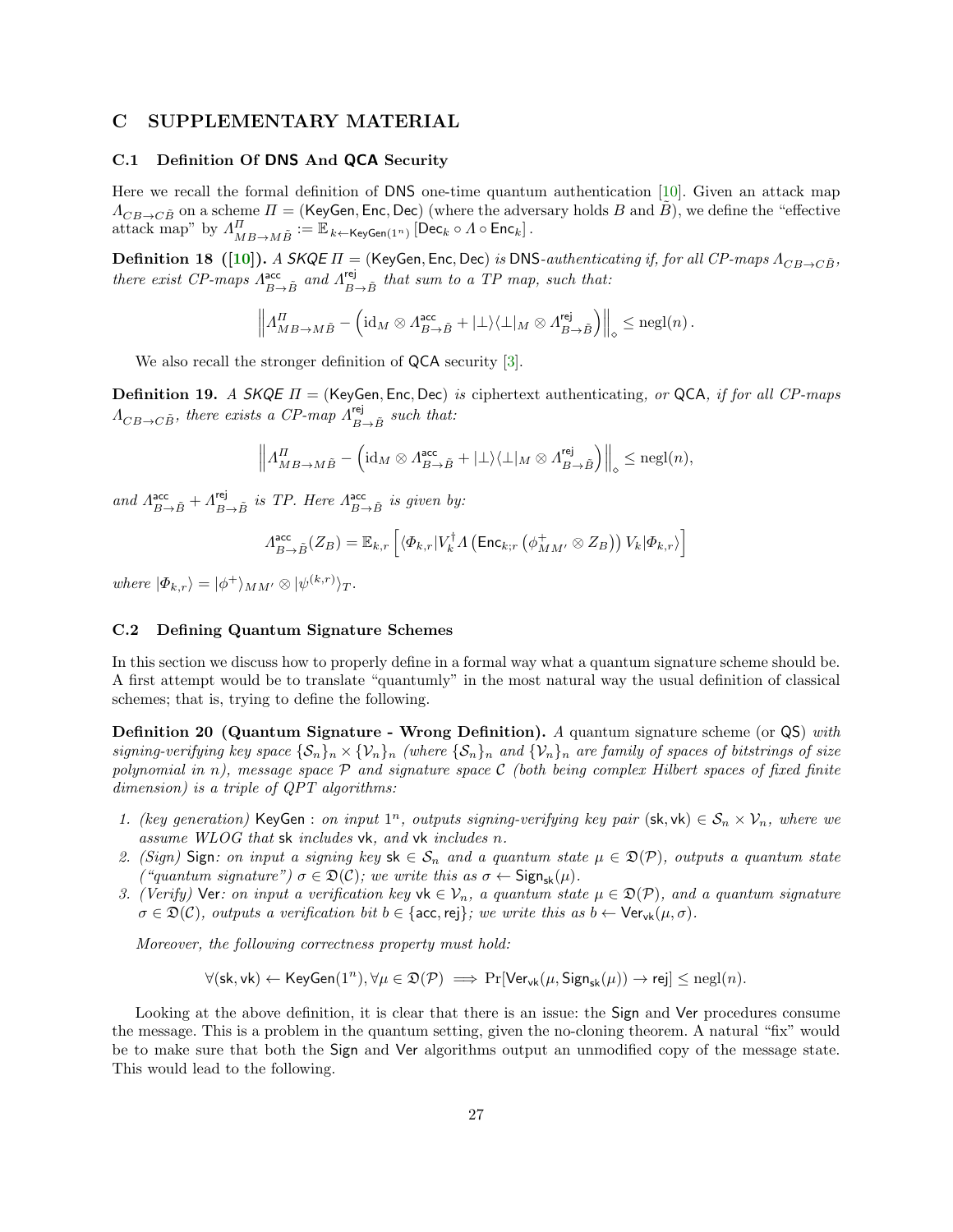# C SUPPLEMENTARY MATERIAL

## C.1 Definition Of DNS And QCA Security

Here we recall the formal definition of DNS one-time quantum authentication [10]. Given an attack map $\Lambda_{CB \to C\tilde{B}}$ on a scheme $\Pi = (\mathsf{KeyGen}, \mathsf{Enc}, \mathsf{Dec})$ (where the adversary holds $B$ and $\tilde{B}$), we define the "effective attack map" by $\Lambda^{\Pi}_{MB \to M\tilde{B}} := \mathbb{E}_{k \leftarrow \mathsf{KeyGen}(1^n)} \left[\mathsf{Dec}_k \circ \Lambda \circ \mathsf{Enc}_k\right]$.

**Definition 18 ([10]).** *A SKQE $\Pi = (\mathsf{KeyGen}, \mathsf{Enc}, \mathsf{Dec})$ is* DNS*-authenticating if, for all CP-maps $\Lambda_{CB \to C\tilde{B}}$, there exist CP-maps $\Lambda^{\mathsf{acc}}_{B \to \tilde{B}}$ and $\Lambda^{\mathsf{rej}}_{B \to \tilde{B}}$ that sum to a TP map, such that:*

$$\left\| \Lambda^{\Pi}_{MB \to M\tilde{B}} - \left( \mathrm{id}_M \otimes \Lambda^{\mathsf{acc}}_{B \to \tilde{B}} + |\bot\rangle\langle\bot|_M \otimes \Lambda^{\mathsf{rej}}_{B \to \tilde{B}} \right) \right\|_{\diamond} \leq \mathrm{negl}(n).$$

We also recall the stronger definition of QCA security [3].

**Definition 19.** *A SKQE $\Pi = (\mathsf{KeyGen}, \mathsf{Enc}, \mathsf{Dec})$ is* ciphertext authenticating, *or* QCA, *if for all CP-maps $\Lambda_{CB \to C\tilde{B}}$, there exists a CP-map $\Lambda^{\mathsf{rej}}_{B \to \tilde{B}}$ such that:*

$$\left\| \Lambda^{\Pi}_{MB \to M\tilde{B}} - \left( \mathrm{id}_M \otimes \Lambda^{\mathsf{acc}}_{B \to \tilde{B}} + |\bot\rangle\langle\bot|_M \otimes \Lambda^{\mathsf{rej}}_{B \to \tilde{B}} \right) \right\|_{\diamond} \leq \mathrm{negl}(n),$$

*and $\Lambda^{\mathsf{acc}}_{B \to \tilde{B}} + \Lambda^{\mathsf{rej}}_{B \to \tilde{B}}$ is TP. Here $\Lambda^{\mathsf{acc}}_{B \to \tilde{B}}$ is given by:*

$$\Lambda^{\mathsf{acc}}_{B \to \tilde{B}}(Z_B) = \mathbb{E}_{k,r} \left[ \langle \Phi_{k,r} | V_k^{\dagger} \Lambda \left( \mathsf{Enc}_{k;r} \left( \phi^{+}_{MM'} \otimes Z_B \right) \right) V_k | \Phi_{k,r} \rangle \right]$$

*where $|\Phi_{k,r}\rangle = |\phi^{+}\rangle_{MM'} \otimes |\psi^{(k,r)}\rangle_T$.*

## C.2 Defining Quantum Signature Schemes

In this section we discuss how to properly define in a formal way what a quantum signature scheme should be. A first attempt would be to translate "quantumly" in the most natural way the usual definition of classical schemes; that is, trying to define the following.

**Definition 20 (Quantum Signature - Wrong Definition).** *A* quantum signature scheme *(or* QS*) with signing-verifying key space $\{\mathcal{S}_n\}_n \times \{\mathcal{V}_n\}_n$ (where $\{\mathcal{S}_n\}_n$ and $\{\mathcal{V}_n\}_n$ are family of spaces of bitstrings of size polynomial in $n$), message space $\mathcal{P}$ and signature space $\mathcal{C}$ (both being complex Hilbert spaces of fixed finite dimension) is a triple of QPT algorithms:*

1. *(key generation)* $\mathsf{KeyGen}$ *: on input $1^n$, outputs signing-verifying key pair $(\mathsf{sk}, \mathsf{vk}) \in \mathcal{S}_n \times \mathcal{V}_n$, where we assume WLOG that* $\mathsf{sk}$ *includes* $\mathsf{vk}$*, and* $\mathsf{vk}$ *includes $n$.*
2. *(Sign)* $\mathsf{Sign}$*: on input a signing key $\mathsf{sk} \in \mathcal{S}_n$ and a quantum state $\mu \in \mathfrak{D}(\mathcal{P})$, outputs a quantum state ("quantum signature") $\sigma \in \mathfrak{D}(\mathcal{C})$; we write this as $\sigma \leftarrow \mathsf{Sign}_{\mathsf{sk}}(\mu)$.*
3. *(Verify)* $\mathsf{Ver}$*: on input a verification key $\mathsf{vk} \in \mathcal{V}_n$, a quantum state $\mu \in \mathfrak{D}(\mathcal{P})$, and a quantum signature $\sigma \in \mathfrak{D}(\mathcal{C})$, outputs a verification bit $b \in \{\mathsf{acc}, \mathsf{rej}\}$; we write this as $b \leftarrow \mathsf{Ver}_{\mathsf{vk}}(\mu, \sigma)$.*

*Moreover, the following correctness property must hold:*

$$\forall (\mathsf{sk}, \mathsf{vk}) \leftarrow \mathsf{KeyGen}(1^n), \forall \mu \in \mathfrak{D}(\mathcal{P}) \implies \Pr[\mathsf{Ver}_{\mathsf{vk}}(\mu, \mathsf{Sign}_{\mathsf{sk}}(\mu)) \to \mathsf{rej}] \leq \mathrm{negl}(n).$$

Looking at the above definition, it is clear that there is an issue: the $\mathsf{Sign}$ and $\mathsf{Ver}$ procedures consume the message. This is a problem in the quantum setting, given the no-cloning theorem. A natural "fix" would be to make sure that both the $\mathsf{Sign}$ and $\mathsf{Ver}$ algorithms output an unmodified copy of the message state. This would lead to the following.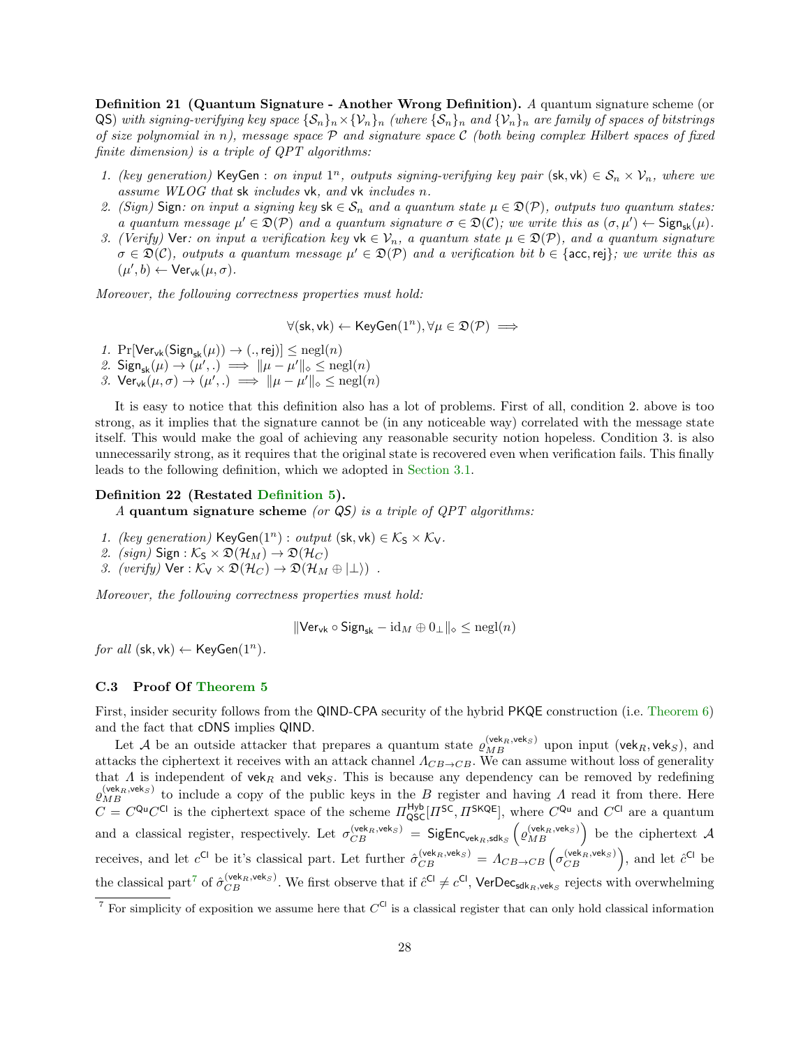**Definition 21 (Quantum Signature - Another Wrong Definition).** *A* quantum signature scheme (or $\mathsf{QS}$) *with signing-verifying key space* $\{\mathcal{S}_n\}_n \times \{\mathcal{V}_n\}_n$ *(where* $\{\mathcal{S}_n\}_n$ *and* $\{\mathcal{V}_n\}_n$ *are family of spaces of bitstrings of size polynomial in* $n$*), message space* $\mathcal{P}$ *and signature space* $\mathcal{C}$ *(both being complex Hilbert spaces of fixed finite dimension) is a triple of QPT algorithms:*

1. *(key generation)* $\mathsf{KeyGen}$ *: on input* $1^n$*, outputs signing-verifying key pair* $(\mathsf{sk}, \mathsf{vk}) \in \mathcal{S}_n \times \mathcal{V}_n$*, where we assume WLOG that* $\mathsf{sk}$ *includes* $\mathsf{vk}$*, and* $\mathsf{vk}$ *includes* $n$*.*
2. *(Sign)* $\mathsf{Sign}$*: on input a signing key* $\mathsf{sk} \in \mathcal{S}_n$ *and a quantum state* $\mu \in \mathfrak{D}(\mathcal{P})$*, outputs two quantum states: a quantum message* $\mu' \in \mathfrak{D}(\mathcal{P})$ *and a quantum signature* $\sigma \in \mathfrak{D}(\mathcal{C})$*; we write this as* $(\sigma, \mu') \leftarrow \mathsf{Sign}_{\mathsf{sk}}(\mu)$*.*
3. *(Verify)* $\mathsf{Ver}$*: on input a verification key* $\mathsf{vk} \in \mathcal{V}_n$*, a quantum state* $\mu \in \mathfrak{D}(\mathcal{P})$*, and a quantum signature* $\sigma \in \mathfrak{D}(\mathcal{C})$*, outputs a quantum message* $\mu' \in \mathfrak{D}(\mathcal{P})$ *and a verification bit* $b \in \{\mathsf{acc}, \mathsf{rej}\}$*; we write this as* $(\mu', b) \leftarrow \mathsf{Ver}_{\mathsf{vk}}(\mu, \sigma)$*.*

*Moreover, the following correctness properties must hold:*

$$\forall (\mathsf{sk}, \mathsf{vk}) \leftarrow \mathsf{KeyGen}(1^n), \forall \mu \in \mathfrak{D}(\mathcal{P}) \implies$$

1. $\Pr[\mathsf{Ver}_{\mathsf{vk}}(\mathsf{Sign}_{\mathsf{sk}}(\mu)) \to (., \mathsf{rej})] \leq \mathrm{negl}(n)$
2. $\mathsf{Sign}_{\mathsf{sk}}(\mu) \to (\mu', .) \implies \|\mu - \mu'\|_\diamond \leq \mathrm{negl}(n)$
3. $\mathsf{Ver}_{\mathsf{vk}}(\mu, \sigma) \to (\mu', .) \implies \|\mu - \mu'\|_\diamond \leq \mathrm{negl}(n)$

It is easy to notice that this definition also has a lot of problems. First of all, condition 2. above is too strong, as it implies that the signature cannot be (in any noticeable way) correlated with the message state itself. This would make the goal of achieving any reasonable security notion hopeless. Condition 3. is also unnecessarily strong, as it requires that the original state is recovered even when verification fails. This finally leads to the following definition, which we adopted in Section 3.1.

**Definition 22 (Restated Definition 5).**
*A* **quantum signature scheme** *(or* $\mathsf{QS}$*) is a triple of QPT algorithms:*

1. *(key generation)* $\mathsf{KeyGen}(1^n)$ *: output* $(\mathsf{sk}, \mathsf{vk}) \in \mathcal{K}_\mathsf{S} \times \mathcal{K}_\mathsf{V}$*.*
2. *(sign)* $\mathsf{Sign} : \mathcal{K}_\mathsf{S} \times \mathfrak{D}(\mathcal{H}_M) \to \mathfrak{D}(\mathcal{H}_C)$
3. *(verify)* $\mathsf{Ver} : \mathcal{K}_\mathsf{V} \times \mathfrak{D}(\mathcal{H}_C) \to \mathfrak{D}(\mathcal{H}_M \oplus |\bot\rangle)$ *.*

*Moreover, the following correctness properties must hold:*

$$\|\mathsf{Ver}_{\mathsf{vk}} \circ \mathsf{Sign}_{\mathsf{sk}} - \mathrm{id}_M \oplus 0_\bot\|_\diamond \leq \mathrm{negl}(n)$$

*for all* $(\mathsf{sk}, \mathsf{vk}) \leftarrow \mathsf{KeyGen}(1^n)$*.*

### C.3 Proof Of Theorem 5

First, insider security follows from the $\mathsf{QIND}$-$\mathsf{CPA}$ security of the hybrid $\mathsf{PKQE}$ construction (i.e. Theorem 6) and the fact that $\mathsf{cDNS}$ implies $\mathsf{QIND}$.

Let $\mathcal{A}$ be an outside attacker that prepares a quantum state $\varrho_{MB}^{(\mathsf{vek}_R, \mathsf{vek}_S)}$ upon input $(\mathsf{vek}_R, \mathsf{vek}_S)$, and attacks the ciphertext it receives with an attack channel $\Lambda_{CB \to CB}$. We can assume without loss of generality that $\Lambda$ is independent of $\mathsf{vek}_R$ and $\mathsf{vek}_S$. This is because any dependency can be removed by redefining $\varrho_{MB}^{(\mathsf{vek}_R, \mathsf{vek}_S)}$ to include a copy of the public keys in the $B$ register and having $\Lambda$ read it from there. Here $C = C^{\mathsf{Qu}} C^{\mathsf{Cl}}$ is the ciphertext space of the scheme $\Pi^{\mathsf{Hyb}}_{\mathsf{QSC}}[\Pi^{\mathsf{SC}}, \Pi^{\mathsf{SKQE}}]$, where $C^{\mathsf{Qu}}$ and $C^{\mathsf{Cl}}$ are a quantum and a classical register, respectively. Let $\sigma_{CB}^{(\mathsf{vek}_R, \mathsf{vek}_S)} = \mathsf{SigEnc}_{\mathsf{vek}_R, \mathsf{sdk}_S}\left(\varrho_{MB}^{(\mathsf{vek}_R, \mathsf{vek}_S)}\right)$ be the ciphertext $\mathcal{A}$ receives, and let $c^{\mathsf{Cl}}$ be it's classical part. Let further $\hat{\sigma}_{CB}^{(\mathsf{vek}_R, \mathsf{vek}_S)} = \Lambda_{CB \to CB}\left(\sigma_{CB}^{(\mathsf{vek}_R, \mathsf{vek}_S)}\right)$, and let $\hat{c}^{\mathsf{Cl}}$ be the classical part[7] of $\hat{\sigma}_{CB}^{(\mathsf{vek}_R, \mathsf{vek}_S)}$. We first observe that if $\hat{c}^{\mathsf{Cl}} \neq c^{\mathsf{Cl}}$, $\mathsf{VerDec}_{\mathsf{sdk}_R, \mathsf{vek}_S}$ rejects with overwhelming

[7] For simplicity of exposition we assume here that $C^{\mathsf{Cl}}$ is a classical register that can only hold classical information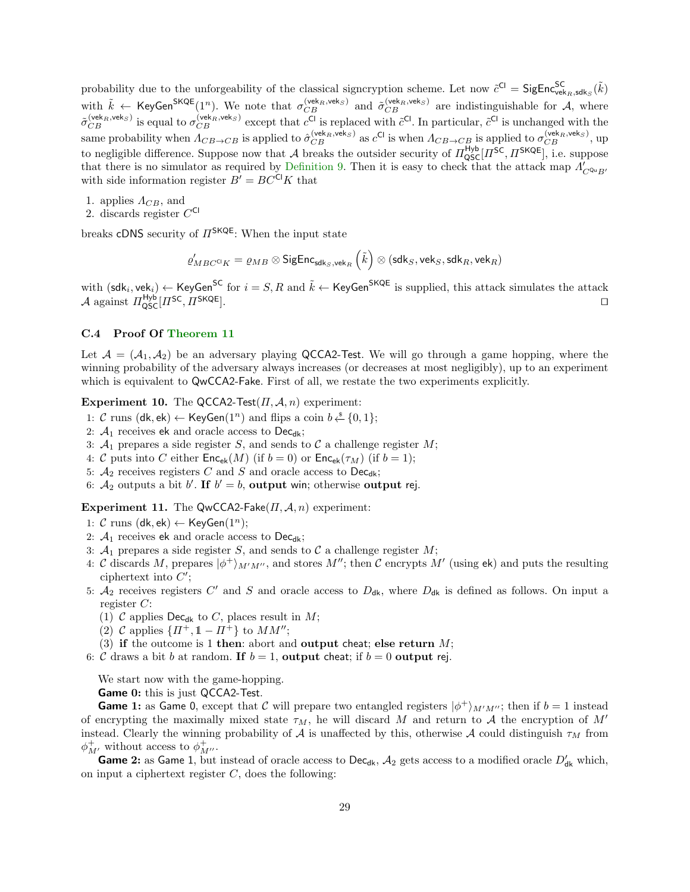probability due to the unforgeability of the classical signcryption scheme. Let now $\tilde{c}^{\mathsf{Cl}} = \mathsf{SigEnc}^{\mathsf{SC}}_{\mathsf{vek}_R,\mathsf{sdk}_S}(\tilde{k})$ with $\tilde{k} \leftarrow \mathsf{KeyGen}^{\mathsf{SKQE}}(1^n)$. We note that $\sigma_{CB}^{(\mathsf{vek}_R,\mathsf{vek}_S)}$ and $\tilde{\sigma}_{CB}^{(\mathsf{vek}_R,\mathsf{vek}_S)}$ are indistinguishable for $\mathcal{A}$, where $\tilde{\sigma}_{CB}^{(\mathsf{vek}_R,\mathsf{vek}_S)}$ is equal to $\sigma_{CB}^{(\mathsf{vek}_R,\mathsf{vek}_S)}$ except that $c^{\mathsf{Cl}}$ is replaced with $\tilde{c}^{\mathsf{Cl}}$. In particular, $\tilde{c}^{\mathsf{Cl}}$ is unchanged with the same probability when $\Lambda_{CB\to CB}$ is applied to $\hat{\sigma}_{CB}^{(\mathsf{vek}_R,\mathsf{vek}_S)}$ as $c^{\mathsf{Cl}}$ is when $\Lambda_{CB\to CB}$ is applied to $\sigma_{CB}^{(\mathsf{vek}_R,\mathsf{vek}_S)}$, up to negligible difference. Suppose now that $\mathcal{A}$ breaks the outsider security of $\Pi^{\mathsf{Hyb}}_{\mathsf{QSC}}[\Pi^{\mathsf{SC}}, \Pi^{\mathsf{SKQE}}]$, i.e. suppose that there is no simulator as required by Definition 9. Then it is easy to check that the attack map $\Lambda'_{C^{\mathsf{Qu}}B'}$ with side information register $B' = BC^{\mathsf{Cl}}K$ that

1. applies $\Lambda_{CB}$, and
2. discards register $C^{\mathsf{Cl}}$

breaks cDNS security of $\Pi^{\mathsf{SKQE}}$: When the input state

$$\varrho'_{MBC^{\mathsf{Cl}}K} = \varrho_{MB} \otimes \mathsf{SigEnc}_{\mathsf{sdk}_S,\mathsf{vek}_R}\left(\tilde{k}\right) \otimes (\mathsf{sdk}_S, \mathsf{vek}_S, \mathsf{sdk}_R, \mathsf{vek}_R)$$

with $(\mathsf{sdk}_i, \mathsf{vek}_i) \leftarrow \mathsf{KeyGen}^{\mathsf{SC}}$ for $i = S, R$ and $\tilde{k} \leftarrow \mathsf{KeyGen}^{\mathsf{SKQE}}$ is supplied, this attack simulates the attack $\mathcal{A}$ against $\Pi^{\mathsf{Hyb}}_{\mathsf{QSC}}[\Pi^{\mathsf{SC}}, \Pi^{\mathsf{SKQE}}]$. □

### C.4 Proof Of Theorem 11

Let $\mathcal{A} = (\mathcal{A}_1, \mathcal{A}_2)$ be an adversary playing QCCA2-Test. We will go through a game hopping, where the winning probability of the adversary always increases (or decreases at most negligibly), up to an experiment which is equivalent to QwCCA2-Fake. First of all, we restate the two experiments explicitly.

**Experiment 10.** The QCCA2-Test$(\Pi, \mathcal{A}, n)$ experiment:

1: $\mathcal{C}$ runs $(\mathsf{dk}, \mathsf{ek}) \leftarrow \mathsf{KeyGen}(1^n)$ and flips a coin $b \xleftarrow{\$} \{0, 1\}$;
2: $\mathcal{A}_1$ receives $\mathsf{ek}$ and oracle access to $\mathsf{Dec}_{\mathsf{dk}}$;
3: $\mathcal{A}_1$ prepares a side register $S$, and sends to $\mathcal{C}$ a challenge register $M$;
4: $\mathcal{C}$ puts into $C$ either $\mathsf{Enc}_{\mathsf{ek}}(M)$ (if $b = 0$) or $\mathsf{Enc}_{\mathsf{ek}}(\tau_M)$ (if $b = 1$);
5: $\mathcal{A}_2$ receives registers $C$ and $S$ and oracle access to $\mathsf{Dec}_{\mathsf{dk}}$;
6: $\mathcal{A}_2$ outputs a bit $b'$. **If** $b' = b$, **output** win; otherwise **output** rej.

**Experiment 11.** The QwCCA2-Fake$(\Pi, \mathcal{A}, n)$ experiment:

1: $\mathcal{C}$ runs $(\mathsf{dk}, \mathsf{ek}) \leftarrow \mathsf{KeyGen}(1^n)$;
2: $\mathcal{A}_1$ receives $\mathsf{ek}$ and oracle access to $\mathsf{Dec}_{\mathsf{dk}}$;
3: $\mathcal{A}_1$ prepares a side register $S$, and sends to $\mathcal{C}$ a challenge register $M$;
4: $\mathcal{C}$ discards $M$, prepares $|\phi^+\rangle_{M'M''}$, and stores $M''$; then $\mathcal{C}$ encrypts $M'$ (using $\mathsf{ek}$) and puts the resulting ciphertext into $C'$;
5: $\mathcal{A}_2$ receives registers $C'$ and $S$ and oracle access to $D_{\mathsf{dk}}$, where $D_{\mathsf{dk}}$ is defined as follows. On input a register $C$:
   (1) $\mathcal{C}$ applies $\mathsf{Dec}_{\mathsf{dk}}$ to $C$, places result in $M$;
   (2) $\mathcal{C}$ applies $\{\Pi^+, \mathbb{1} - \Pi^+\}$ to $MM''$;
   (3) **if** the outcome is 1 **then**: abort and **output** cheat; **else return** $M$;
6: $\mathcal{C}$ draws a bit $b$ at random. **If** $b = 1$, **output** cheat; if $b = 0$ **output** rej.

We start now with the game-hopping.

**Game 0:** this is just QCCA2-Test.

**Game 1:** as Game 0, except that $\mathcal{C}$ will prepare two entangled registers $|\phi^+\rangle_{M'M''}$; then if $b = 1$ instead of encrypting the maximally mixed state $\tau_M$, he will discard $M$ and return to $\mathcal{A}$ the encryption of $M'$ instead. Clearly the winning probability of $\mathcal{A}$ is unaffected by this, otherwise $\mathcal{A}$ could distinguish $\tau_M$ from $\phi^+_{M'}$ without access to $\phi^+_{M''}$.

**Game 2:** as Game 1, but instead of oracle access to $\mathsf{Dec}_{\mathsf{dk}}$, $\mathcal{A}_2$ gets access to a modified oracle $D'_{\mathsf{dk}}$ which, on input a ciphertext register $C$, does the following: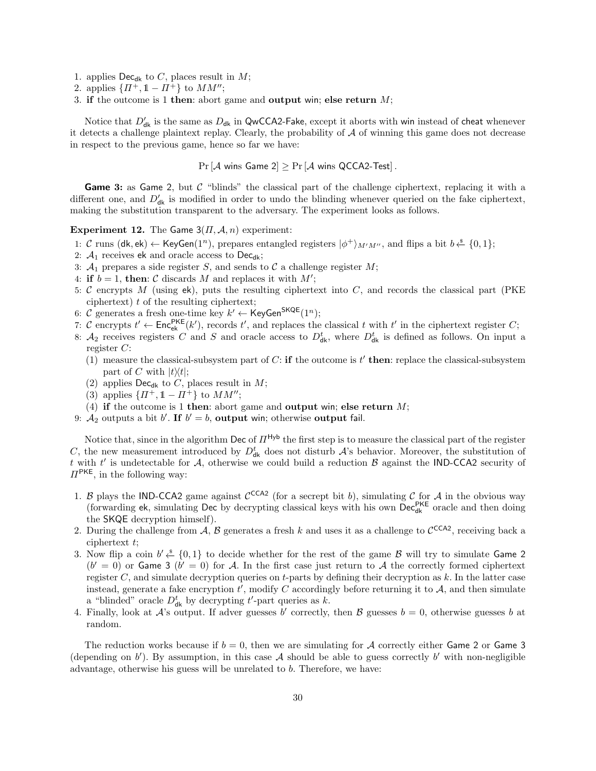1. applies $\mathsf{Dec}_{\mathsf{dk}}$ to $C$, places result in $M$;
2. applies $\{\Pi^+, \mathbb{1} - \Pi^+\}$ to $MM''$;
3. **if** the outcome is 1 **then**: abort game and **output** win; **else return** $M$;

Notice that $D'_{\mathsf{dk}}$ is the same as $D_{\mathsf{dk}}$ in QwCCA2-Fake, except it aborts with win instead of cheat whenever it detects a challenge plaintext replay. Clearly, the probability of $\mathcal{A}$ of winning this game does not decrease in respect to the previous game, hence so far we have:

$$\Pr[\mathcal{A} \text{ wins Game 2}] \geq \Pr[\mathcal{A} \text{ wins QCCA2-Test}].$$

**Game 3:** as Game 2, but $\mathcal{C}$ "blinds" the classical part of the challenge ciphertext, replacing it with a different one, and $D'_{\mathsf{dk}}$ is modified in order to undo the blinding whenever queried on the fake ciphertext, making the substitution transparent to the adversary. The experiment looks as follows.

**Experiment 12.** The Game $3(\Pi, \mathcal{A}, n)$ experiment:

1: $\mathcal{C}$ runs $(\mathsf{dk}, \mathsf{ek}) \leftarrow \mathsf{KeyGen}(1^n)$, prepares entangled registers $|\phi^+\rangle_{M'M''}$, and flips a bit $b \xleftarrow{\$} \{0,1\}$;
2: $\mathcal{A}_1$ receives ek and oracle access to $\mathsf{Dec}_{\mathsf{dk}}$;
3: $\mathcal{A}_1$ prepares a side register $S$, and sends to $\mathcal{C}$ a challenge register $M$;
4: **if** $b = 1$, **then**: $\mathcal{C}$ discards $M$ and replaces it with $M'$;
5: $\mathcal{C}$ encrypts $M$ (using ek), puts the resulting ciphertext into $C$, and records the classical part (PKE ciphertext) $t$ of the resulting ciphertext;
6: $\mathcal{C}$ generates a fresh one-time key $k' \leftarrow \mathsf{KeyGen}^{\mathsf{SKQE}}(1^n)$;
7: $\mathcal{C}$ encrypts $t' \leftarrow \mathsf{Enc}^{\mathsf{PKE}}_{\mathsf{ek}}(k')$, records $t'$, and replaces the classical $t$ with $t'$ in the ciphertext register $C$;
8: $\mathcal{A}_2$ receives registers $C$ and $S$ and oracle access to $D^t_{\mathsf{dk}}$, where $D^t_{\mathsf{dk}}$ is defined as follows. On input a register $C$:
  (1) measure the classical-subsystem part of $C$: **if** the outcome is $t'$ **then**: replace the classical-subsystem part of $C$ with $|t\rangle\langle t|$;
  (2) applies $\mathsf{Dec}_{\mathsf{dk}}$ to $C$, places result in $M$;
  (3) applies $\{\Pi^+, \mathbb{1} - \Pi^+\}$ to $MM''$;
  (4) **if** the outcome is 1 **then**: abort game and **output** win; **else return** $M$;
9: $\mathcal{A}_2$ outputs a bit $b'$. **If** $b' = b$, **output** win; otherwise **output** fail.

Notice that, since in the algorithm Dec of $\Pi^{\mathsf{Hyb}}$ the first step is to measure the classical part of the register $C$, the new measurement introduced by $D^t_{\mathsf{dk}}$ does not disturb $\mathcal{A}$'s behavior. Moreover, the substitution of $t$ with $t'$ is undetectable for $\mathcal{A}$, otherwise we could build a reduction $\mathcal{B}$ against the IND-CCA2 security of $\Pi^{\mathsf{PKE}}$, in the following way:

1. $\mathcal{B}$ plays the IND-CCA2 game against $\mathcal{C}^{\mathsf{CCA2}}$ (for a secrept bit $b$), simulating $\mathcal{C}$ for $\mathcal{A}$ in the obvious way (forwarding ek, simulating Dec by decrypting classical keys with his own $\mathsf{Dec}^{\mathsf{PKE}}_{\mathsf{dk}}$ oracle and then doing the SKQE decryption himself).
2. During the challenge from $\mathcal{A}$, $\mathcal{B}$ generates a fresh $k$ and uses it as a challenge to $\mathcal{C}^{\mathsf{CCA2}}$, receiving back a ciphertext $t$;
3. Now flip a coin $b' \xleftarrow{\$} \{0,1\}$ to decide whether for the rest of the game $\mathcal{B}$ will try to simulate Game 2 ($b' = 0$) or Game 3 ($b' = 0$) for $\mathcal{A}$. In the first case just return to $\mathcal{A}$ the correctly formed ciphertext register $C$, and simulate decryption queries on $t$-parts by defining their decryption as $k$. In the latter case instead, generate a fake encryption $t'$, modify $C$ accordingly before returning it to $\mathcal{A}$, and then simulate a "blinded" oracle $D^t_{\mathsf{dk}}$ by decrypting $t'$-part queries as $k$.
4. Finally, look at $\mathcal{A}$'s output. If adver guesses $b'$ correctly, then $\mathcal{B}$ guesses $b = 0$, otherwise guesses $b$ at random.

The reduction works because if $b = 0$, then we are simulating for $\mathcal{A}$ correctly either Game 2 or Game 3 (depending on $b'$). By assumption, in this case $\mathcal{A}$ should be able to guess correctly $b'$ with non-negligible advantage, otherwise his guess will be unrelated to $b$. Therefore, we have: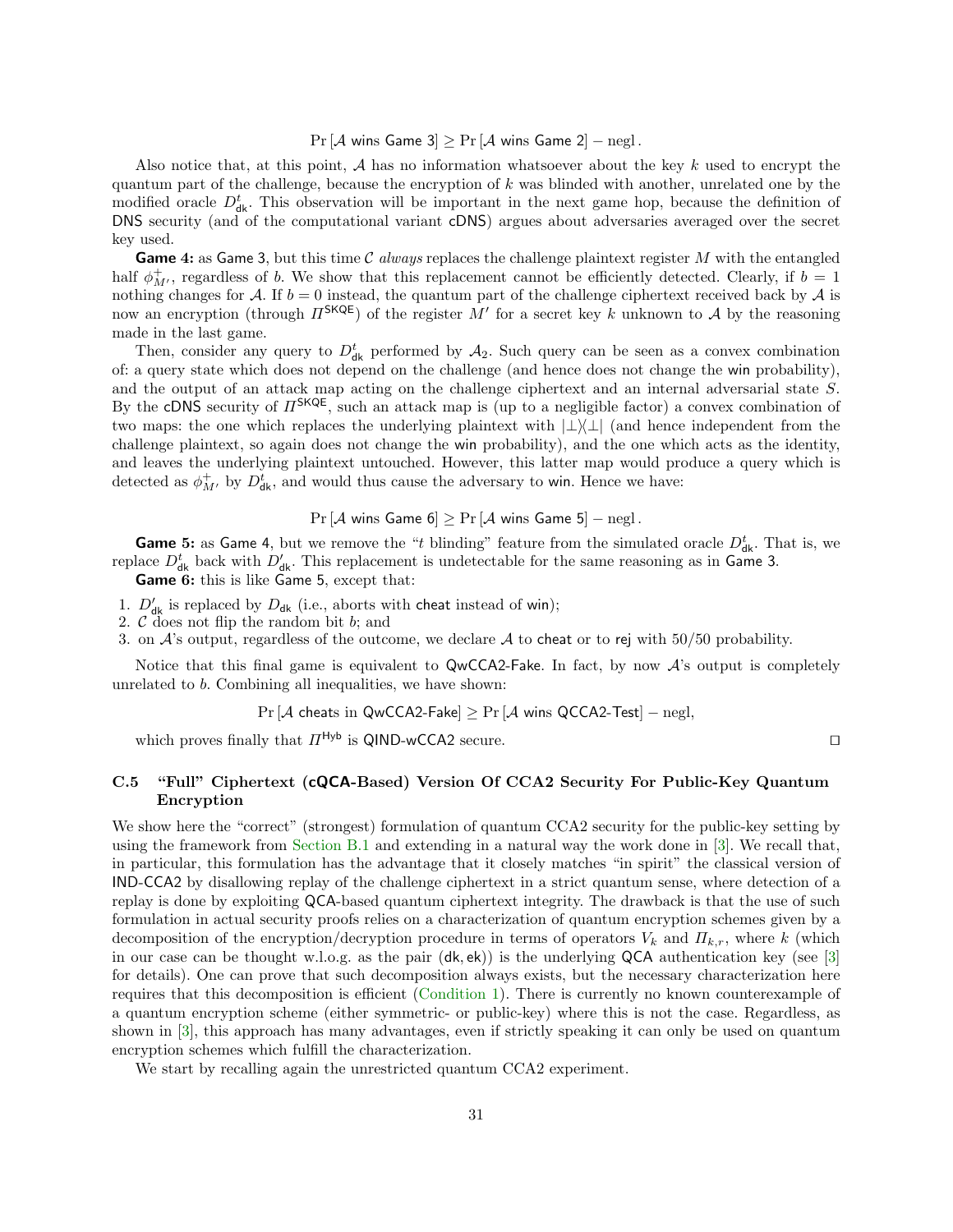$$\Pr[\mathcal{A} \text{ wins } \mathsf{Game}\ 3] \geq \Pr[\mathcal{A} \text{ wins } \mathsf{Game}\ 2] - \text{negl}\,.$$

Also notice that, at this point, $\mathcal{A}$ has no information whatsoever about the key $k$ used to encrypt the quantum part of the challenge, because the encryption of $k$ was blinded with another, unrelated one by the modified oracle $D^t_{\mathsf{dk}}$. This observation will be important in the next game hop, because the definition of DNS security (and of the computational variant cDNS) argues about adversaries averaged over the secret key used.

**Game 4:** as Game 3, but this time $\mathcal{C}$ *always* replaces the challenge plaintext register $M$ with the entangled half $\phi^+_{M'}$, regardless of $b$. We show that this replacement cannot be efficiently detected. Clearly, if $b = 1$ nothing changes for $\mathcal{A}$. If $b = 0$ instead, the quantum part of the challenge ciphertext received back by $\mathcal{A}$ is now an encryption (through $\Pi^{\mathsf{SKQE}}$) of the register $M'$ for a secret key $k$ unknown to $\mathcal{A}$ by the reasoning made in the last game.

Then, consider any query to $D^t_{\mathsf{dk}}$ performed by $\mathcal{A}_2$. Such query can be seen as a convex combination of: a query state which does not depend on the challenge (and hence does not change the win probability), and the output of an attack map acting on the challenge ciphertext and an internal adversarial state $S$. By the cDNS security of $\Pi^{\mathsf{SKQE}}$, such an attack map is (up to a negligible factor) a convex combination of two maps: the one which replaces the underlying plaintext with $|\bot\rangle\langle\bot|$ (and hence independent from the challenge plaintext, so again does not change the win probability), and the one which acts as the identity, and leaves the underlying plaintext untouched. However, this latter map would produce a query which is detected as $\phi^+_{M'}$ by $D^t_{\mathsf{dk}}$, and would thus cause the adversary to win. Hence we have:

$$\Pr[\mathcal{A} \text{ wins } \mathsf{Game}\ 6] \geq \Pr[\mathcal{A} \text{ wins } \mathsf{Game}\ 5] - \text{negl}\,.$$

**Game 5:** as Game 4, but we remove the "$t$ blinding" feature from the simulated oracle $D^t_{\mathsf{dk}}$. That is, we replace $D^t_{\mathsf{dk}}$ back with $D'_{\mathsf{dk}}$. This replacement is undetectable for the same reasoning as in Game 3.

**Game 6:** this is like Game 5, except that:

1. $D'_{\mathsf{dk}}$ is replaced by $D_{\mathsf{dk}}$ (i.e., aborts with cheat instead of win);
2. $\mathcal{C}$ does not flip the random bit $b$; and
3. on $\mathcal{A}$'s output, regardless of the outcome, we declare $\mathcal{A}$ to cheat or to rej with 50/50 probability.

Notice that this final game is equivalent to QwCCA2-Fake. In fact, by now $\mathcal{A}$'s output is completely unrelated to $b$. Combining all inequalities, we have shown:

$$\Pr[\mathcal{A} \text{ cheats in } \mathsf{QwCCA2\text{-}Fake}] \geq \Pr[\mathcal{A} \text{ wins } \mathsf{QCCA2\text{-}Test}] - \text{negl},$$

which proves finally that $\Pi^{\mathsf{Hyb}}$ is QIND-wCCA2 secure. □

### C.5 "Full" Ciphertext (cQCA-Based) Version Of CCA2 Security For Public-Key Quantum Encryption

We show here the "correct" (strongest) formulation of quantum CCA2 security for the public-key setting by using the framework from Section B.1 and extending in a natural way the work done in [3]. We recall that, in particular, this formulation has the advantage that it closely matches "in spirit" the classical version of IND-CCA2 by disallowing replay of the challenge ciphertext in a strict quantum sense, where detection of a replay is done by exploiting QCA-based quantum ciphertext integrity. The drawback is that the use of such formulation in actual security proofs relies on a characterization of quantum encryption schemes given by a decomposition of the encryption/decryption procedure in terms of operators $V_k$ and $\Pi_{k,r}$, where $k$ (which in our case can be thought w.l.o.g. as the pair $(\mathsf{dk}, \mathsf{ek})$) is the underlying QCA authentication key (see [3] for details). One can prove that such decomposition always exists, but the necessary characterization here requires that this decomposition is efficient (Condition 1). There is currently no known counterexample of a quantum encryption scheme (either symmetric- or public-key) where this is not the case. Regardless, as shown in [3], this approach has many advantages, even if strictly speaking it can only be used on quantum encryption schemes which fulfill the characterization.

We start by recalling again the unrestricted quantum CCA2 experiment.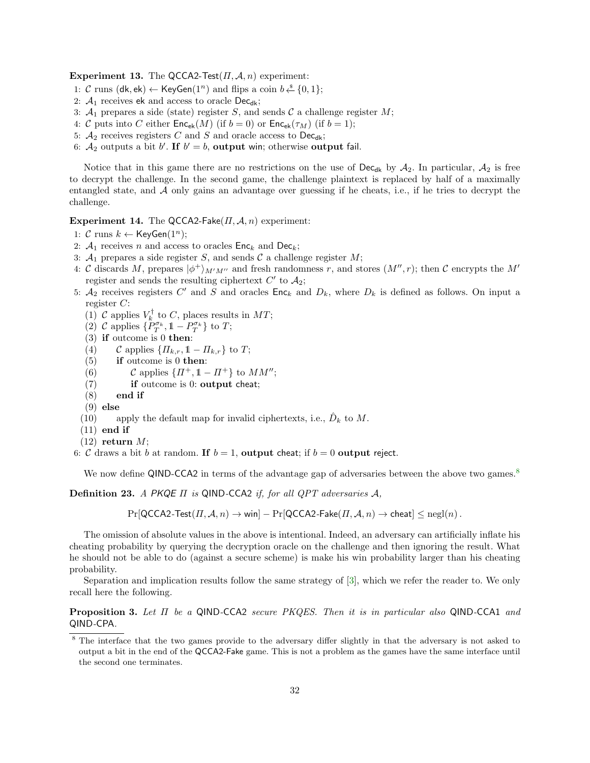**Experiment 13.** The $\mathsf{QCCA2\text{-}Test}(\Pi, \mathcal{A}, n)$ experiment:

1: $\mathcal{C}$ runs $(\mathsf{dk}, \mathsf{ek}) \leftarrow \mathsf{KeyGen}(1^n)$ and flips a coin $b \xleftarrow{\$} \{0,1\}$;
2: $\mathcal{A}_1$ receives $\mathsf{ek}$ and access to oracle $\mathsf{Dec}_{\mathsf{dk}}$;
3: $\mathcal{A}_1$ prepares a side (state) register $S$, and sends $\mathcal{C}$ a challenge register $M$;
4: $\mathcal{C}$ puts into $C$ either $\mathsf{Enc}_{\mathsf{ek}}(M)$ (if $b = 0$) or $\mathsf{Enc}_{\mathsf{ek}}(\tau_M)$ (if $b = 1$);
5: $\mathcal{A}_2$ receives registers $C$ and $S$ and oracle access to $\mathsf{Dec}_{\mathsf{dk}}$;
6: $\mathcal{A}_2$ outputs a bit $b'$. **If** $b' = b$, **output** $\mathsf{win}$; otherwise **output** $\mathsf{fail}$.

Notice that in this game there are no restrictions on the use of $\mathsf{Dec}_{\mathsf{dk}}$ by $\mathcal{A}_2$. In particular, $\mathcal{A}_2$ is free to decrypt the challenge. In the second game, the challenge plaintext is replaced by half of a maximally entangled state, and $\mathcal{A}$ only gains an advantage over guessing if he cheats, i.e., if he tries to decrypt the challenge.

**Experiment 14.** The $\mathsf{QCCA2\text{-}Fake}(\Pi, \mathcal{A}, n)$ experiment:

1: $\mathcal{C}$ runs $k \leftarrow \mathsf{KeyGen}(1^n)$;
2: $\mathcal{A}_1$ receives $n$ and access to oracles $\mathsf{Enc}_k$ and $\mathsf{Dec}_k$;
3: $\mathcal{A}_1$ prepares a side register $S$, and sends $\mathcal{C}$ a challenge register $M$;
4: $\mathcal{C}$ discards $M$, prepares $|\phi^+\rangle_{M'M''}$ and fresh randomness $r$, and stores $(M'', r)$; then $\mathcal{C}$ encrypts the $M'$ register and sends the resulting ciphertext $C'$ to $\mathcal{A}_2$;
5: $\mathcal{A}_2$ receives registers $C'$ and $S$ and oracles $\mathsf{Enc}_k$ and $D_k$, where $D_k$ is defined as follows. On input a register $C$:
   (1) $\mathcal{C}$ applies $V_k^\dagger$ to $C$, places results in $MT$;
   (2) $\mathcal{C}$ applies $\{P_T^{\sigma_k}, \mathbb{1} - P_T^{\sigma_k}\}$ to $T$;
   (3) **if** outcome is 0 **then**:
   (4) $\quad$ $\mathcal{C}$ applies $\{\Pi_{k,r}, \mathbb{1} - \Pi_{k,r}\}$ to $T$;
   (5) $\quad$ **if** outcome is 0 **then**:
   (6) $\quad\quad$ $\mathcal{C}$ applies $\{\Pi^+, \mathbb{1} - \Pi^+\}$ to $MM''$;
   (7) $\quad\quad$ **if** outcome is 0: **output** $\mathsf{cheat}$;
   (8) $\quad$ **end if**
   (9) **else**
   (10) $\quad$ apply the default map for invalid ciphertexts, i.e., $\hat{D}_k$ to $M$.
   (11) **end if**
   (12) **return** $M$;
6: $\mathcal{C}$ draws a bit $b$ at random. **If** $b = 1$, **output** $\mathsf{cheat}$; if $b = 0$ **output** $\mathsf{reject}$.

We now define QIND-CCA2 in terms of the advantage gap of adversaries between the above two games.[8]

**Definition 23.** *A PKQE $\Pi$ is* QIND-CCA2 *if, for all QPT adversaries $\mathcal{A}$,*

$$\Pr[\mathsf{QCCA2\text{-}Test}(\Pi, \mathcal{A}, n) \to \mathsf{win}] - \Pr[\mathsf{QCCA2\text{-}Fake}(\Pi, \mathcal{A}, n) \to \mathsf{cheat}] \leq \operatorname{negl}(n)\,.$$

The omission of absolute values in the above is intentional. Indeed, an adversary can artificially inflate his cheating probability by querying the decryption oracle on the challenge and then ignoring the result. What he should not be able to do (against a secure scheme) is make his win probability larger than his cheating probability.

Separation and implication results follow the same strategy of [3], which we refer the reader to. We only recall here the following.

**Proposition 3.** *Let $\Pi$ be a* QIND-CCA2 *secure PKQES. Then it is in particular also* QIND-CCA1 *and* QIND-CPA*.*

[8] The interface that the two games provide to the adversary differ slightly in that the adversary is not asked to output a bit in the end of the QCCA2-Fake game. This is not a problem as the games have the same interface until the second one terminates.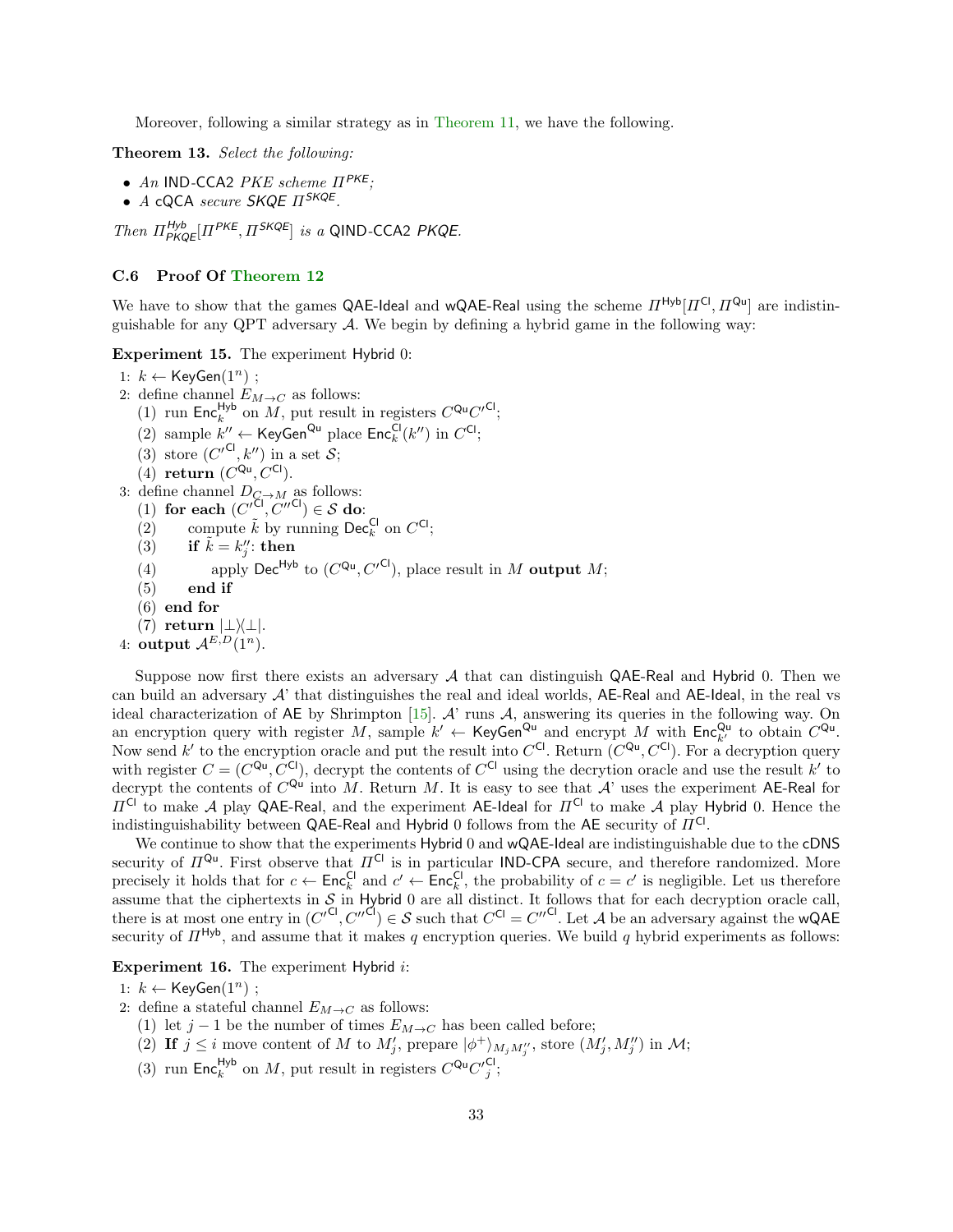Moreover, following a similar strategy as in Theorem 11, we have the following.

**Theorem 13.** *Select the following:*

- *An* IND-CCA2 *PKE scheme* $\Pi^{\mathsf{PKE}}$*;*
- *A* cQCA *secure* SKQE $\Pi^{\mathsf{SKQE}}$.

*Then* $\Pi^{\mathsf{Hyb}}_{\mathsf{PKQE}}[\Pi^{\mathsf{PKE}}, \Pi^{\mathsf{SKQE}}]$ *is a* QIND-CCA2 *PKQE.*

### C.6 Proof Of Theorem 12

We have to show that the games QAE-Ideal and wQAE-Real using the scheme $\Pi^{\mathsf{Hyb}}[\Pi^{\mathsf{Cl}}, \Pi^{\mathsf{Qu}}]$ are indistinguishable for any QPT adversary $\mathcal{A}$. We begin by defining a hybrid game in the following way:

**Experiment 15.** The experiment Hybrid 0:

1: $k \leftarrow \mathsf{KeyGen}(1^n)$ ;
2: define channel $E_{M\to C}$ as follows:
 (1) run $\mathsf{Enc}^{\mathsf{Hyb}}_k$ on $M$, put result in registers $C^{\mathsf{Qu}}C'^{\mathsf{Cl}}$;
 (2) sample $k'' \leftarrow \mathsf{KeyGen}^{\mathsf{Qu}}$ place $\mathsf{Enc}^{\mathsf{Cl}}_k(k'')$ in $C^{\mathsf{Cl}}$;
 (3) store $(C'^{\mathsf{Cl}}, k'')$ in a set $\mathcal{S}$;
 (4) **return** $(C^{\mathsf{Qu}}, C^{\mathsf{Cl}})$.
3: define channel $D_{C\to M}$ as follows:
 (1) **for each** $(C'^{\mathsf{Cl}}, C''^{\mathsf{Cl}}) \in \mathcal{S}$ **do**:
 (2) compute $\tilde{k}$ by running $\mathsf{Dec}^{\mathsf{Cl}}_k$ on $C^{\mathsf{Cl}}$;
 (3) **if** $\tilde{k} = k''_j$: **then**
 (4) apply $\mathsf{Dec}^{\mathsf{Hyb}}$ to $(C^{\mathsf{Qu}}, C'^{\mathsf{Cl}})$, place result in $M$ **output** $M$;
 (5) **end if**
 (6) **end for**
 (7) **return** $|\bot\rangle\langle\bot|$.
4: **output** $\mathcal{A}^{E,D}(1^n)$.

Suppose now first there exists an adversary $\mathcal{A}$ that can distinguish QAE-Real and Hybrid 0. Then we can build an adversary $\mathcal{A}$' that distinguishes the real and ideal worlds, AE-Real and AE-Ideal, in the real vs ideal characterization of AE by Shrimpton [15]. $\mathcal{A}$' runs $\mathcal{A}$, answering its queries in the following way. On an encryption query with register $M$, sample $k' \leftarrow \mathsf{KeyGen}^{\mathsf{Qu}}$ and encrypt $M$ with $\mathsf{Enc}^{\mathsf{Qu}}_{k'}$ to obtain $C^{\mathsf{Qu}}$. Now send $k'$ to the encryption oracle and put the result into $C^{\mathsf{Cl}}$. Return $(C^{\mathsf{Qu}}, C^{\mathsf{Cl}})$. For a decryption query with register $C = (C^{\mathsf{Qu}}, C^{\mathsf{Cl}})$, decrypt the contents of $C^{\mathsf{Cl}}$ using the decrytion oracle and use the result $k'$ to decrypt the contents of $C^{\mathsf{Qu}}$ into $M$. Return $M$. It is easy to see that $\mathcal{A}$' uses the experiment AE-Real for $\Pi^{\mathsf{Cl}}$ to make $\mathcal{A}$ play QAE-Real, and the experiment AE-Ideal for $\Pi^{\mathsf{Cl}}$ to make $\mathcal{A}$ play Hybrid 0. Hence the indistinguishability between QAE-Real and Hybrid 0 follows from the AE security of $\Pi^{\mathsf{Cl}}$.

We continue to show that the experiments Hybrid 0 and wQAE-Ideal are indistinguishable due to the cDNS security of $\Pi^{\mathsf{Qu}}$. First observe that $\Pi^{\mathsf{Cl}}$ is in particular IND-CPA secure, and therefore randomized. More precisely it holds that for $c \leftarrow \mathsf{Enc}^{\mathsf{Cl}}_k$ and $c' \leftarrow \mathsf{Enc}^{\mathsf{Cl}}_k$, the probability of $c = c'$ is negligible. Let us therefore assume that the ciphertexts in $\mathcal{S}$ in Hybrid 0 are all distinct. It follows that for each decryption oracle call, there is at most one entry in $(C'^{\mathsf{Cl}}, C''^{\mathsf{Cl}}) \in \mathcal{S}$ such that $C^{\mathsf{Cl}} = C''^{\mathsf{Cl}}$. Let $\mathcal{A}$ be an adversary against the wQAE security of $\Pi^{\mathsf{Hyb}}$, and assume that it makes $q$ encryption queries. We build $q$ hybrid experiments as follows:

**Experiment 16.** The experiment Hybrid $i$:

1: $k \leftarrow \mathsf{KeyGen}(1^n)$ ;
2: define a stateful channel $E_{M\to C}$ as follows:
 (1) let $j-1$ be the number of times $E_{M\to C}$ has been called before;
 (2) **If** $j \leq i$ move content of $M$ to $M'_j$, prepare $|\phi^+\rangle_{M_j M''_j}$, store $(M'_j, M''_j)$ in $\mathcal{M}$;
 (3) run $\mathsf{Enc}^{\mathsf{Hyb}}_k$ on $M$, put result in registers $C^{\mathsf{Qu}}C'^{\mathsf{Cl}}_j$;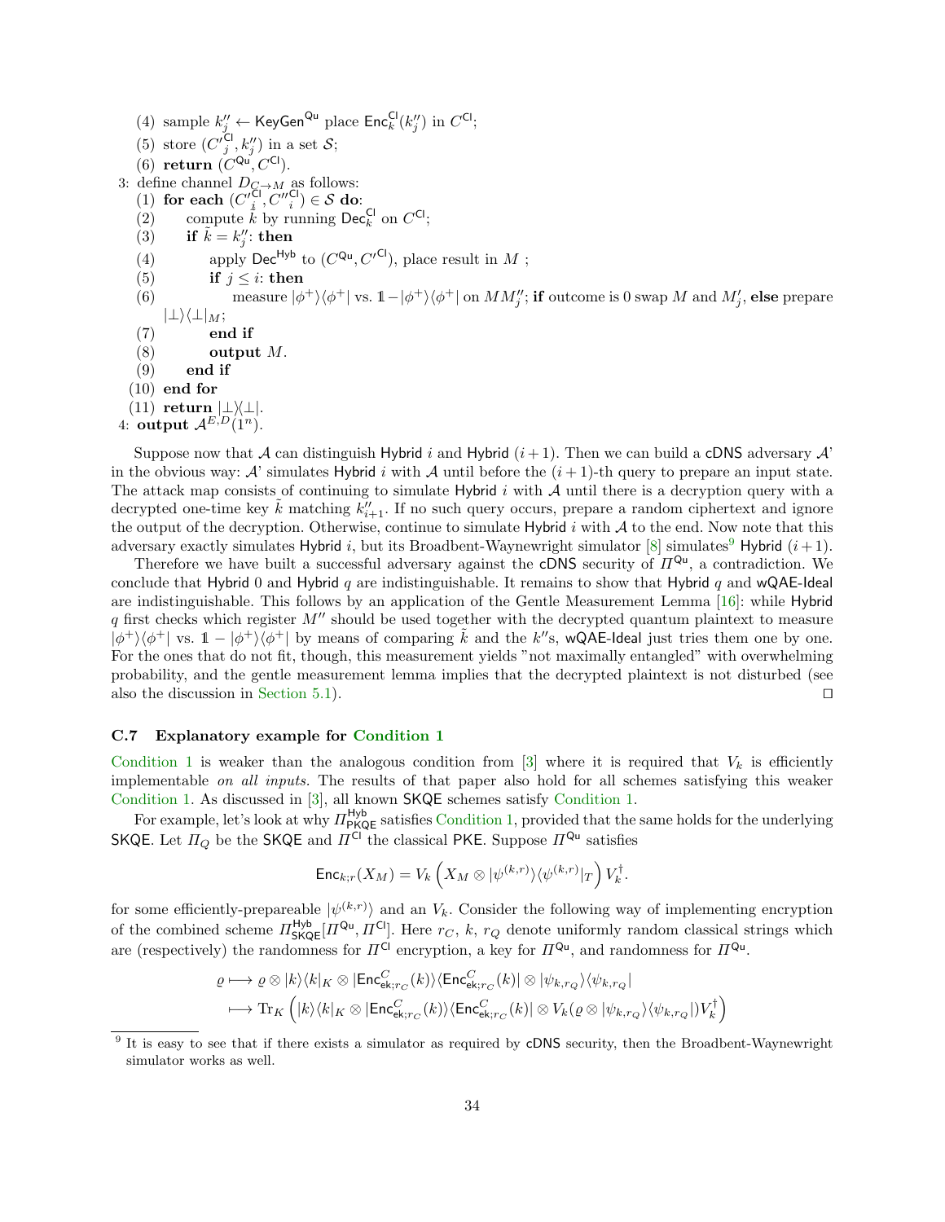(4) sample $k''_j \leftarrow \mathsf{KeyGen}^{\mathsf{Qu}}$ place $\mathsf{Enc}^{\mathsf{Cl}}_k(k''_j)$ in $C^{\mathsf{Cl}}$;
   (5) store $(C'^{\mathsf{Cl}}_j, k''_j)$ in a set $\mathcal{S}$;
   (6) **return** $(C^{\mathsf{Qu}}, C^{\mathsf{Cl}})$.

3: define channel $D_{C \to M}$ as follows:
   (1) **for each** $(C'^{\mathsf{Cl}}_i, C''^{\mathsf{Cl}}_i) \in \mathcal{S}$ **do**:
   (2) compute $\tilde{k}$ by running $\mathsf{Dec}^{\mathsf{Cl}}_k$ on $C^{\mathsf{Cl}}$;
   (3) **if** $\tilde{k} = k''_j$: **then**
   (4) apply $\mathsf{Dec}^{\mathsf{Hyb}}$ to $(C^{\mathsf{Qu}}, C'^{\mathsf{Cl}})$, place result in $M$ ;
   (5) **if** $j \leq i$: **then**
   (6) measure $|\phi^+\rangle\langle\phi^+|$ vs. $\mathbb{1} - |\phi^+\rangle\langle\phi^+|$ on $MM''_j$; **if** outcome is 0 swap $M$ and $M'_j$, **else** prepare $|\bot\rangle\langle\bot|_M$;
   (7) **end if**
   (8) **output** $M$.
   (9) **end if**
   (10) **end for**
   (11) **return** $|\bot\rangle\langle\bot|$.

4: **output** $\mathcal{A}^{E,D}(1^n)$.

Suppose now that $\mathcal{A}$ can distinguish Hybrid $i$ and Hybrid $(i+1)$. Then we can build a cDNS adversary $\mathcal{A}$' in the obvious way: $\mathcal{A}$' simulates Hybrid $i$ with $\mathcal{A}$ until before the $(i+1)$-th query to prepare an input state. The attack map consists of continuing to simulate Hybrid $i$ with $\mathcal{A}$ until there is a decryption query with a decrypted one-time key $\tilde{k}$ matching $k''_{i+1}$. If no such query occurs, prepare a random ciphertext and ignore the output of the decryption. Otherwise, continue to simulate Hybrid $i$ with $\mathcal{A}$ to the end. Now note that this adversary exactly simulates Hybrid $i$, but its Broadbent-Waynewright simulator [8] simulates[9] Hybrid $(i+1)$.

Therefore we have built a successful adversary against the cDNS security of $\Pi^{\mathsf{Qu}}$, a contradiction. We conclude that Hybrid 0 and Hybrid $q$ are indistinguishable. It remains to show that Hybrid $q$ and wQAE-Ideal are indistinguishable. This follows by an application of the Gentle Measurement Lemma [16]: while Hybrid $q$ first checks which register $M''$ should be used together with the decrypted quantum plaintext to measure $|\phi^+\rangle\langle\phi^+|$ vs. $\mathbb{1} - |\phi^+\rangle\langle\phi^+|$ by means of comparing $\tilde{k}$ and the $k''$s, wQAE-Ideal just tries them one by one. For the ones that do not fit, though, this measurement yields "not maximally entangled" with overwhelming probability, and the gentle measurement lemma implies that the decrypted plaintext is not disturbed (see also the discussion in Section 5.1). ◻

### C.7 Explanatory example for Condition 1

Condition 1 is weaker than the analogous condition from [3] where it is required that $V_k$ is efficiently implementable *on all inputs*. The results of that paper also hold for all schemes satisfying this weaker Condition 1. As discussed in [3], all known SKQE schemes satisfy Condition 1.

For example, let's look at why $\Pi^{\mathsf{Hyb}}_{\mathsf{PKQE}}$ satisfies Condition 1, provided that the same holds for the underlying SKQE. Let $\Pi_Q$ be the SKQE and $\Pi^{\mathsf{Cl}}$ the classical PKE. Suppose $\Pi^{\mathsf{Qu}}$ satisfies

$$\mathsf{Enc}_{k;r}(X_M) = V_k\left(X_M \otimes |\psi^{(k,r)}\rangle\langle\psi^{(k,r)}|_T\right)V_k^\dagger.$$

for some efficiently-prepareable $|\psi^{(k,r)}\rangle$ and an $V_k$. Consider the following way of implementing encryption of the combined scheme $\Pi^{\mathsf{Hyb}}_{\mathsf{SKQE}}[\Pi^{\mathsf{Qu}}, \Pi^{\mathsf{Cl}}]$. Here $r_C$, $k$, $r_Q$ denote uniformly random classical strings which are (respectively) the randomness for $\Pi^{\mathsf{Cl}}$ encryption, a key for $\Pi^{\mathsf{Qu}}$, and randomness for $\Pi^{\mathsf{Qu}}$.

$$\begin{aligned}
\varrho &\longmapsto \varrho \otimes |k\rangle\langle k|_K \otimes |\mathsf{Enc}^C_{\mathsf{ek};r_C}(k)\rangle\langle\mathsf{Enc}^C_{\mathsf{ek};r_C}(k)| \otimes |\psi_{k,r_Q}\rangle\langle\psi_{k,r_Q}| \\
&\longmapsto \mathrm{Tr}_K\left(|k\rangle\langle k|_K \otimes |\mathsf{Enc}^C_{\mathsf{ek};r_C}(k)\rangle\langle\mathsf{Enc}^C_{\mathsf{ek};r_C}(k)| \otimes V_k(\varrho \otimes |\psi_{k,r_Q}\rangle\langle\psi_{k,r_Q}|)V_k^\dagger\right)
\end{aligned}$$

[9] It is easy to see that if there exists a simulator as required by cDNS security, then the Broadbent-Waynewright simulator works as well.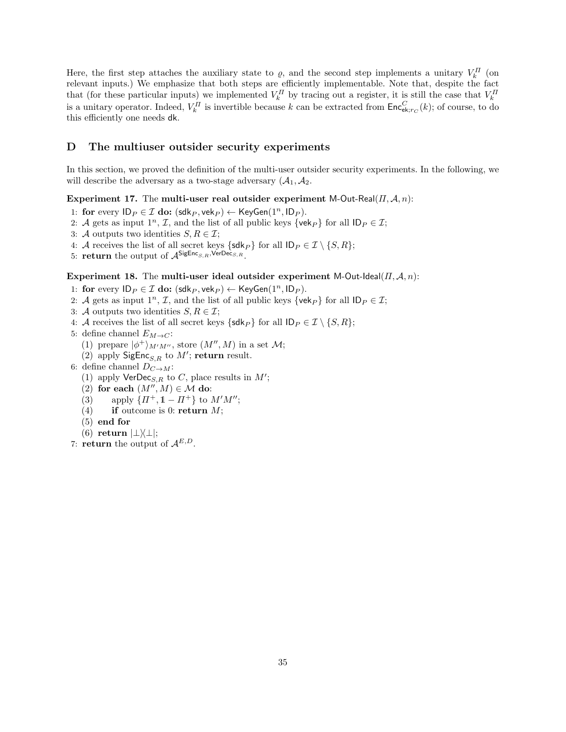Here, the first step attaches the auxiliary state to $\varrho$, and the second step implements a unitary $V_k^{\Pi}$ (on relevant inputs.) We emphasize that both steps are efficiently implementable. Note that, despite the fact that (for these particular inputs) we implemented $V_k^{\Pi}$ by tracing out a register, it is still the case that $V_k^{\Pi}$ is a unitary operator. Indeed, $V_k^{\Pi}$ is invertible because $k$ can be extracted from $\mathsf{Enc}^C_{\mathsf{ek};r_C}(k)$; of course, to do this efficiently one needs $\mathsf{dk}$.

## D The multiuser outsider security experiments

In this section, we proved the definition of the multi-user outsider security experiments. In the following, we will describe the adversary as a two-stage adversary $(\mathcal{A}_1, \mathcal{A}_2$.

**Experiment 17.** The **multi-user real outsider experiment** $\mathsf{M\text{-}Out\text{-}Real}(\Pi, \mathcal{A}, n)$:

1: **for** every $\mathsf{ID}_P \in \mathcal{I}$ **do:** $(\mathsf{sdk}_P, \mathsf{vek}_P) \leftarrow \mathsf{KeyGen}(1^n, \mathsf{ID}_P)$.
2: $\mathcal{A}$ gets as input $1^n$, $\mathcal{I}$, and the list of all public keys $\{\mathsf{vek}_P\}$ for all $\mathsf{ID}_P \in \mathcal{I}$;
3: $\mathcal{A}$ outputs two identities $S, R \in \mathcal{I}$;
4: $\mathcal{A}$ receives the list of all secret keys $\{\mathsf{sdk}_P\}$ for all $\mathsf{ID}_P \in \mathcal{I} \setminus \{S, R\}$;
5: **return** the output of $\mathcal{A}^{\mathsf{SigEnc}_{S,R}, \mathsf{VerDec}_{S,R}}$.

**Experiment 18.** The **multi-user ideal outsider experiment** $\mathsf{M\text{-}Out\text{-}Ideal}(\Pi, \mathcal{A}, n)$:

1: **for** every $\mathsf{ID}_P \in \mathcal{I}$ **do:** $(\mathsf{sdk}_P, \mathsf{vek}_P) \leftarrow \mathsf{KeyGen}(1^n, \mathsf{ID}_P)$.
2: $\mathcal{A}$ gets as input $1^n$, $\mathcal{I}$, and the list of all public keys $\{\mathsf{vek}_P\}$ for all $\mathsf{ID}_P \in \mathcal{I}$;
3: $\mathcal{A}$ outputs two identities $S, R \in \mathcal{I}$;
4: $\mathcal{A}$ receives the list of all secret keys $\{\mathsf{sdk}_P\}$ for all $\mathsf{ID}_P \in \mathcal{I} \setminus \{S, R\}$;
5: define channel $E_{M \to C}$:
   (1) prepare $|\phi^+\rangle_{M'M''}$, store $(M'', M)$ in a set $\mathcal{M}$;
   (2) apply $\mathsf{SigEnc}_{S,R}$ to $M'$; **return** result.
6: define channel $D_{C \to M}$:
   (1) apply $\mathsf{VerDec}_{S,R}$ to $C$, place results in $M'$;
   (2) **for each** $(M'', M) \in \mathcal{M}$ **do**:
   (3) apply $\{\Pi^+, \mathbb{1} - \Pi^+\}$ to $M'M''$;
   (4) **if** outcome is 0: **return** $M$;
   (5) **end for**
   (6) **return** $|\bot\rangle\langle\bot|$;
7: **return** the output of $\mathcal{A}^{E,D}$.